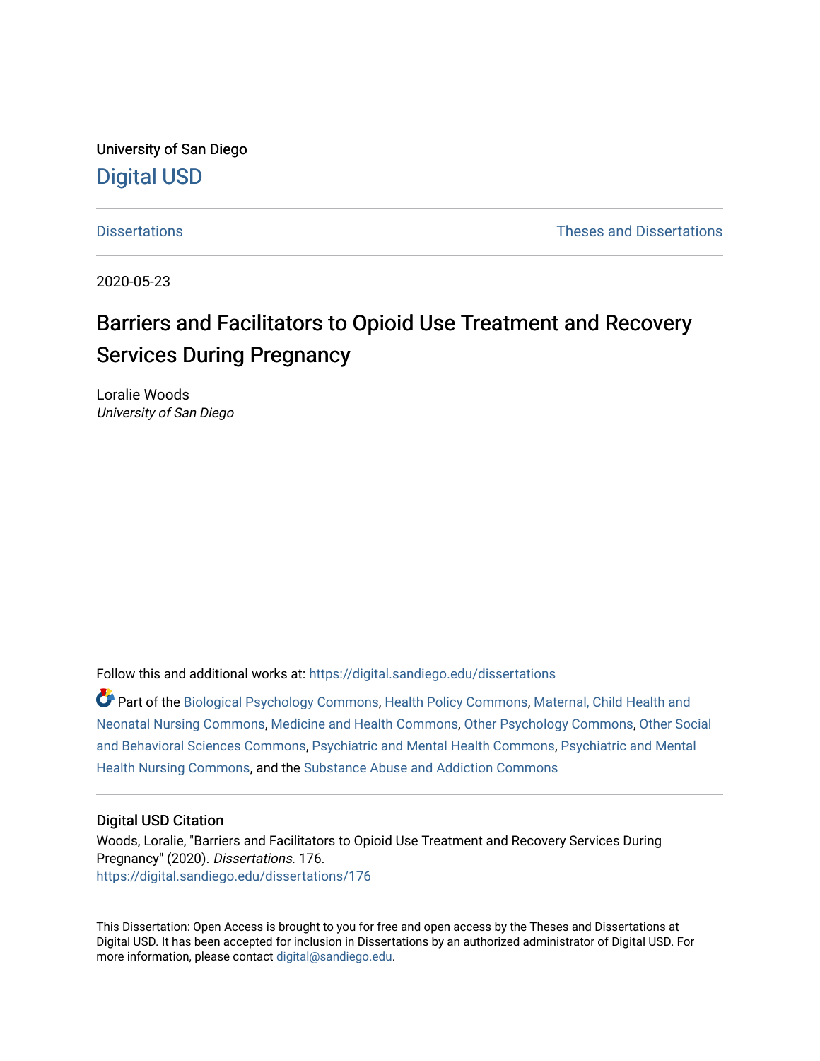University of San Diego

Digital USD

Dissertations | Theses and Dissertations

2020-05-23

# Barriers and Facilitators to Opioid Use Treatment and Recovery Services During Pregnancy

Loralie Woods
*University of San Diego*

Follow this and additional works at: https://digital.sandiego.edu/dissertations

Part of the Biological Psychology Commons, Health Policy Commons, Maternal, Child Health and Neonatal Nursing Commons, Medicine and Health Commons, Other Psychology Commons, Other Social and Behavioral Sciences Commons, Psychiatric and Mental Health Commons, Psychiatric and Mental Health Nursing Commons, and the Substance Abuse and Addiction Commons

## Digital USD Citation

Woods, Loralie, "Barriers and Facilitators to Opioid Use Treatment and Recovery Services During Pregnancy" (2020). *Dissertations*. 176.
https://digital.sandiego.edu/dissertations/176

This Dissertation: Open Access is brought to you for free and open access by the Theses and Dissertations at Digital USD. It has been accepted for inclusion in Dissertations by an authorized administrator of Digital USD. For more information, please contact digital@sandiego.edu.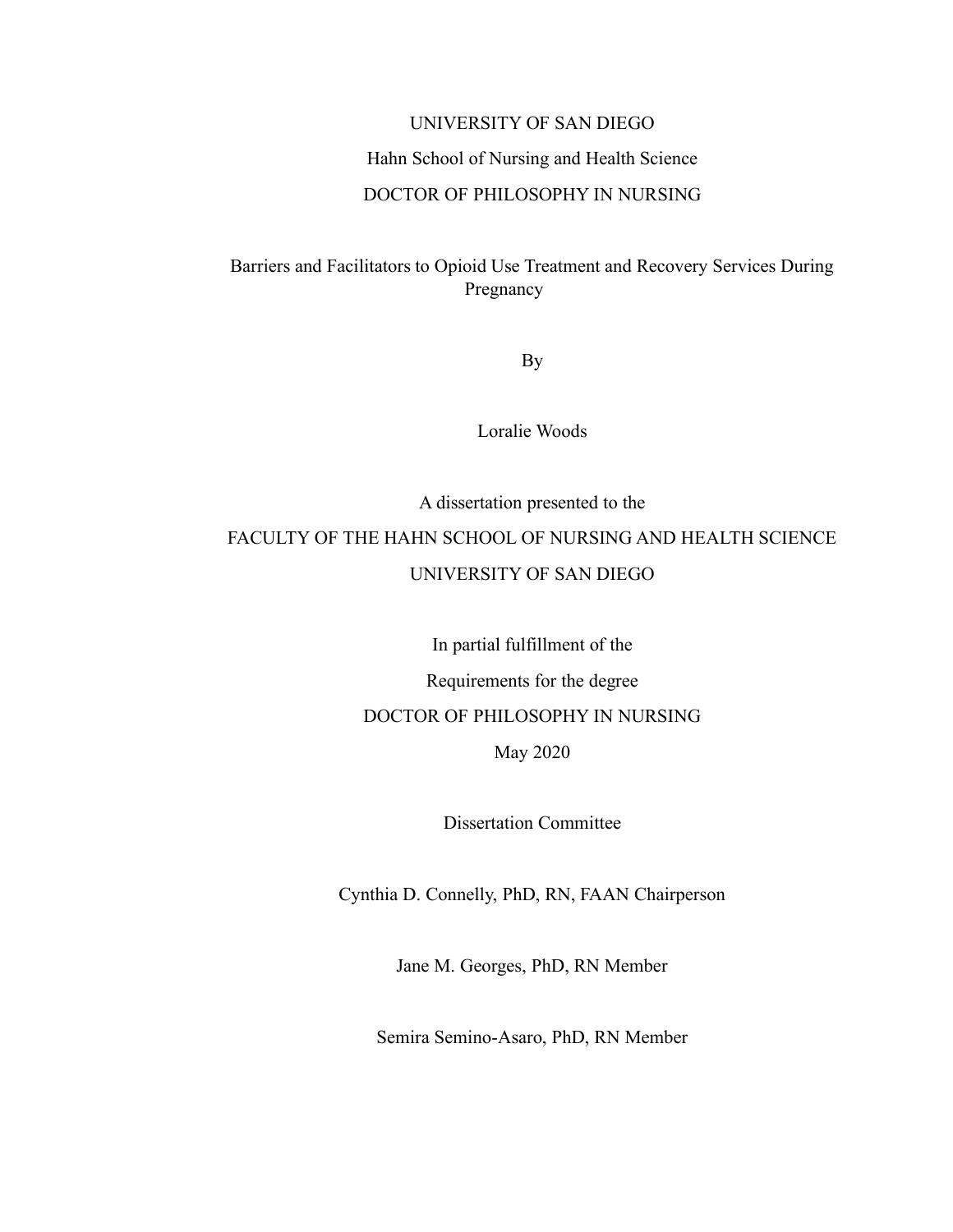UNIVERSITY OF SAN DIEGO

Hahn School of Nursing and Health Science

DOCTOR OF PHILOSOPHY IN NURSING

# Barriers and Facilitators to Opioid Use Treatment and Recovery Services During Pregnancy

By

Loralie Woods

A dissertation presented to the

FACULTY OF THE HAHN SCHOOL OF NURSING AND HEALTH SCIENCE

UNIVERSITY OF SAN DIEGO

In partial fulfillment of the

Requirements for the degree

DOCTOR OF PHILOSOPHY IN NURSING

May 2020

Dissertation Committee

Cynthia D. Connelly, PhD, RN, FAAN Chairperson

Jane M. Georges, PhD, RN Member

Semira Semino-Asaro, PhD, RN Member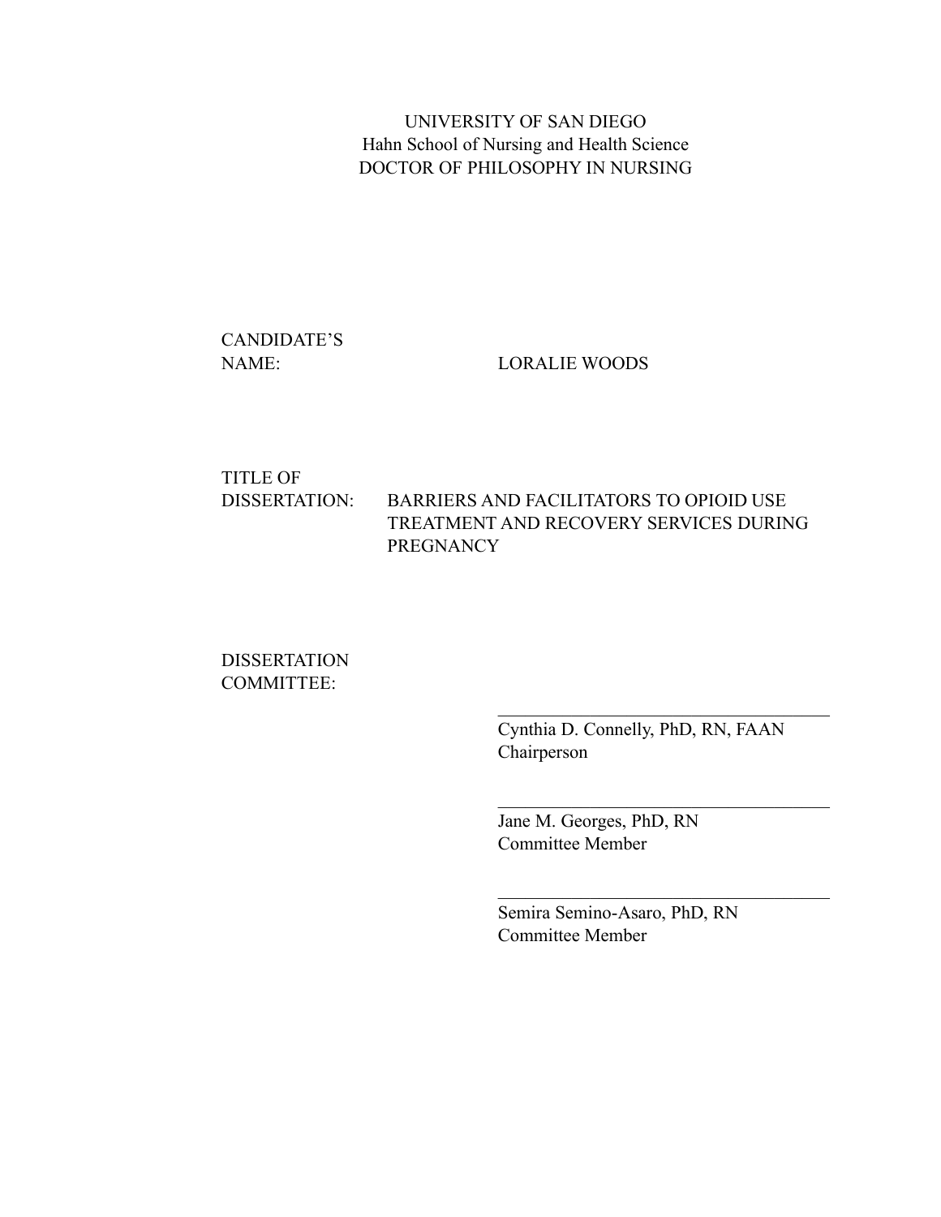UNIVERSITY OF SAN DIEGO
Hahn School of Nursing and Health Science
DOCTOR OF PHILOSOPHY IN NURSING

CANDIDATE'S NAME: LORALIE WOODS

TITLE OF DISSERTATION: BARRIERS AND FACILITATORS TO OPIOID USE TREATMENT AND RECOVERY SERVICES DURING PREGNANCY

DISSERTATION COMMITTEE:

\_\_\_\_\_\_\_\_\_\_\_\_\_\_\_\_\_\_\_\_\_\_\_\_\_\_\_\_\_\_\_\_\_\_\_\_
Cynthia D. Connelly, PhD, RN, FAAN
Chairperson

\_\_\_\_\_\_\_\_\_\_\_\_\_\_\_\_\_\_\_\_\_\_\_\_\_\_\_\_\_\_\_\_\_\_\_\_
Jane M. Georges, PhD, RN
Committee Member

\_\_\_\_\_\_\_\_\_\_\_\_\_\_\_\_\_\_\_\_\_\_\_\_\_\_\_\_\_\_\_\_\_\_\_\_
Semira Semino-Asaro, PhD, RN
Committee Member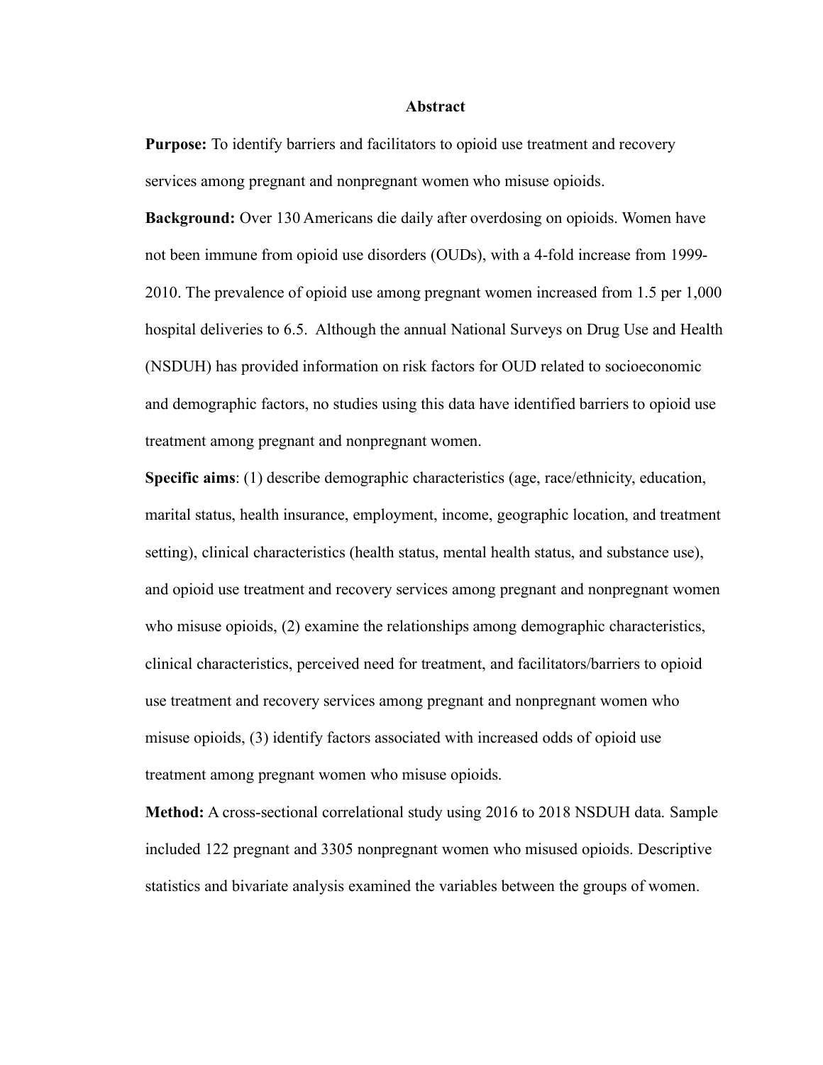## Abstract

**Purpose:** To identify barriers and facilitators to opioid use treatment and recovery services among pregnant and nonpregnant women who misuse opioids.

**Background:** Over 130 Americans die daily after overdosing on opioids. Women have not been immune from opioid use disorders (OUDs), with a 4-fold increase from 1999-2010. The prevalence of opioid use among pregnant women increased from 1.5 per 1,000 hospital deliveries to 6.5. Although the annual National Surveys on Drug Use and Health (NSDUH) has provided information on risk factors for OUD related to socioeconomic and demographic factors, no studies using this data have identified barriers to opioid use treatment among pregnant and nonpregnant women.

**Specific aims**: (1) describe demographic characteristics (age, race/ethnicity, education, marital status, health insurance, employment, income, geographic location, and treatment setting), clinical characteristics (health status, mental health status, and substance use), and opioid use treatment and recovery services among pregnant and nonpregnant women who misuse opioids, (2) examine the relationships among demographic characteristics, clinical characteristics, perceived need for treatment, and facilitators/barriers to opioid use treatment and recovery services among pregnant and nonpregnant women who misuse opioids, (3) identify factors associated with increased odds of opioid use treatment among pregnant women who misuse opioids.

**Method:** A cross-sectional correlational study using 2016 to 2018 NSDUH data. Sample included 122 pregnant and 3305 nonpregnant women who misused opioids. Descriptive statistics and bivariate analysis examined the variables between the groups of women.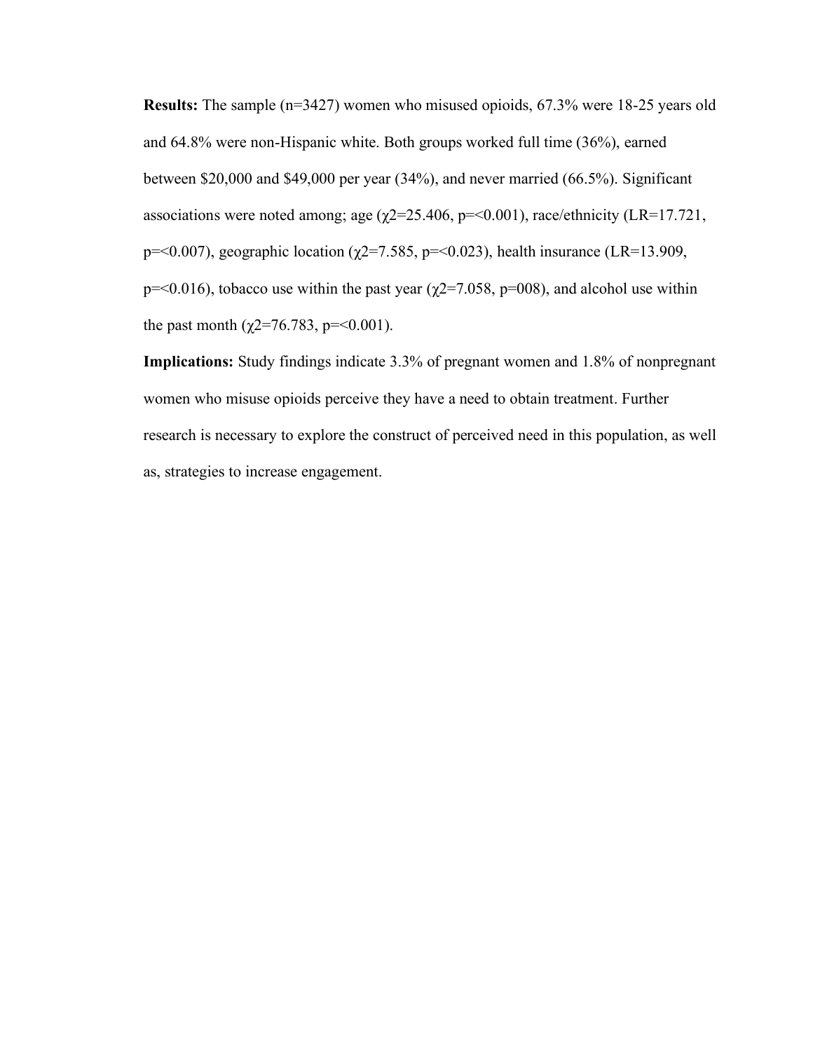**Results:** The sample (n=3427) women who misused opioids, 67.3% were 18-25 years old and 64.8% were non-Hispanic white. Both groups worked full time (36%), earned between $20,000 and $49,000 per year (34%), and never married (66.5%). Significant associations were noted among; age ($\chi2$=25.406, p=<0.001), race/ethnicity (LR=17.721, p=<0.007), geographic location ($\chi2$=7.585, p=<0.023), health insurance (LR=13.909, p=<0.016), tobacco use within the past year ($\chi2$=7.058, p=008), and alcohol use within the past month ($\chi2$=76.783, p=<0.001).

**Implications:** Study findings indicate 3.3% of pregnant women and 1.8% of nonpregnant women who misuse opioids perceive they have a need to obtain treatment. Further research is necessary to explore the construct of perceived need in this population, as well as, strategies to increase engagement.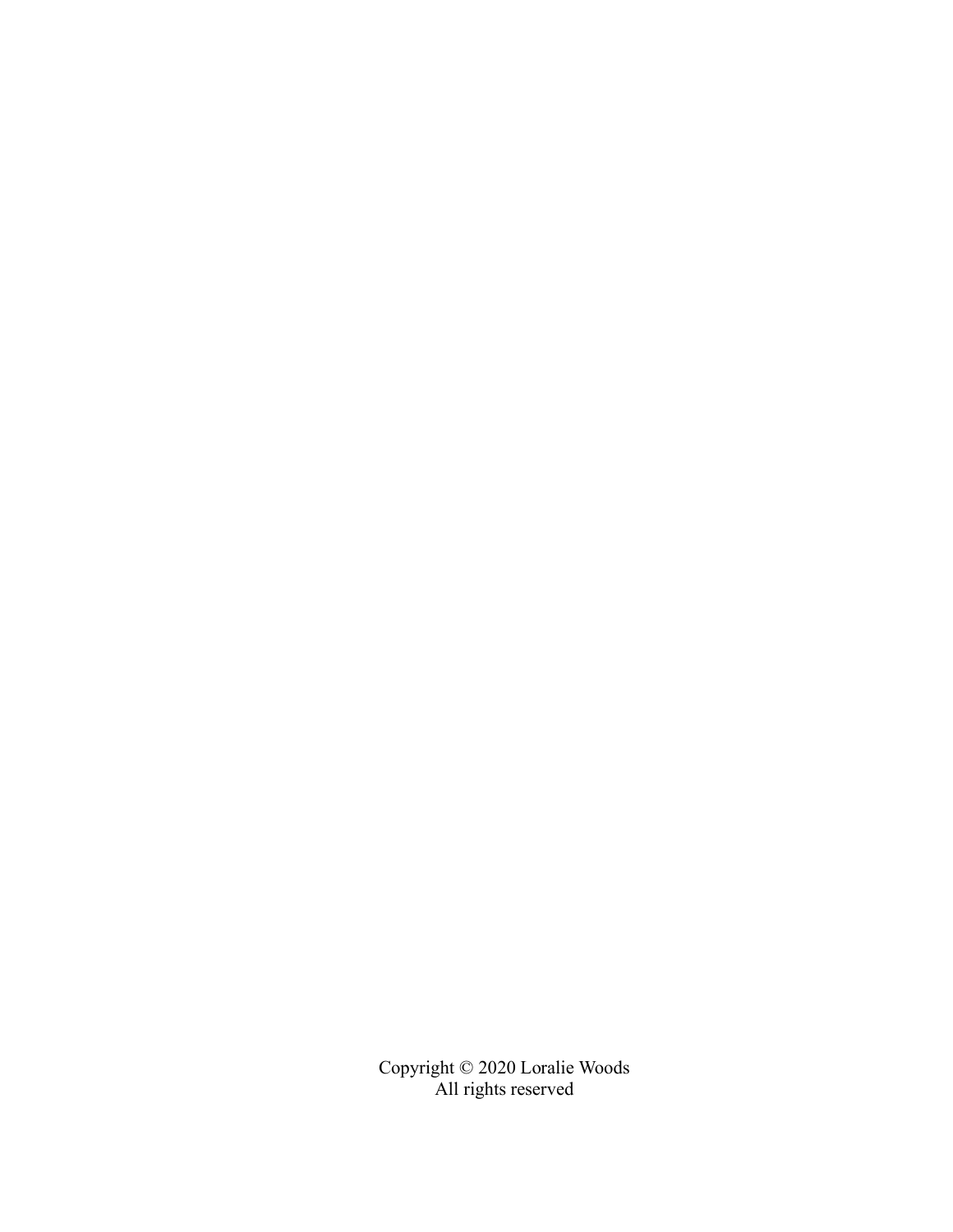Copyright © 2020 Loralie Woods
All rights reserved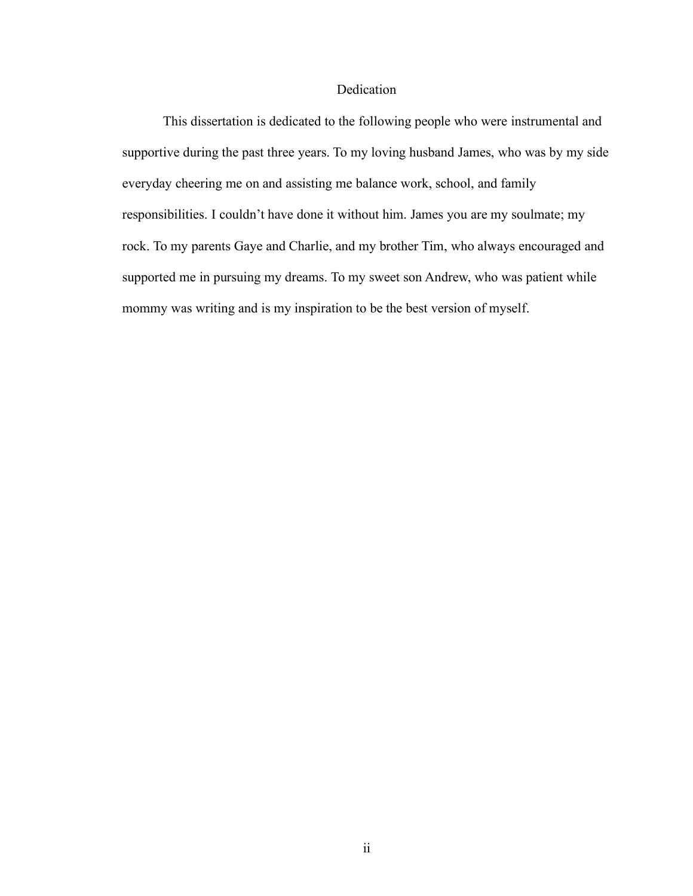# Dedication

This dissertation is dedicated to the following people who were instrumental and supportive during the past three years. To my loving husband James, who was by my side everyday cheering me on and assisting me balance work, school, and family responsibilities. I couldn't have done it without him. James you are my soulmate; my rock. To my parents Gaye and Charlie, and my brother Tim, who always encouraged and supported me in pursuing my dreams. To my sweet son Andrew, who was patient while mommy was writing and is my inspiration to be the best version of myself.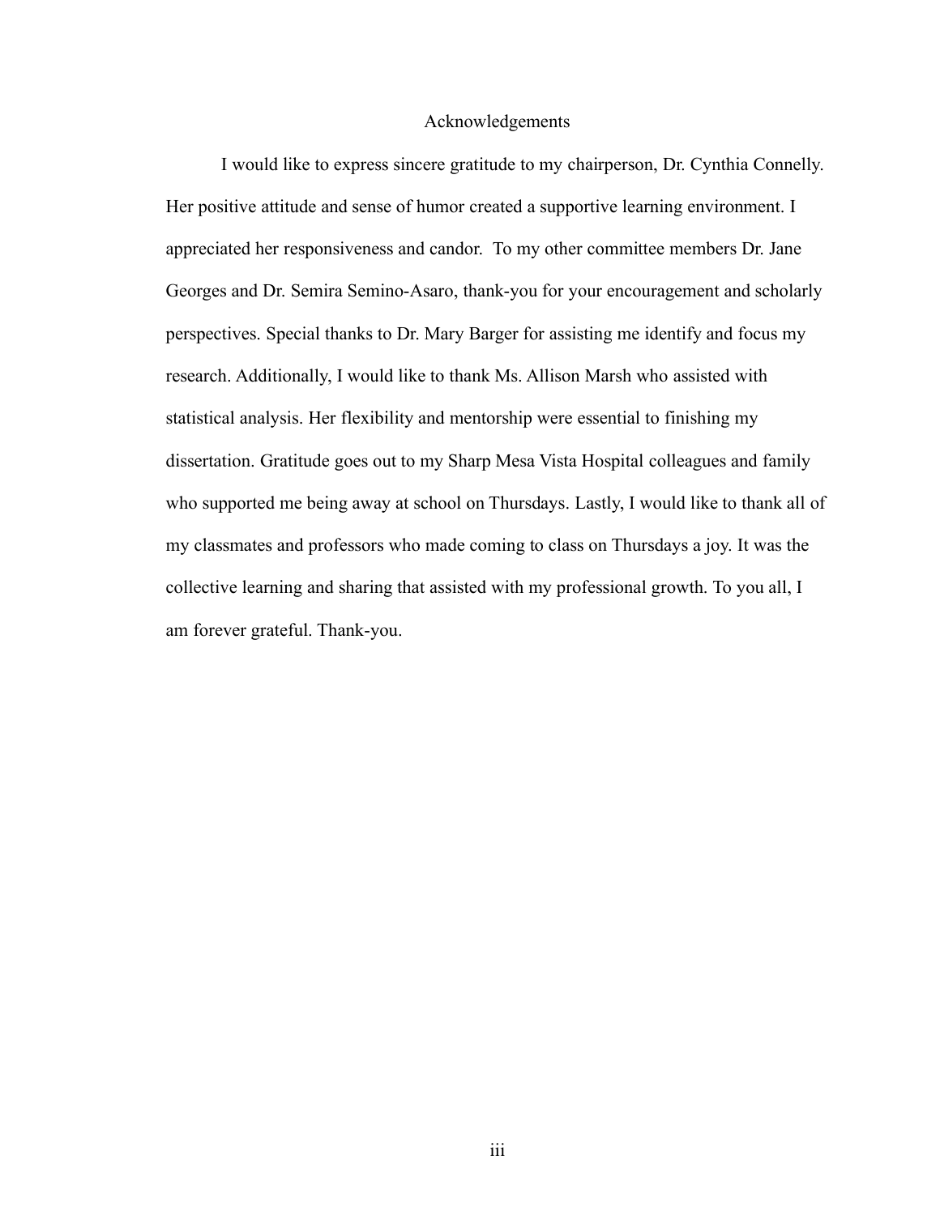# Acknowledgements

I would like to express sincere gratitude to my chairperson, Dr. Cynthia Connelly. Her positive attitude and sense of humor created a supportive learning environment. I appreciated her responsiveness and candor. To my other committee members Dr. Jane Georges and Dr. Semira Semino-Asaro, thank-you for your encouragement and scholarly perspectives. Special thanks to Dr. Mary Barger for assisting me identify and focus my research. Additionally, I would like to thank Ms. Allison Marsh who assisted with statistical analysis. Her flexibility and mentorship were essential to finishing my dissertation. Gratitude goes out to my Sharp Mesa Vista Hospital colleagues and family who supported me being away at school on Thursdays. Lastly, I would like to thank all of my classmates and professors who made coming to class on Thursdays a joy. It was the collective learning and sharing that assisted with my professional growth. To you all, I am forever grateful. Thank-you.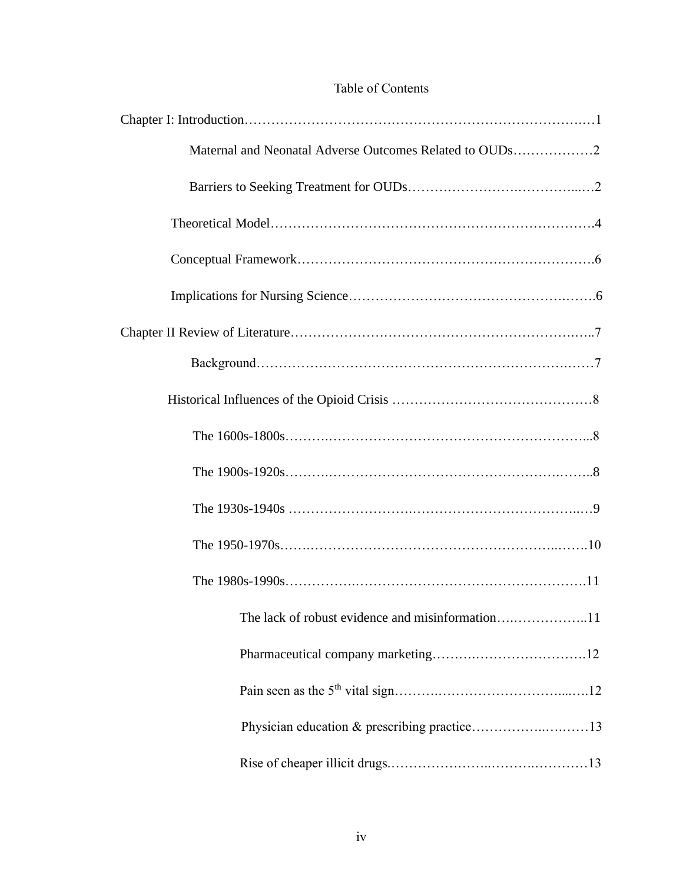# Table of Contents

Chapter I: Introduction……………………………………………………………………….…1

- Maternal and Neonatal Adverse Outcomes Related to OUDs………………2
- Barriers to Seeking Treatment for OUDs…………………….…………..…2
- Theoretical Model…………………………………………………………….4
- Conceptual Framework……………………………………………………….6
- Implications for Nursing Science………………………………………….…….6

Chapter II Review of Literature……………………………………………………….…..7

- Background……………………………………………………………….……7
- Historical Influences of the Opioid Crisis ………………………………………8
  - The 1600s-1800s……….………………………………………………...8
  - The 1900s-1920s……….……………………………………………….…..8
  - The 1930s-1940s ……………………….………………………………..…9
  - The 1950-1970s…….………………………………………………..…….10
  - The 1980s-1990s…………….……………………………………………11
    - The lack of robust evidence and misinformation….……………..11
    - Pharmaceutical company marketing…….…….………………….12
    - Pain seen as the 5th vital sign……….………………………....….12
    - Physician education & prescribing practice……………..….……13
    - Rise of cheaper illicit drugs.…………………..……….…………13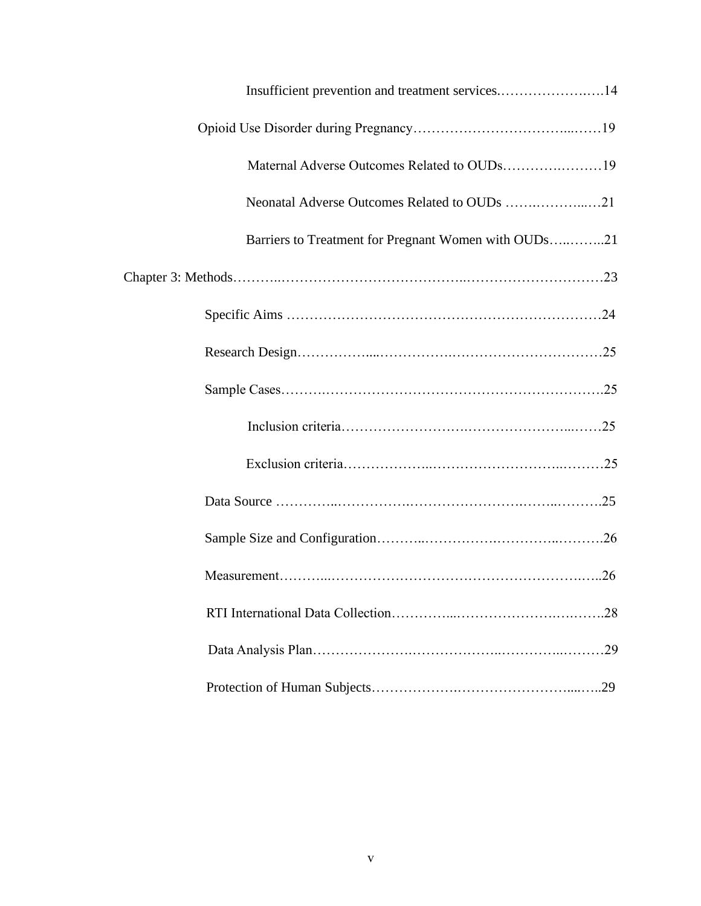Insufficient prevention and treatment services.………………….….14

Opioid Use Disorder during Pregnancy……………………………...……19

Maternal Adverse Outcomes Related to OUDs……….………19

Neonatal Adverse Outcomes Related to OUDs …….………...…21

Barriers to Treatment for Pregnant Women with OUDs…..……..21

Chapter 3: Methods………..…………………………………..…………………………23

Specific Aims ……………………………………………………………24

Research Design……………....…………….…………………………….25

Sample Cases……….……………………………………………………….25

Inclusion criteria…………………….…………………...……25

Exclusion criteria………………..…………………………..………25

Data Source …………..……………….…………………….……..……….25

Sample Size and Configuration………..…………….…………..……….26

Measurement………...…………………………………………………….…..26

RTI International Data Collection…………...……………………….….…….28

Data Analysis Plan………………….………………..…………..………29

Protection of Human Subjects……………….……………………....…..29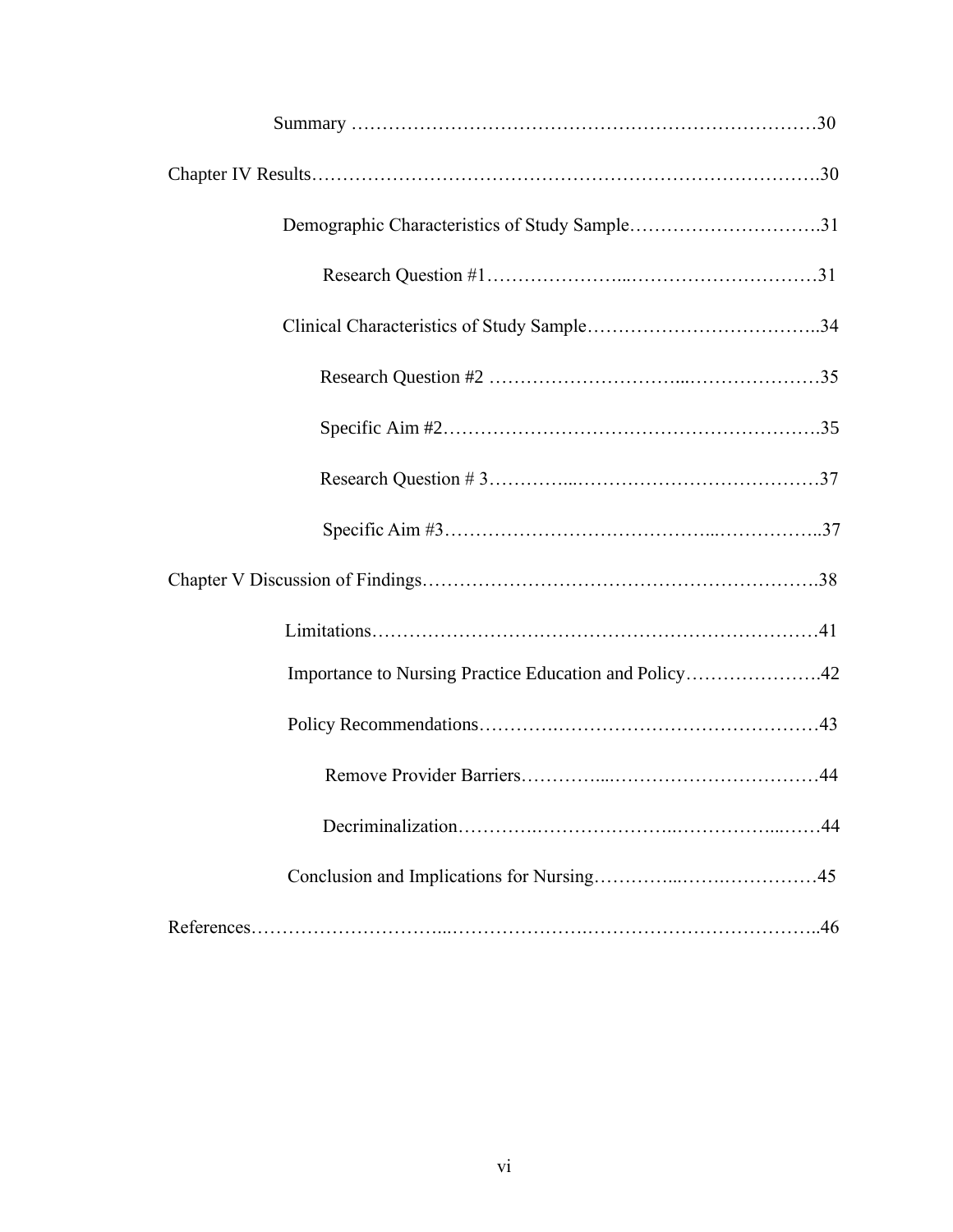Summary ……………………………………………………………………30

Chapter IV Results…………………………………………………………………….30

Demographic Characteristics of Study Sample………………………….31

Research Question #1…………………...…………………………31

Clinical Characteristics of Study Sample………………………………..34

Research Question #2 ………………………...…………………35

Specific Aim #2…………….…………….………………………….35

Research Question # 3…….……...………………….……………….37

Specific Aim #3…………………………………...……………..37

Chapter V Discussion of Findings…………………………………………………….38

Limitations………………………….…………………………………41

Importance to Nursing Practice Education and Policy………………….42

Policy Recommendations……….…………………………………………43

Remove Provider Barriers…………...……………………………44

Decriminalization………….…………………….……………...……44

Conclusion and Implications for Nursing…………...…….……………45

References………………………...…………………….…………………………..46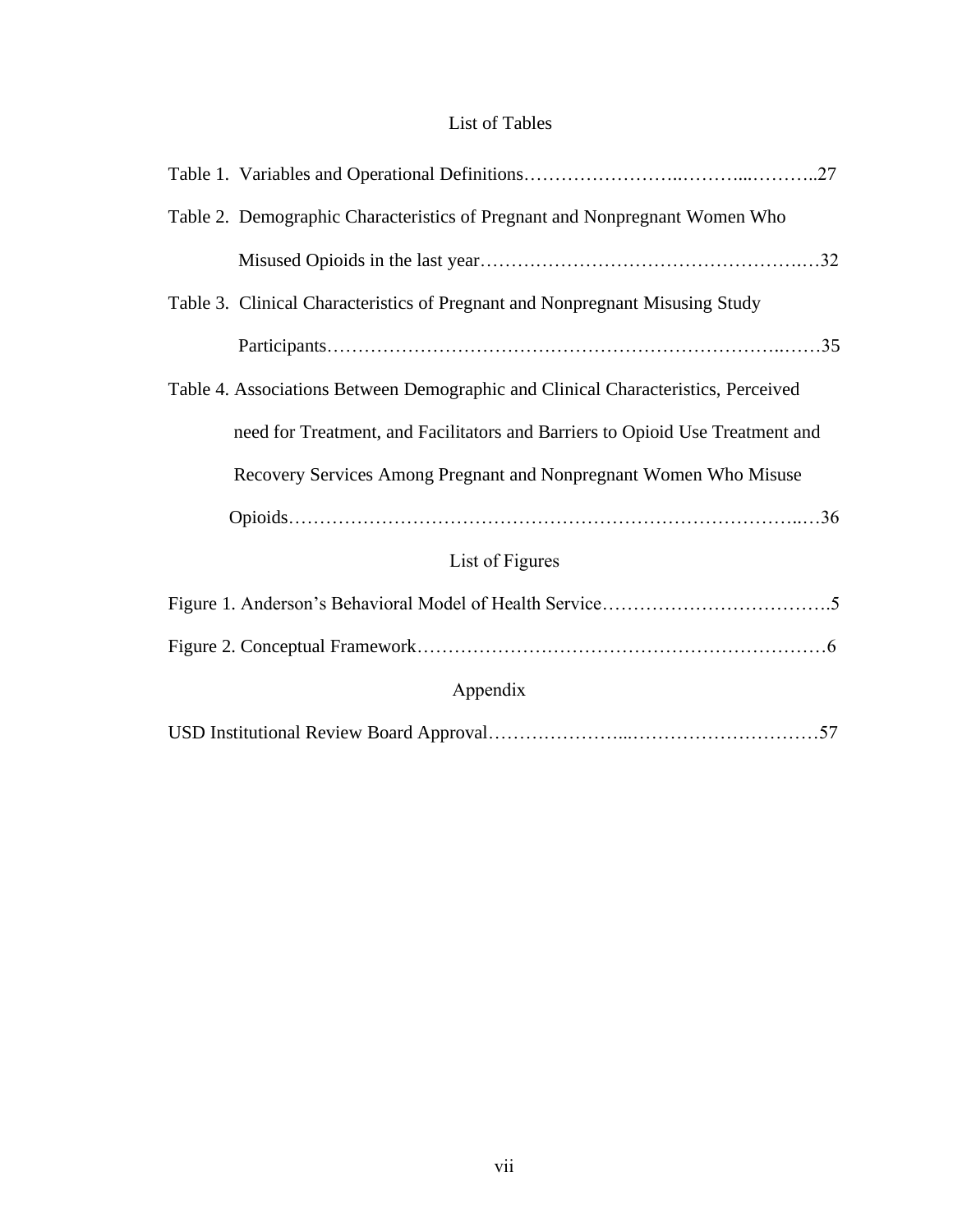## List of Tables

Table 1. Variables and Operational Definitions……………………..………...………..27

Table 2. Demographic Characteristics of Pregnant and Nonpregnant Women Who Misused Opioids in the last year…………………….…………….……………..…32

Table 3. Clinical Characteristics of Pregnant and Nonpregnant Misusing Study Participants……………………………………………………………….……35

Table 4. Associations Between Demographic and Clinical Characteristics, Perceived need for Treatment, and Facilitators and Barriers to Opioid Use Treatment and Recovery Services Among Pregnant and Nonpregnant Women Who Misuse Opioids…………………………………………………………………………..…36

## List of Figures

Figure 1. Anderson's Behavioral Model of Health Service……………………………….5

Figure 2. Conceptual Framework……………………………….…………….……………6

## Appendix

USD Institutional Review Board Approval…………………...…………………………57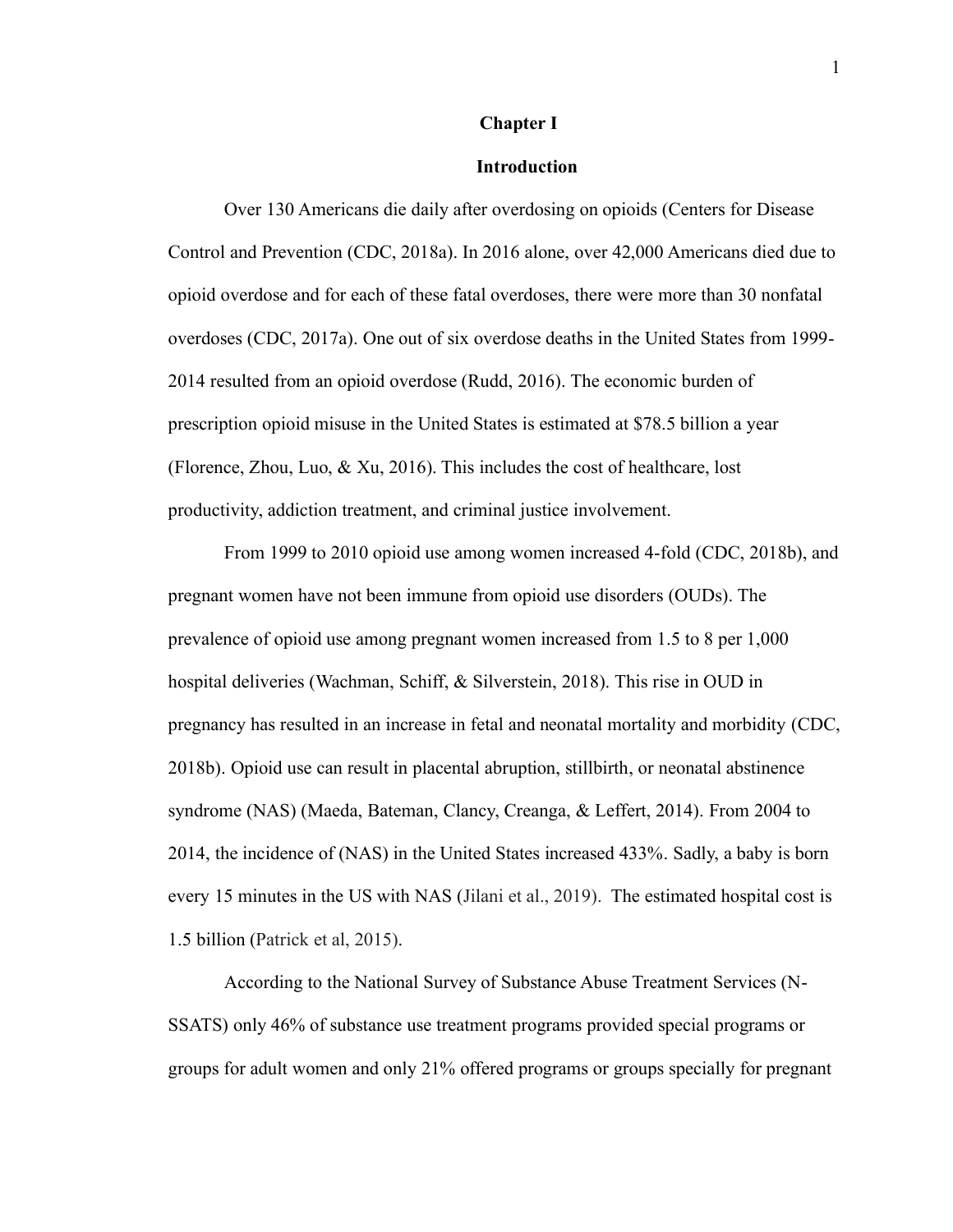# Chapter I

## Introduction

Over 130 Americans die daily after overdosing on opioids (Centers for Disease Control and Prevention (CDC, 2018a). In 2016 alone, over 42,000 Americans died due to opioid overdose and for each of these fatal overdoses, there were more than 30 nonfatal overdoses (CDC, 2017a). One out of six overdose deaths in the United States from 1999-2014 resulted from an opioid overdose (Rudd, 2016). The economic burden of prescription opioid misuse in the United States is estimated at $78.5 billion a year (Florence, Zhou, Luo, & Xu, 2016). This includes the cost of healthcare, lost productivity, addiction treatment, and criminal justice involvement.

From 1999 to 2010 opioid use among women increased 4-fold (CDC, 2018b), and pregnant women have not been immune from opioid use disorders (OUDs). The prevalence of opioid use among pregnant women increased from 1.5 to 8 per 1,000 hospital deliveries (Wachman, Schiff, & Silverstein, 2018). This rise in OUD in pregnancy has resulted in an increase in fetal and neonatal mortality and morbidity (CDC, 2018b). Opioid use can result in placental abruption, stillbirth, or neonatal abstinence syndrome (NAS) (Maeda, Bateman, Clancy, Creanga, & Leffert, 2014). From 2004 to 2014, the incidence of (NAS) in the United States increased 433%. Sadly, a baby is born every 15 minutes in the US with NAS (Jilani et al., 2019). The estimated hospital cost is 1.5 billion (Patrick et al, 2015).

According to the National Survey of Substance Abuse Treatment Services (N-SSATS) only 46% of substance use treatment programs provided special programs or groups for adult women and only 21% offered programs or groups specially for pregnant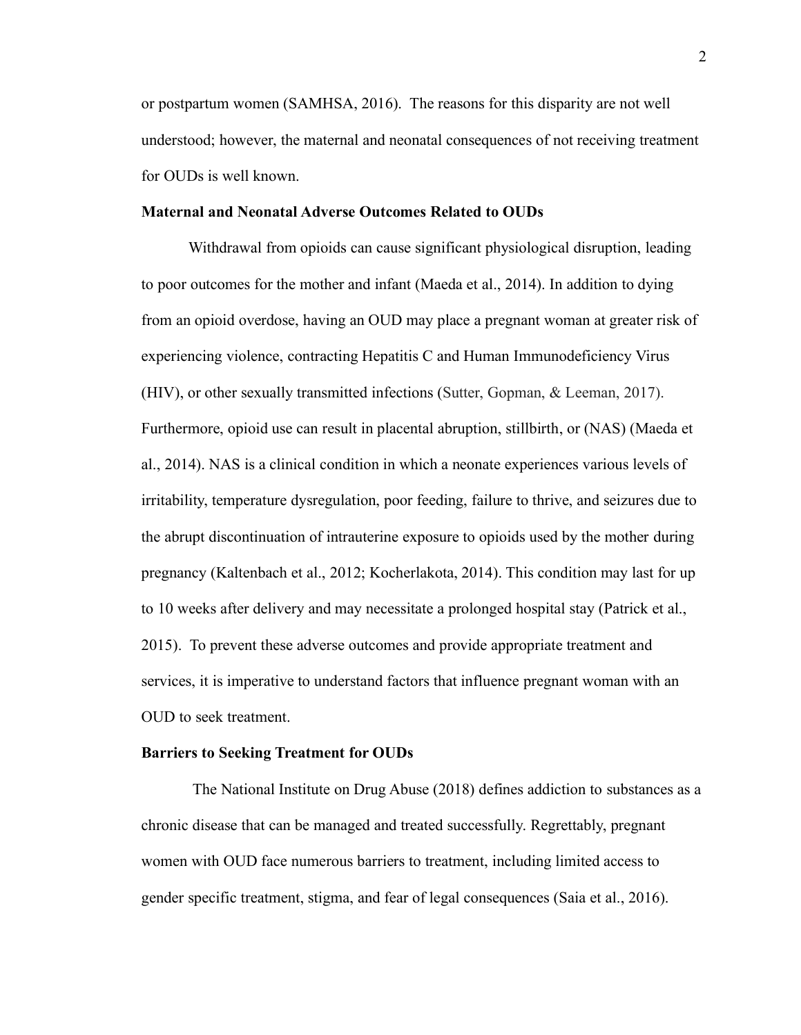or postpartum women (SAMHSA, 2016). The reasons for this disparity are not well understood; however, the maternal and neonatal consequences of not receiving treatment for OUDs is well known.

**Maternal and Neonatal Adverse Outcomes Related to OUDs**

Withdrawal from opioids can cause significant physiological disruption, leading to poor outcomes for the mother and infant (Maeda et al., 2014). In addition to dying from an opioid overdose, having an OUD may place a pregnant woman at greater risk of experiencing violence, contracting Hepatitis C and Human Immunodeficiency Virus (HIV), or other sexually transmitted infections (Sutter, Gopman, & Leeman, 2017). Furthermore, opioid use can result in placental abruption, stillbirth, or (NAS) (Maeda et al., 2014). NAS is a clinical condition in which a neonate experiences various levels of irritability, temperature dysregulation, poor feeding, failure to thrive, and seizures due to the abrupt discontinuation of intrauterine exposure to opioids used by the mother during pregnancy (Kaltenbach et al., 2012; Kocherlakota, 2014). This condition may last for up to 10 weeks after delivery and may necessitate a prolonged hospital stay (Patrick et al., 2015). To prevent these adverse outcomes and provide appropriate treatment and services, it is imperative to understand factors that influence pregnant woman with an OUD to seek treatment.

**Barriers to Seeking Treatment for OUDs**

The National Institute on Drug Abuse (2018) defines addiction to substances as a chronic disease that can be managed and treated successfully. Regrettably, pregnant women with OUD face numerous barriers to treatment, including limited access to gender specific treatment, stigma, and fear of legal consequences (Saia et al., 2016).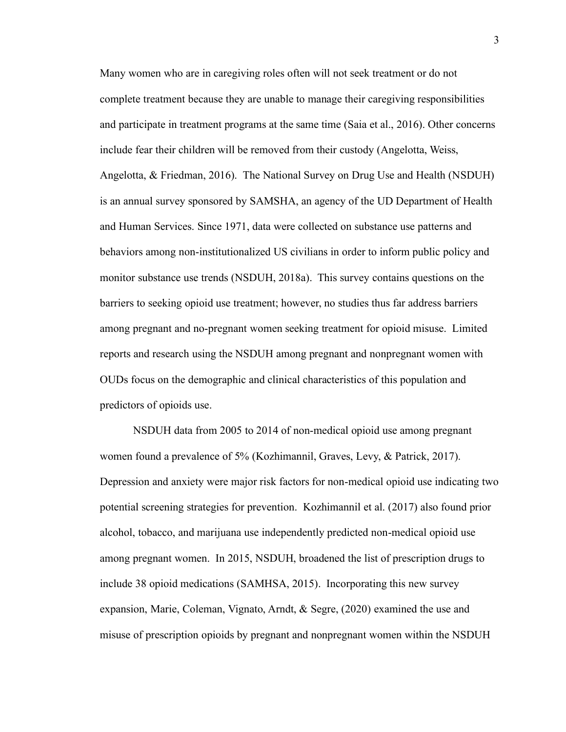Many women who are in caregiving roles often will not seek treatment or do not complete treatment because they are unable to manage their caregiving responsibilities and participate in treatment programs at the same time (Saia et al., 2016). Other concerns include fear their children will be removed from their custody (Angelotta, Weiss, Angelotta, & Friedman, 2016). The National Survey on Drug Use and Health (NSDUH) is an annual survey sponsored by SAMSHA, an agency of the UD Department of Health and Human Services. Since 1971, data were collected on substance use patterns and behaviors among non-institutionalized US civilians in order to inform public policy and monitor substance use trends (NSDUH, 2018a). This survey contains questions on the barriers to seeking opioid use treatment; however, no studies thus far address barriers among pregnant and no-pregnant women seeking treatment for opioid misuse. Limited reports and research using the NSDUH among pregnant and nonpregnant women with OUDs focus on the demographic and clinical characteristics of this population and predictors of opioids use.

NSDUH data from 2005 to 2014 of non-medical opioid use among pregnant women found a prevalence of 5% (Kozhimannil, Graves, Levy, & Patrick, 2017). Depression and anxiety were major risk factors for non-medical opioid use indicating two potential screening strategies for prevention. Kozhimannil et al. (2017) also found prior alcohol, tobacco, and marijuana use independently predicted non-medical opioid use among pregnant women. In 2015, NSDUH, broadened the list of prescription drugs to include 38 opioid medications (SAMHSA, 2015). Incorporating this new survey expansion, Marie, Coleman, Vignato, Arndt, & Segre, (2020) examined the use and misuse of prescription opioids by pregnant and nonpregnant women within the NSDUH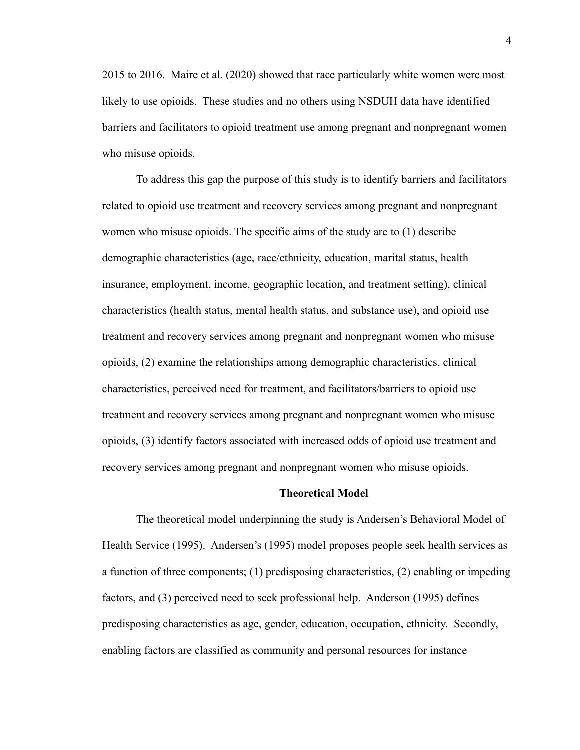2015 to 2016. Maire et al. (2020) showed that race particularly white women were most likely to use opioids. These studies and no others using NSDUH data have identified barriers and facilitators to opioid treatment use among pregnant and nonpregnant women who misuse opioids.

To address this gap the purpose of this study is to identify barriers and facilitators related to opioid use treatment and recovery services among pregnant and nonpregnant women who misuse opioids. The specific aims of the study are to (1) describe demographic characteristics (age, race/ethnicity, education, marital status, health insurance, employment, income, geographic location, and treatment setting), clinical characteristics (health status, mental health status, and substance use), and opioid use treatment and recovery services among pregnant and nonpregnant women who misuse opioids, (2) examine the relationships among demographic characteristics, clinical characteristics, perceived need for treatment, and facilitators/barriers to opioid use treatment and recovery services among pregnant and nonpregnant women who misuse opioids, (3) identify factors associated with increased odds of opioid use treatment and recovery services among pregnant and nonpregnant women who misuse opioids.

## Theoretical Model

The theoretical model underpinning the study is Andersen's Behavioral Model of Health Service (1995). Andersen's (1995) model proposes people seek health services as a function of three components; (1) predisposing characteristics, (2) enabling or impeding factors, and (3) perceived need to seek professional help. Anderson (1995) defines predisposing characteristics as age, gender, education, occupation, ethnicity. Secondly, enabling factors are classified as community and personal resources for instance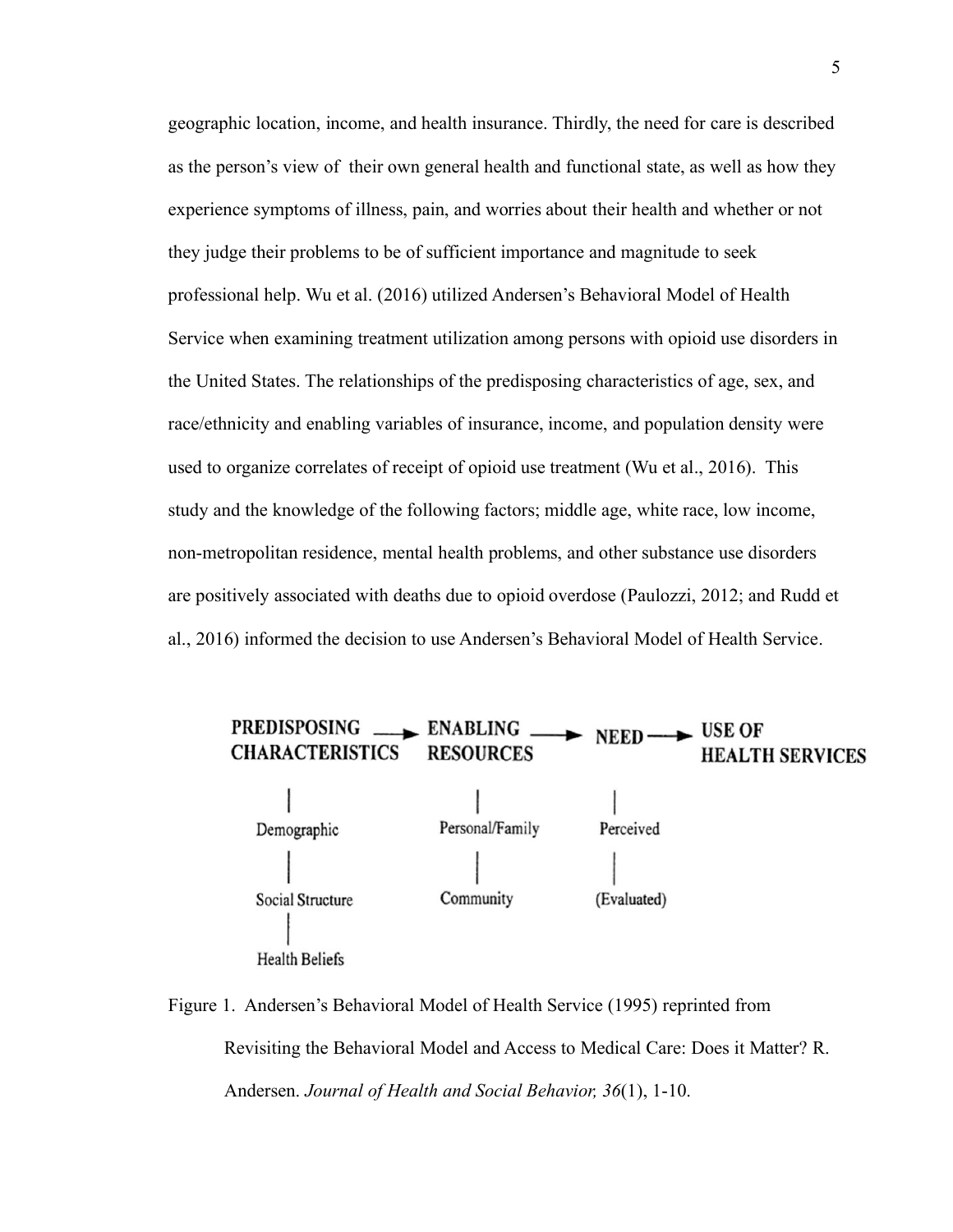geographic location, income, and health insurance. Thirdly, the need for care is described as the person's view of their own general health and functional state, as well as how they experience symptoms of illness, pain, and worries about their health and whether or not they judge their problems to be of sufficient importance and magnitude to seek professional help. Wu et al. (2016) utilized Andersen's Behavioral Model of Health Service when examining treatment utilization among persons with opioid use disorders in the United States. The relationships of the predisposing characteristics of age, sex, and race/ethnicity and enabling variables of insurance, income, and population density were used to organize correlates of receipt of opioid use treatment (Wu et al., 2016). This study and the knowledge of the following factors; middle age, white race, low income, non-metropolitan residence, mental health problems, and other substance use disorders are positively associated with deaths due to opioid overdose (Paulozzi, 2012; and Rudd et al., 2016) informed the decision to use Andersen's Behavioral Model of Health Service.

PREDISPOSING CHARACTERISTICS → ENABLING RESOURCES → NEED → USE OF HEALTH SERVICES

- PREDISPOSING CHARACTERISTICS: Demographic; Social Structure; Health Beliefs
- ENABLING RESOURCES: Personal/Family; Community
- NEED: Perceived; (Evaluated)

Figure 1. Andersen's Behavioral Model of Health Service (1995) reprinted from Revisiting the Behavioral Model and Access to Medical Care: Does it Matter? R. Andersen. *Journal of Health and Social Behavior, 36*(1), 1-10.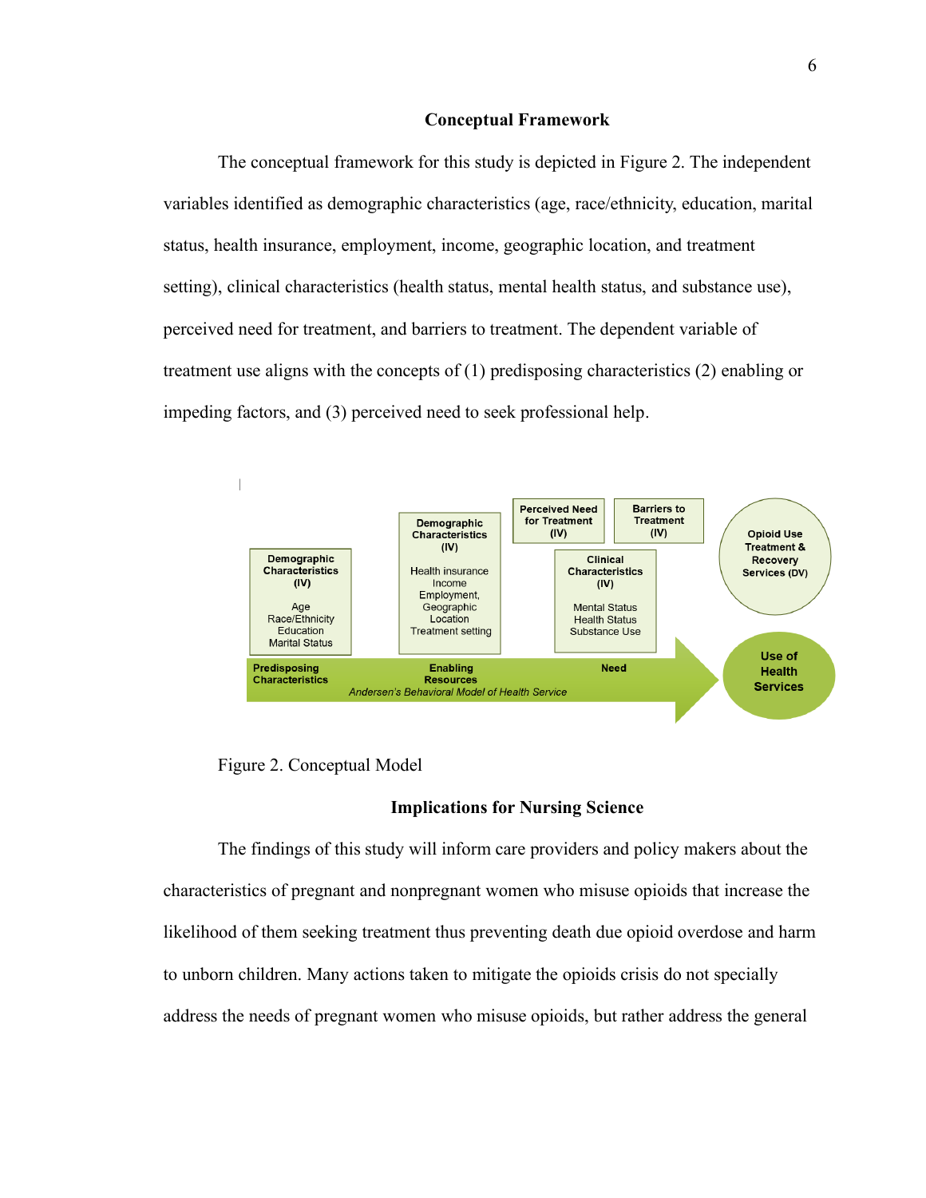## Conceptual Framework

The conceptual framework for this study is depicted in Figure 2. The independent variables identified as demographic characteristics (age, race/ethnicity, education, marital status, health insurance, employment, income, geographic location, and treatment setting), clinical characteristics (health status, mental health status, and substance use), perceived need for treatment, and barriers to treatment. The dependent variable of treatment use aligns with the concepts of (1) predisposing characteristics (2) enabling or impeding factors, and (3) perceived need to seek professional help.

Figure 2. Conceptual Model

## Implications for Nursing Science

The findings of this study will inform care providers and policy makers about the characteristics of pregnant and nonpregnant women who misuse opioids that increase the likelihood of them seeking treatment thus preventing death due opioid overdose and harm to unborn children. Many actions taken to mitigate the opioids crisis do not specially address the needs of pregnant women who misuse opioids, but rather address the general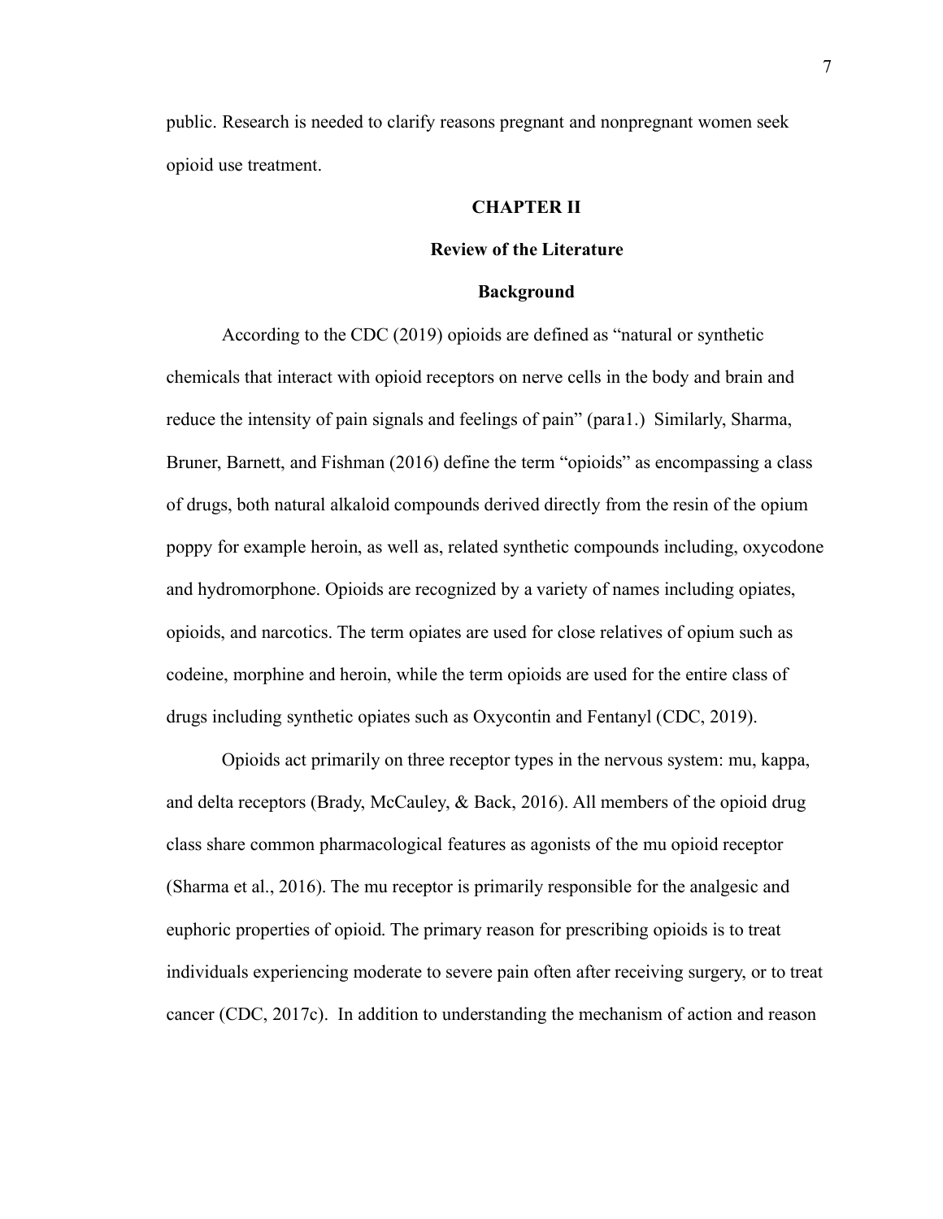public. Research is needed to clarify reasons pregnant and nonpregnant women seek opioid use treatment.

# CHAPTER II

## Review of the Literature

### Background

According to the CDC (2019) opioids are defined as "natural or synthetic chemicals that interact with opioid receptors on nerve cells in the body and brain and reduce the intensity of pain signals and feelings of pain" (para1.) Similarly, Sharma, Bruner, Barnett, and Fishman (2016) define the term "opioids" as encompassing a class of drugs, both natural alkaloid compounds derived directly from the resin of the opium poppy for example heroin, as well as, related synthetic compounds including, oxycodone and hydromorphone. Opioids are recognized by a variety of names including opiates, opioids, and narcotics. The term opiates are used for close relatives of opium such as codeine, morphine and heroin, while the term opioids are used for the entire class of drugs including synthetic opiates such as Oxycontin and Fentanyl (CDC, 2019).

Opioids act primarily on three receptor types in the nervous system: mu, kappa, and delta receptors (Brady, McCauley, & Back, 2016). All members of the opioid drug class share common pharmacological features as agonists of the mu opioid receptor (Sharma et al., 2016). The mu receptor is primarily responsible for the analgesic and euphoric properties of opioid. The primary reason for prescribing opioids is to treat individuals experiencing moderate to severe pain often after receiving surgery, or to treat cancer (CDC, 2017c). In addition to understanding the mechanism of action and reason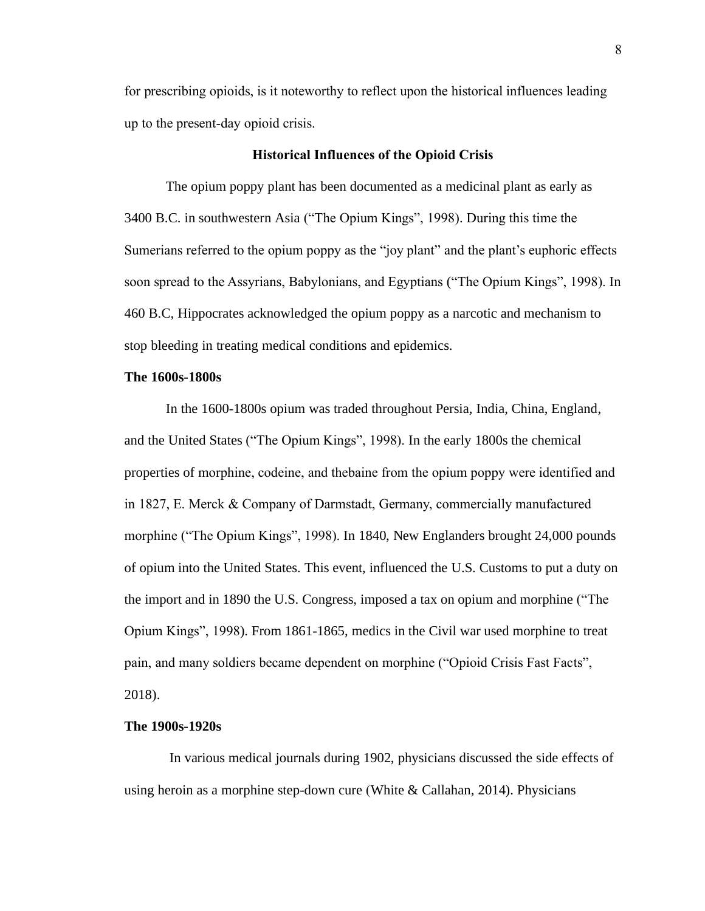for prescribing opioids, is it noteworthy to reflect upon the historical influences leading up to the present-day opioid crisis.

## Historical Influences of the Opioid Crisis

The opium poppy plant has been documented as a medicinal plant as early as 3400 B.C. in southwestern Asia ("The Opium Kings", 1998). During this time the Sumerians referred to the opium poppy as the "joy plant" and the plant's euphoric effects soon spread to the Assyrians, Babylonians, and Egyptians ("The Opium Kings", 1998). In 460 B.C, Hippocrates acknowledged the opium poppy as a narcotic and mechanism to stop bleeding in treating medical conditions and epidemics.

### The 1600s-1800s

In the 1600-1800s opium was traded throughout Persia, India, China, England, and the United States ("The Opium Kings", 1998). In the early 1800s the chemical properties of morphine, codeine, and thebaine from the opium poppy were identified and in 1827, E. Merck & Company of Darmstadt, Germany, commercially manufactured morphine ("The Opium Kings", 1998). In 1840, New Englanders brought 24,000 pounds of opium into the United States. This event, influenced the U.S. Customs to put a duty on the import and in 1890 the U.S. Congress, imposed a tax on opium and morphine ("The Opium Kings", 1998). From 1861-1865, medics in the Civil war used morphine to treat pain, and many soldiers became dependent on morphine ("Opioid Crisis Fast Facts", 2018).

### The 1900s-1920s

In various medical journals during 1902, physicians discussed the side effects of using heroin as a morphine step-down cure (White & Callahan, 2014). Physicians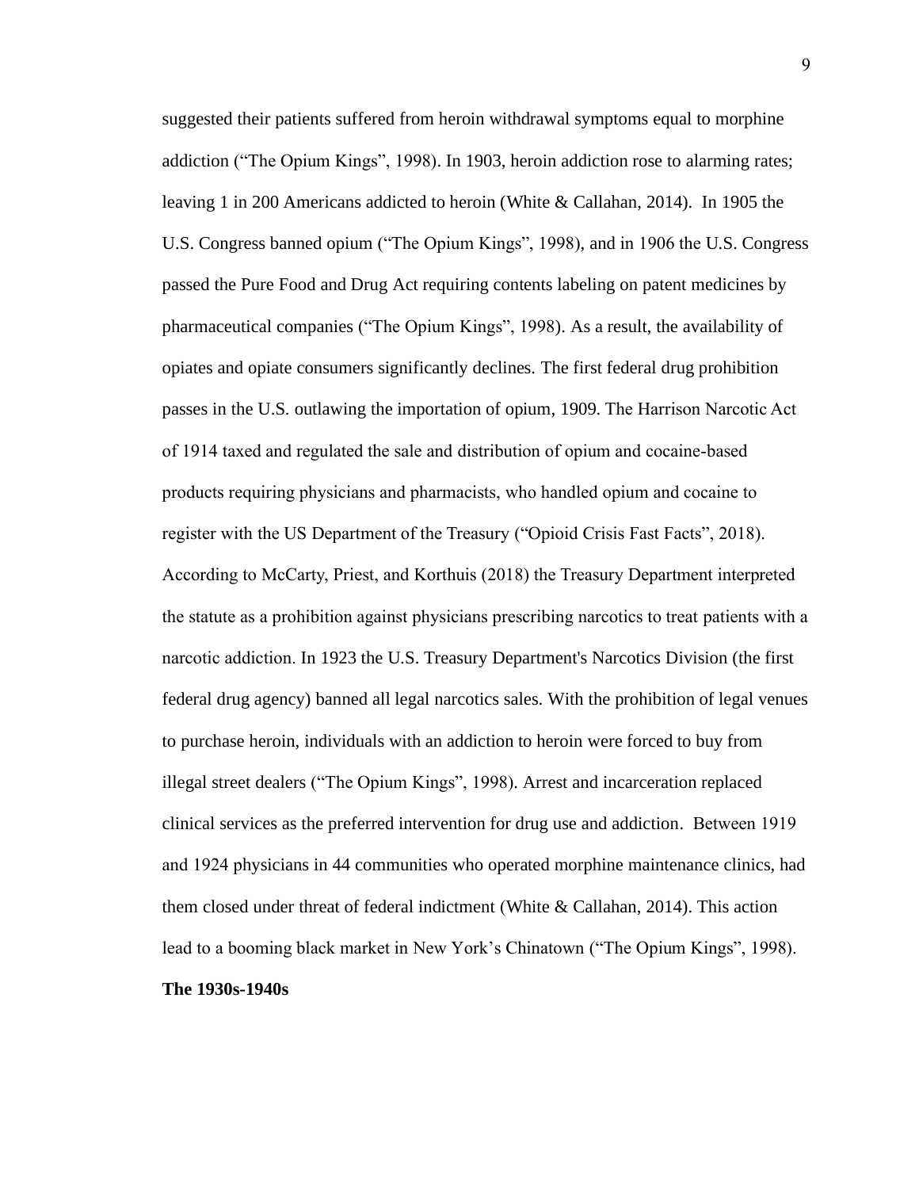suggested their patients suffered from heroin withdrawal symptoms equal to morphine addiction ("The Opium Kings", 1998). In 1903, heroin addiction rose to alarming rates; leaving 1 in 200 Americans addicted to heroin (White & Callahan, 2014). In 1905 the U.S. Congress banned opium ("The Opium Kings", 1998), and in 1906 the U.S. Congress passed the Pure Food and Drug Act requiring contents labeling on patent medicines by pharmaceutical companies ("The Opium Kings", 1998). As a result, the availability of opiates and opiate consumers significantly declines. The first federal drug prohibition passes in the U.S. outlawing the importation of opium, 1909. The Harrison Narcotic Act of 1914 taxed and regulated the sale and distribution of opium and cocaine-based products requiring physicians and pharmacists, who handled opium and cocaine to register with the US Department of the Treasury ("Opioid Crisis Fast Facts", 2018). According to McCarty, Priest, and Korthuis (2018) the Treasury Department interpreted the statute as a prohibition against physicians prescribing narcotics to treat patients with a narcotic addiction. In 1923 the U.S. Treasury Department's Narcotics Division (the first federal drug agency) banned all legal narcotics sales. With the prohibition of legal venues to purchase heroin, individuals with an addiction to heroin were forced to buy from illegal street dealers ("The Opium Kings", 1998). Arrest and incarceration replaced clinical services as the preferred intervention for drug use and addiction. Between 1919 and 1924 physicians in 44 communities who operated morphine maintenance clinics, had them closed under threat of federal indictment (White & Callahan, 2014). This action lead to a booming black market in New York's Chinatown ("The Opium Kings", 1998).

**The 1930s-1940s**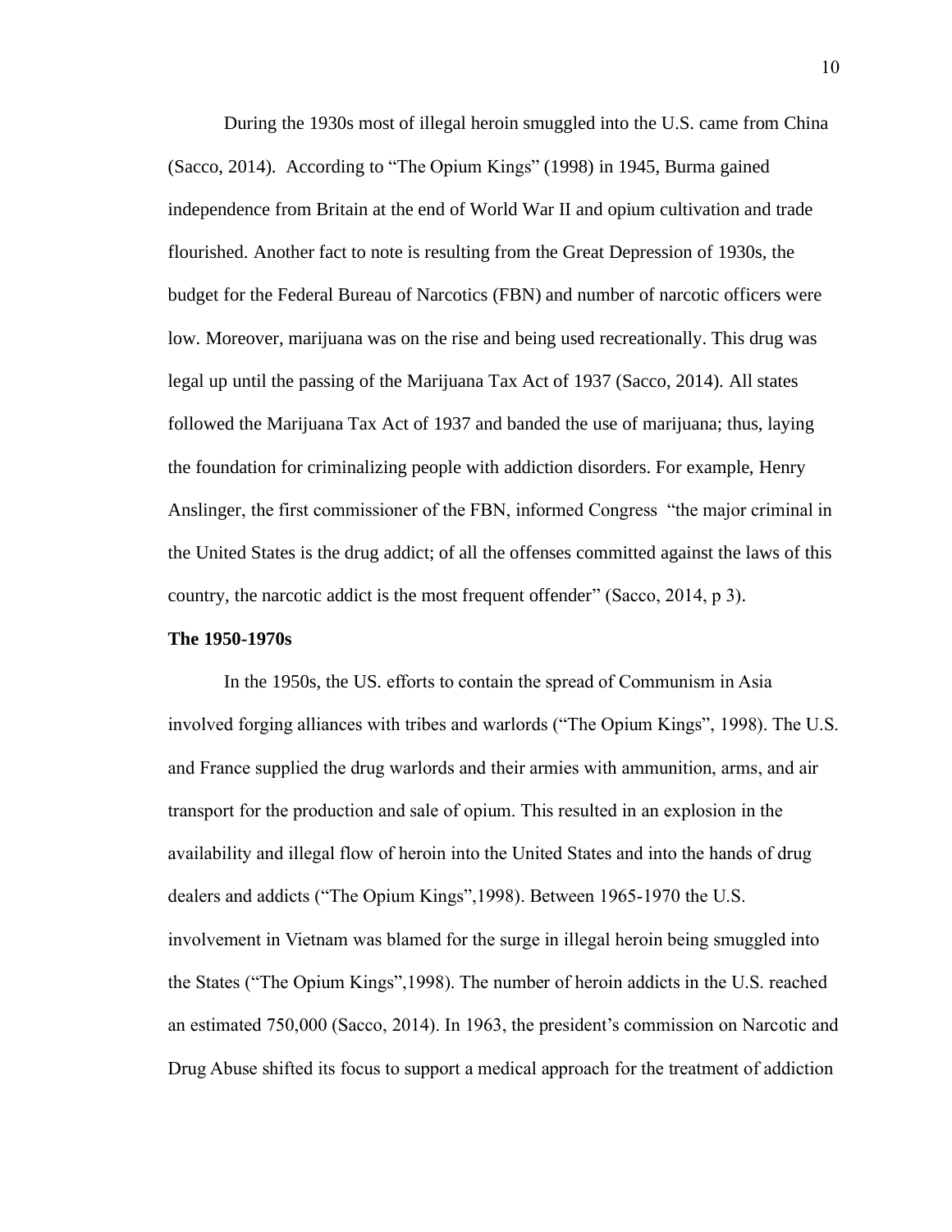During the 1930s most of illegal heroin smuggled into the U.S. came from China (Sacco, 2014). According to "The Opium Kings" (1998) in 1945, Burma gained independence from Britain at the end of World War II and opium cultivation and trade flourished. Another fact to note is resulting from the Great Depression of 1930s, the budget for the Federal Bureau of Narcotics (FBN) and number of narcotic officers were low. Moreover, marijuana was on the rise and being used recreationally. This drug was legal up until the passing of the Marijuana Tax Act of 1937 (Sacco, 2014). All states followed the Marijuana Tax Act of 1937 and banded the use of marijuana; thus, laying the foundation for criminalizing people with addiction disorders. For example, Henry Anslinger, the first commissioner of the FBN, informed Congress "the major criminal in the United States is the drug addict; of all the offenses committed against the laws of this country, the narcotic addict is the most frequent offender" (Sacco, 2014, p 3).

**The 1950-1970s**

In the 1950s, the US. efforts to contain the spread of Communism in Asia involved forging alliances with tribes and warlords ("The Opium Kings", 1998). The U.S. and France supplied the drug warlords and their armies with ammunition, arms, and air transport for the production and sale of opium. This resulted in an explosion in the availability and illegal flow of heroin into the United States and into the hands of drug dealers and addicts ("The Opium Kings",1998). Between 1965-1970 the U.S. involvement in Vietnam was blamed for the surge in illegal heroin being smuggled into the States ("The Opium Kings",1998). The number of heroin addicts in the U.S. reached an estimated 750,000 (Sacco, 2014). In 1963, the president's commission on Narcotic and Drug Abuse shifted its focus to support a medical approach for the treatment of addiction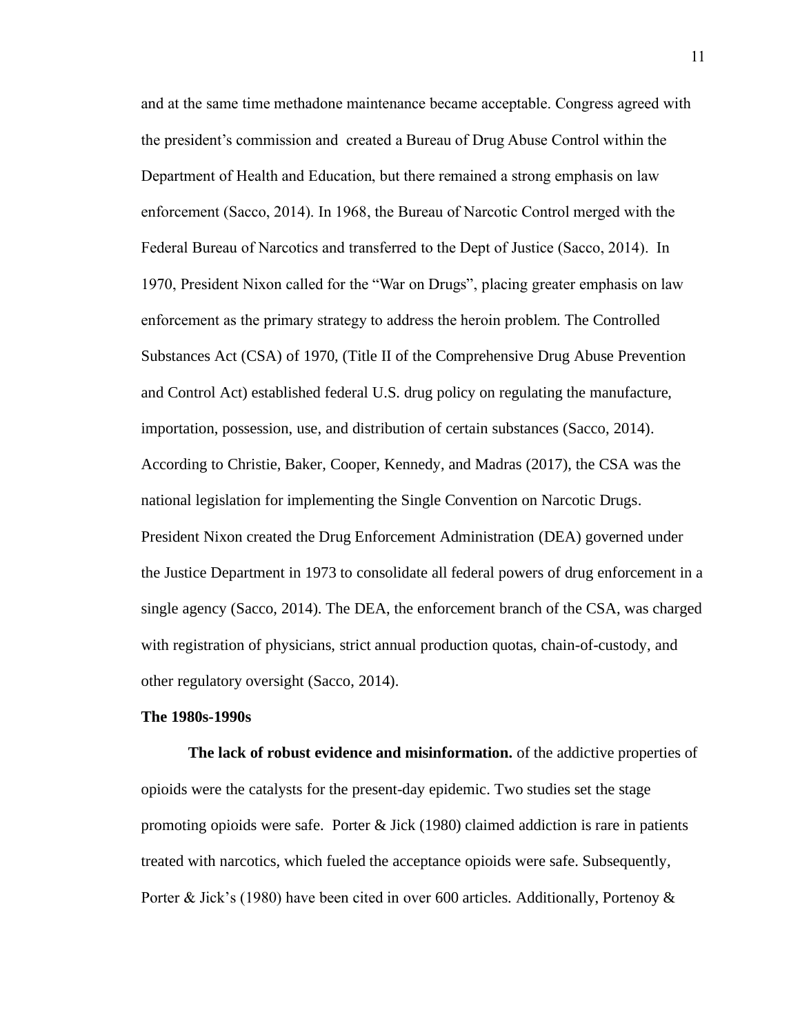and at the same time methadone maintenance became acceptable. Congress agreed with the president's commission and created a Bureau of Drug Abuse Control within the Department of Health and Education, but there remained a strong emphasis on law enforcement (Sacco, 2014). In 1968, the Bureau of Narcotic Control merged with the Federal Bureau of Narcotics and transferred to the Dept of Justice (Sacco, 2014). In 1970, President Nixon called for the "War on Drugs", placing greater emphasis on law enforcement as the primary strategy to address the heroin problem. The Controlled Substances Act (CSA) of 1970, (Title II of the Comprehensive Drug Abuse Prevention and Control Act) established federal U.S. drug policy on regulating the manufacture, importation, possession, use, and distribution of certain substances (Sacco, 2014). According to Christie, Baker, Cooper, Kennedy, and Madras (2017), the CSA was the national legislation for implementing the Single Convention on Narcotic Drugs. President Nixon created the Drug Enforcement Administration (DEA) governed under the Justice Department in 1973 to consolidate all federal powers of drug enforcement in a single agency (Sacco, 2014). The DEA, the enforcement branch of the CSA, was charged with registration of physicians, strict annual production quotas, chain-of-custody, and other regulatory oversight (Sacco, 2014).

**The 1980s-1990s**

**The lack of robust evidence and misinformation.** of the addictive properties of opioids were the catalysts for the present-day epidemic. Two studies set the stage promoting opioids were safe. Porter & Jick (1980) claimed addiction is rare in patients treated with narcotics, which fueled the acceptance opioids were safe. Subsequently, Porter & Jick's (1980) have been cited in over 600 articles. Additionally, Portenoy &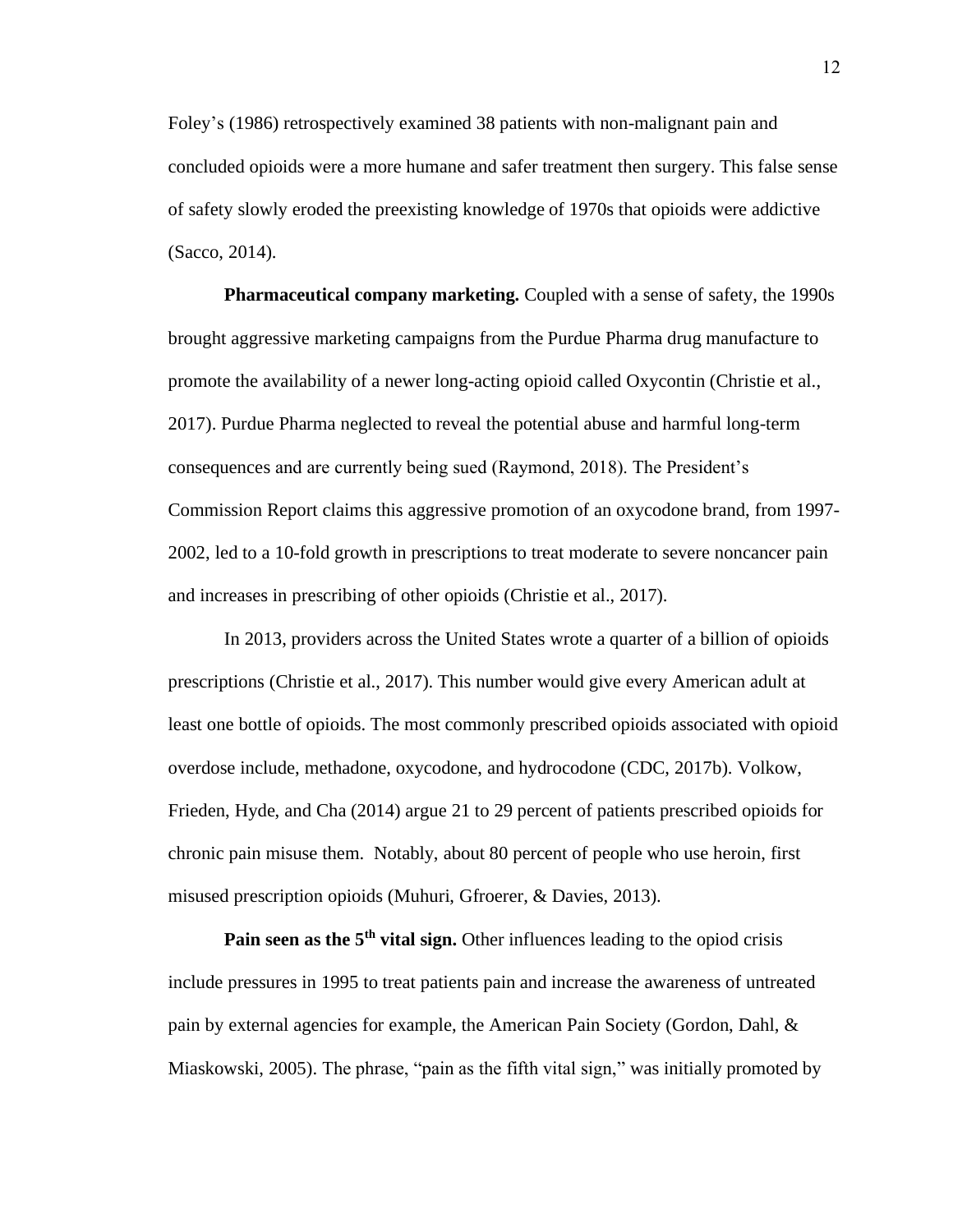Foley's (1986) retrospectively examined 38 patients with non-malignant pain and concluded opioids were a more humane and safer treatment then surgery. This false sense of safety slowly eroded the preexisting knowledge of 1970s that opioids were addictive (Sacco, 2014).

**Pharmaceutical company marketing.** Coupled with a sense of safety, the 1990s brought aggressive marketing campaigns from the Purdue Pharma drug manufacture to promote the availability of a newer long-acting opioid called Oxycontin (Christie et al., 2017). Purdue Pharma neglected to reveal the potential abuse and harmful long-term consequences and are currently being sued (Raymond, 2018). The President's Commission Report claims this aggressive promotion of an oxycodone brand, from 1997-2002, led to a 10-fold growth in prescriptions to treat moderate to severe noncancer pain and increases in prescribing of other opioids (Christie et al., 2017).

In 2013, providers across the United States wrote a quarter of a billion of opioids prescriptions (Christie et al., 2017). This number would give every American adult at least one bottle of opioids. The most commonly prescribed opioids associated with opioid overdose include, methadone, oxycodone, and hydrocodone (CDC, 2017b). Volkow, Frieden, Hyde, and Cha (2014) argue 21 to 29 percent of patients prescribed opioids for chronic pain misuse them. Notably, about 80 percent of people who use heroin, first misused prescription opioids (Muhuri, Gfroerer, & Davies, 2013).

**Pain seen as the 5th vital sign.** Other influences leading to the opiod crisis include pressures in 1995 to treat patients pain and increase the awareness of untreated pain by external agencies for example, the American Pain Society (Gordon, Dahl, & Miaskowski, 2005). The phrase, "pain as the fifth vital sign," was initially promoted by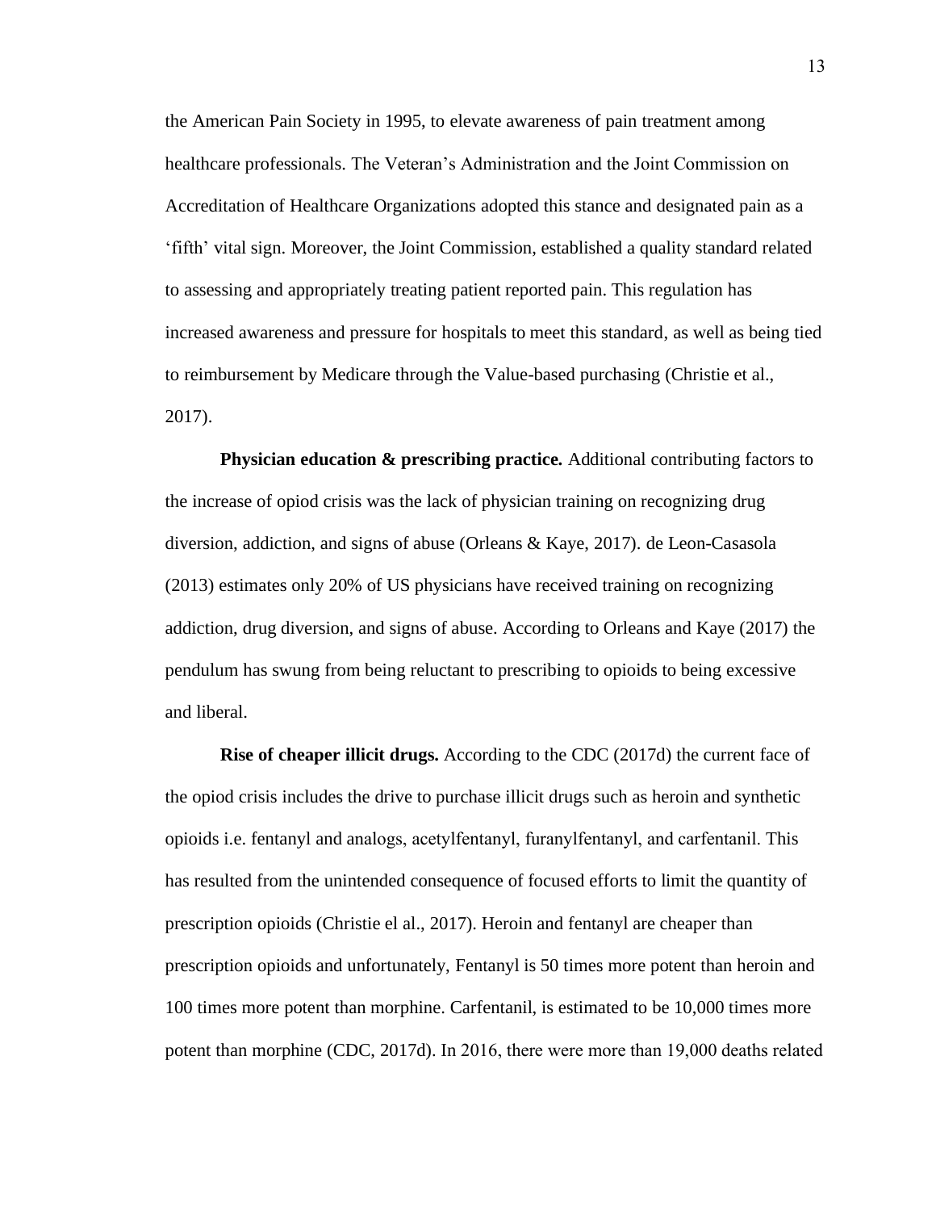the American Pain Society in 1995, to elevate awareness of pain treatment among healthcare professionals. The Veteran's Administration and the Joint Commission on Accreditation of Healthcare Organizations adopted this stance and designated pain as a 'fifth' vital sign. Moreover, the Joint Commission, established a quality standard related to assessing and appropriately treating patient reported pain. This regulation has increased awareness and pressure for hospitals to meet this standard, as well as being tied to reimbursement by Medicare through the Value-based purchasing (Christie et al., 2017).

**Physician education & prescribing practice.** Additional contributing factors to the increase of opiod crisis was the lack of physician training on recognizing drug diversion, addiction, and signs of abuse (Orleans & Kaye, 2017). de Leon-Casasola (2013) estimates only 20% of US physicians have received training on recognizing addiction, drug diversion, and signs of abuse. According to Orleans and Kaye (2017) the pendulum has swung from being reluctant to prescribing to opioids to being excessive and liberal.

**Rise of cheaper illicit drugs.** According to the CDC (2017d) the current face of the opiod crisis includes the drive to purchase illicit drugs such as heroin and synthetic opioids i.e. fentanyl and analogs, acetylfentanyl, furanylfentanyl, and carfentanil. This has resulted from the unintended consequence of focused efforts to limit the quantity of prescription opioids (Christie el al., 2017). Heroin and fentanyl are cheaper than prescription opioids and unfortunately, Fentanyl is 50 times more potent than heroin and 100 times more potent than morphine. Carfentanil, is estimated to be 10,000 times more potent than morphine (CDC, 2017d). In 2016, there were more than 19,000 deaths related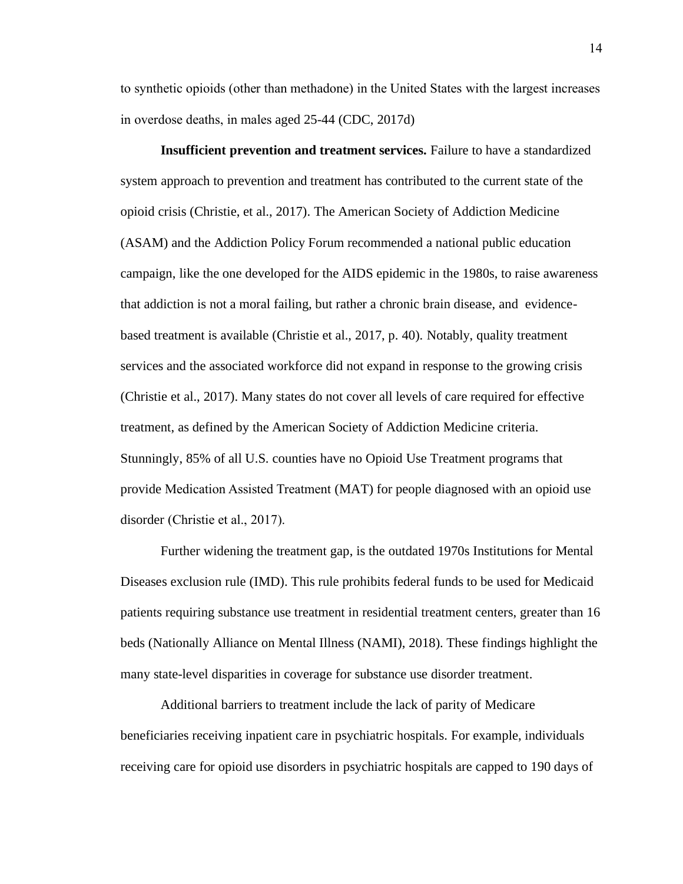to synthetic opioids (other than methadone) in the United States with the largest increases in overdose deaths, in males aged 25-44 (CDC, 2017d)

**Insufficient prevention and treatment services.** Failure to have a standardized system approach to prevention and treatment has contributed to the current state of the opioid crisis (Christie, et al., 2017). The American Society of Addiction Medicine (ASAM) and the Addiction Policy Forum recommended a national public education campaign, like the one developed for the AIDS epidemic in the 1980s, to raise awareness that addiction is not a moral failing, but rather a chronic brain disease, and evidence-based treatment is available (Christie et al., 2017, p. 40). Notably, quality treatment services and the associated workforce did not expand in response to the growing crisis (Christie et al., 2017). Many states do not cover all levels of care required for effective treatment, as defined by the American Society of Addiction Medicine criteria. Stunningly, 85% of all U.S. counties have no Opioid Use Treatment programs that provide Medication Assisted Treatment (MAT) for people diagnosed with an opioid use disorder (Christie et al., 2017).

Further widening the treatment gap, is the outdated 1970s Institutions for Mental Diseases exclusion rule (IMD). This rule prohibits federal funds to be used for Medicaid patients requiring substance use treatment in residential treatment centers, greater than 16 beds (Nationally Alliance on Mental Illness (NAMI), 2018). These findings highlight the many state-level disparities in coverage for substance use disorder treatment.

Additional barriers to treatment include the lack of parity of Medicare beneficiaries receiving inpatient care in psychiatric hospitals. For example, individuals receiving care for opioid use disorders in psychiatric hospitals are capped to 190 days of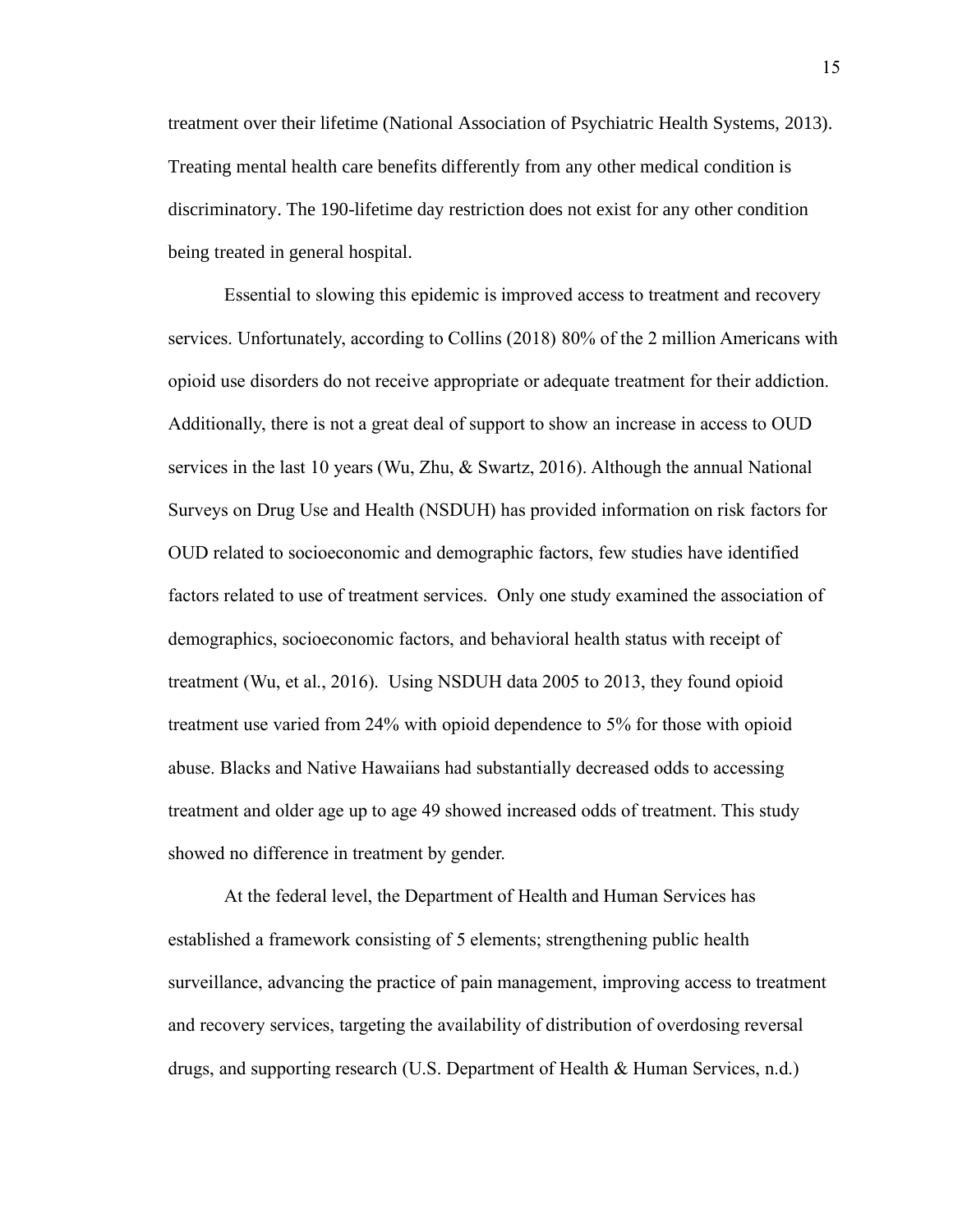treatment over their lifetime (National Association of Psychiatric Health Systems, 2013). Treating mental health care benefits differently from any other medical condition is discriminatory. The 190-lifetime day restriction does not exist for any other condition being treated in general hospital.

Essential to slowing this epidemic is improved access to treatment and recovery services. Unfortunately, according to Collins (2018) 80% of the 2 million Americans with opioid use disorders do not receive appropriate or adequate treatment for their addiction. Additionally, there is not a great deal of support to show an increase in access to OUD services in the last 10 years (Wu, Zhu, & Swartz, 2016). Although the annual National Surveys on Drug Use and Health (NSDUH) has provided information on risk factors for OUD related to socioeconomic and demographic factors, few studies have identified factors related to use of treatment services. Only one study examined the association of demographics, socioeconomic factors, and behavioral health status with receipt of treatment (Wu, et al., 2016). Using NSDUH data 2005 to 2013, they found opioid treatment use varied from 24% with opioid dependence to 5% for those with opioid abuse. Blacks and Native Hawaiians had substantially decreased odds to accessing treatment and older age up to age 49 showed increased odds of treatment. This study showed no difference in treatment by gender.

At the federal level, the Department of Health and Human Services has established a framework consisting of 5 elements; strengthening public health surveillance, advancing the practice of pain management, improving access to treatment and recovery services, targeting the availability of distribution of overdosing reversal drugs, and supporting research (U.S. Department of Health & Human Services, n.d.)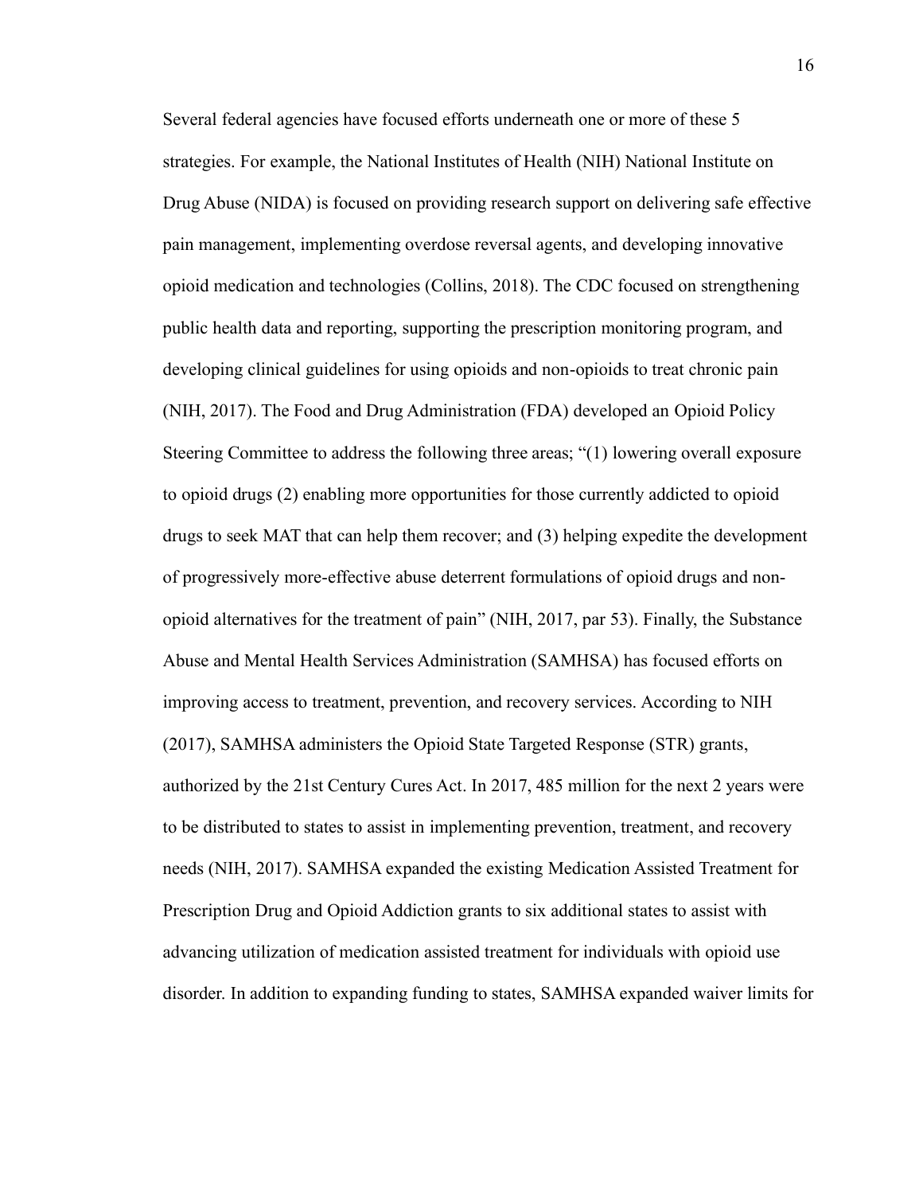Several federal agencies have focused efforts underneath one or more of these 5 strategies. For example, the National Institutes of Health (NIH) National Institute on Drug Abuse (NIDA) is focused on providing research support on delivering safe effective pain management, implementing overdose reversal agents, and developing innovative opioid medication and technologies (Collins, 2018). The CDC focused on strengthening public health data and reporting, supporting the prescription monitoring program, and developing clinical guidelines for using opioids and non-opioids to treat chronic pain (NIH, 2017). The Food and Drug Administration (FDA) developed an Opioid Policy Steering Committee to address the following three areas; "(1) lowering overall exposure to opioid drugs (2) enabling more opportunities for those currently addicted to opioid drugs to seek MAT that can help them recover; and (3) helping expedite the development of progressively more-effective abuse deterrent formulations of opioid drugs and non-opioid alternatives for the treatment of pain" (NIH, 2017, par 53). Finally, the Substance Abuse and Mental Health Services Administration (SAMHSA) has focused efforts on improving access to treatment, prevention, and recovery services. According to NIH (2017), SAMHSA administers the Opioid State Targeted Response (STR) grants, authorized by the 21st Century Cures Act. In 2017, 485 million for the next 2 years were to be distributed to states to assist in implementing prevention, treatment, and recovery needs (NIH, 2017). SAMHSA expanded the existing Medication Assisted Treatment for Prescription Drug and Opioid Addiction grants to six additional states to assist with advancing utilization of medication assisted treatment for individuals with opioid use disorder. In addition to expanding funding to states, SAMHSA expanded waiver limits for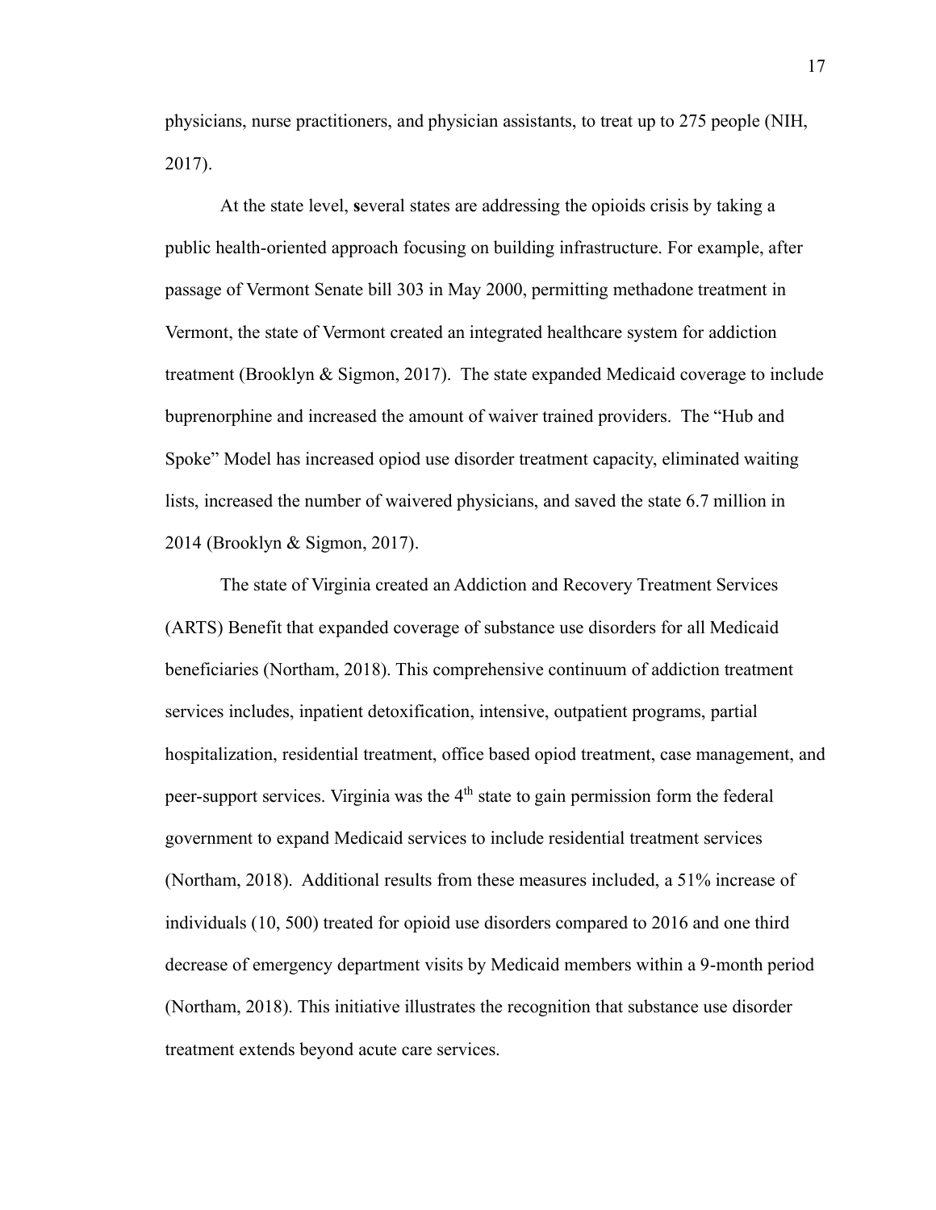physicians, nurse practitioners, and physician assistants, to treat up to 275 people (NIH, 2017).

At the state level, **s**everal states are addressing the opioids crisis by taking a public health-oriented approach focusing on building infrastructure. For example, after passage of Vermont Senate bill 303 in May 2000, permitting methadone treatment in Vermont, the state of Vermont created an integrated healthcare system for addiction treatment (Brooklyn & Sigmon, 2017). The state expanded Medicaid coverage to include buprenorphine and increased the amount of waiver trained providers. The "Hub and Spoke" Model has increased opiod use disorder treatment capacity, eliminated waiting lists, increased the number of waivered physicians, and saved the state 6.7 million in 2014 (Brooklyn & Sigmon, 2017).

The state of Virginia created an Addiction and Recovery Treatment Services (ARTS) Benefit that expanded coverage of substance use disorders for all Medicaid beneficiaries (Northam, 2018). This comprehensive continuum of addiction treatment services includes, inpatient detoxification, intensive, outpatient programs, partial hospitalization, residential treatment, office based opiod treatment, case management, and peer-support services. Virginia was the 4th state to gain permission form the federal government to expand Medicaid services to include residential treatment services (Northam, 2018). Additional results from these measures included, a 51% increase of individuals (10, 500) treated for opioid use disorders compared to 2016 and one third decrease of emergency department visits by Medicaid members within a 9-month period (Northam, 2018). This initiative illustrates the recognition that substance use disorder treatment extends beyond acute care services.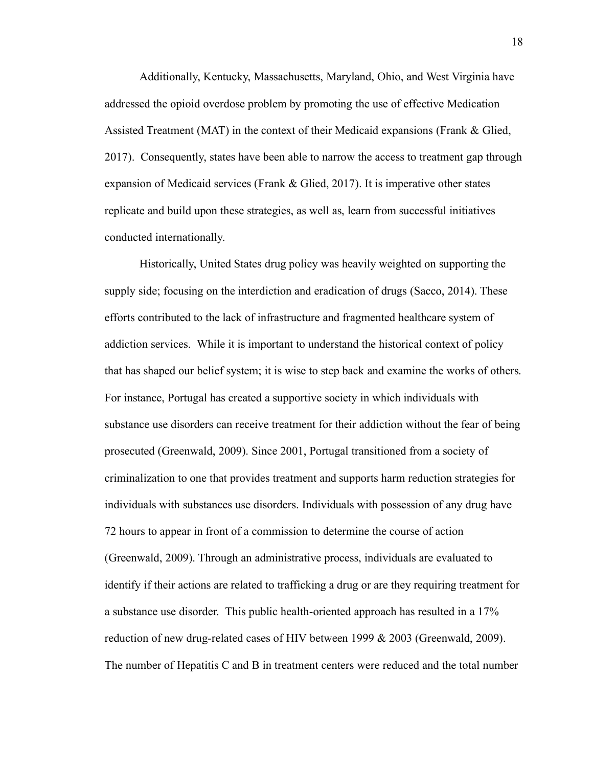Additionally, Kentucky, Massachusetts, Maryland, Ohio, and West Virginia have addressed the opioid overdose problem by promoting the use of effective Medication Assisted Treatment (MAT) in the context of their Medicaid expansions (Frank & Glied, 2017). Consequently, states have been able to narrow the access to treatment gap through expansion of Medicaid services (Frank & Glied, 2017). It is imperative other states replicate and build upon these strategies, as well as, learn from successful initiatives conducted internationally.

Historically, United States drug policy was heavily weighted on supporting the supply side; focusing on the interdiction and eradication of drugs (Sacco, 2014). These efforts contributed to the lack of infrastructure and fragmented healthcare system of addiction services. While it is important to understand the historical context of policy that has shaped our belief system; it is wise to step back and examine the works of others. For instance, Portugal has created a supportive society in which individuals with substance use disorders can receive treatment for their addiction without the fear of being prosecuted (Greenwald, 2009). Since 2001, Portugal transitioned from a society of criminalization to one that provides treatment and supports harm reduction strategies for individuals with substances use disorders. Individuals with possession of any drug have 72 hours to appear in front of a commission to determine the course of action (Greenwald, 2009). Through an administrative process, individuals are evaluated to identify if their actions are related to trafficking a drug or are they requiring treatment for a substance use disorder. This public health-oriented approach has resulted in a 17% reduction of new drug-related cases of HIV between 1999 & 2003 (Greenwald, 2009). The number of Hepatitis C and B in treatment centers were reduced and the total number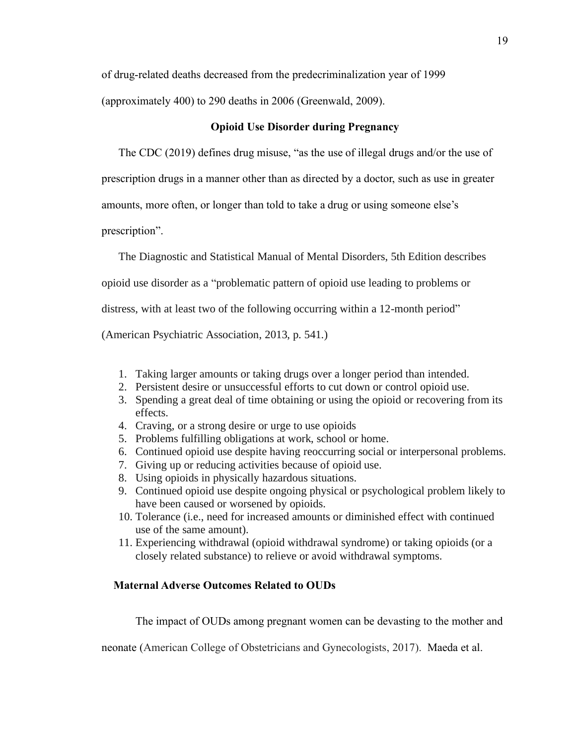of drug-related deaths decreased from the predecriminalization year of 1999 (approximately 400) to 290 deaths in 2006 (Greenwald, 2009).

## Opioid Use Disorder during Pregnancy

The CDC (2019) defines drug misuse, "as the use of illegal drugs and/or the use of prescription drugs in a manner other than as directed by a doctor, such as use in greater amounts, more often, or longer than told to take a drug or using someone else's prescription".

The Diagnostic and Statistical Manual of Mental Disorders, 5th Edition describes opioid use disorder as a "problematic pattern of opioid use leading to problems or distress, with at least two of the following occurring within a 12-month period" (American Psychiatric Association, 2013, p. 541.)

1. Taking larger amounts or taking drugs over a longer period than intended.
2. Persistent desire or unsuccessful efforts to cut down or control opioid use.
3. Spending a great deal of time obtaining or using the opioid or recovering from its effects.
4. Craving, or a strong desire or urge to use opioids
5. Problems fulfilling obligations at work, school or home.
6. Continued opioid use despite having reoccurring social or interpersonal problems.
7. Giving up or reducing activities because of opioid use.
8. Using opioids in physically hazardous situations.
9. Continued opioid use despite ongoing physical or psychological problem likely to have been caused or worsened by opioids.
10. Tolerance (i.e., need for increased amounts or diminished effect with continued use of the same amount).
11. Experiencing withdrawal (opioid withdrawal syndrome) or taking opioids (or a closely related substance) to relieve or avoid withdrawal symptoms.

### Maternal Adverse Outcomes Related to OUDs

The impact of OUDs among pregnant women can be devasting to the mother and neonate (American College of Obstetricians and Gynecologists, 2017). Maeda et al.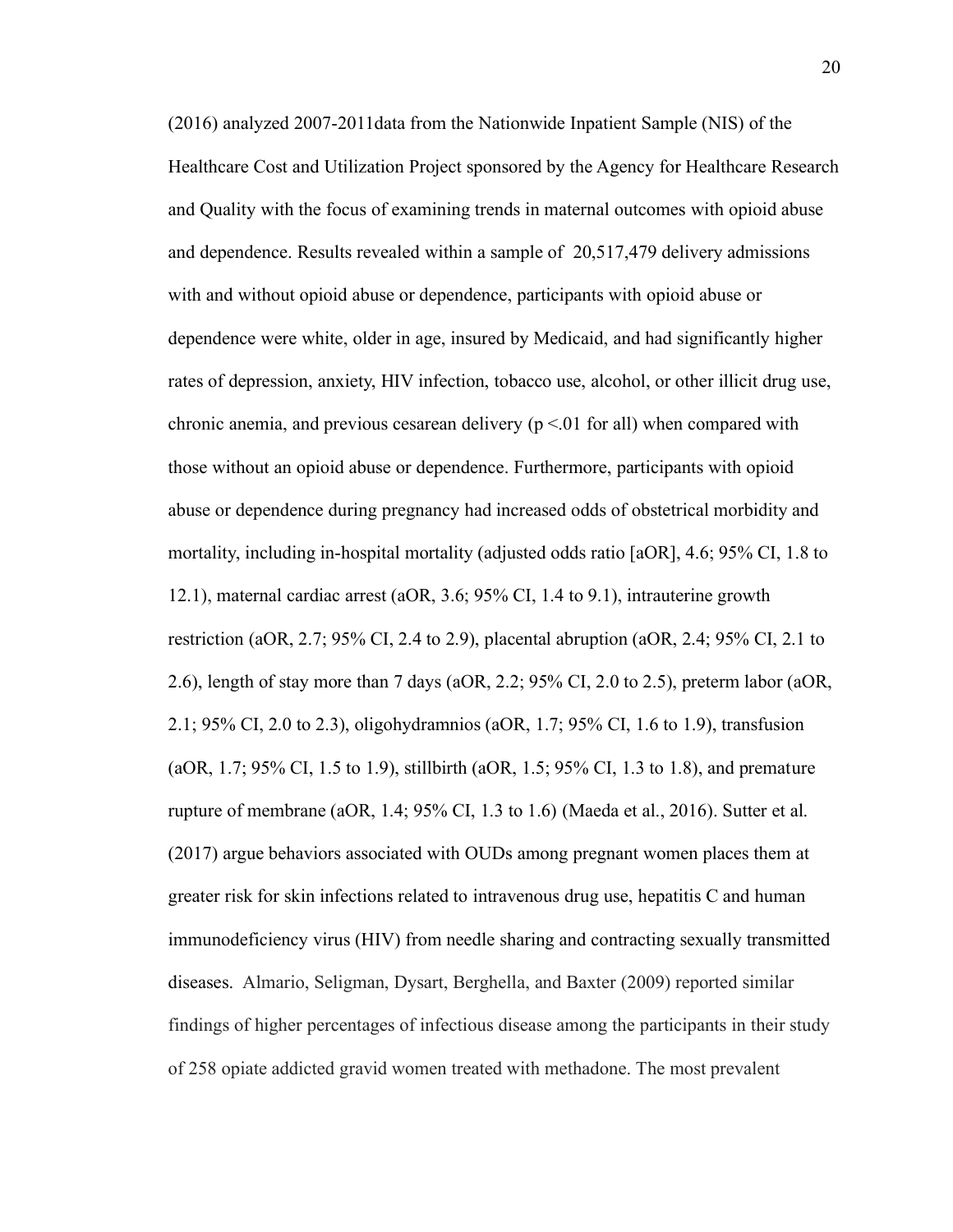(2016) analyzed 2007-2011data from the Nationwide Inpatient Sample (NIS) of the Healthcare Cost and Utilization Project sponsored by the Agency for Healthcare Research and Quality with the focus of examining trends in maternal outcomes with opioid abuse and dependence. Results revealed within a sample of 20,517,479 delivery admissions with and without opioid abuse or dependence, participants with opioid abuse or dependence were white, older in age, insured by Medicaid, and had significantly higher rates of depression, anxiety, HIV infection, tobacco use, alcohol, or other illicit drug use, chronic anemia, and previous cesarean delivery ($p < .01$ for all) when compared with those without an opioid abuse or dependence. Furthermore, participants with opioid abuse or dependence during pregnancy had increased odds of obstetrical morbidity and mortality, including in-hospital mortality (adjusted odds ratio [aOR], 4.6; 95% CI, 1.8 to 12.1), maternal cardiac arrest (aOR, 3.6; 95% CI, 1.4 to 9.1), intrauterine growth restriction (aOR, 2.7; 95% CI, 2.4 to 2.9), placental abruption (aOR, 2.4; 95% CI, 2.1 to 2.6), length of stay more than 7 days (aOR, 2.2; 95% CI, 2.0 to 2.5), preterm labor (aOR, 2.1; 95% CI, 2.0 to 2.3), oligohydramnios (aOR, 1.7; 95% CI, 1.6 to 1.9), transfusion (aOR, 1.7; 95% CI, 1.5 to 1.9), stillbirth (aOR, 1.5; 95% CI, 1.3 to 1.8), and premature rupture of membrane (aOR, 1.4; 95% CI, 1.3 to 1.6) (Maeda et al., 2016). Sutter et al. (2017) argue behaviors associated with OUDs among pregnant women places them at greater risk for skin infections related to intravenous drug use, hepatitis C and human immunodeficiency virus (HIV) from needle sharing and contracting sexually transmitted diseases. Almario, Seligman, Dysart, Berghella, and Baxter (2009) reported similar findings of higher percentages of infectious disease among the participants in their study of 258 opiate addicted gravid women treated with methadone. The most prevalent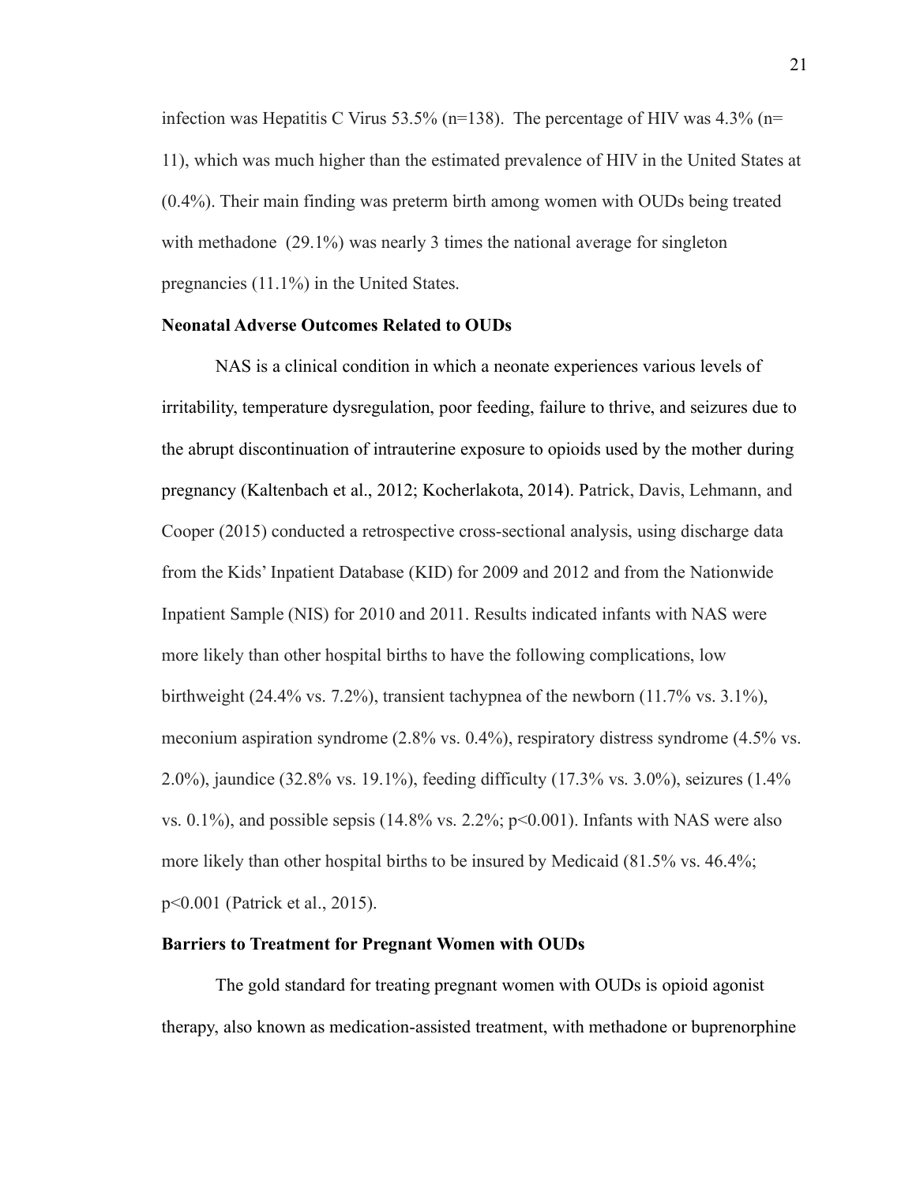infection was Hepatitis C Virus 53.5% (n=138). The percentage of HIV was 4.3% (n= 11), which was much higher than the estimated prevalence of HIV in the United States at (0.4%). Their main finding was preterm birth among women with OUDs being treated with methadone (29.1%) was nearly 3 times the national average for singleton pregnancies (11.1%) in the United States.

### Neonatal Adverse Outcomes Related to OUDs

NAS is a clinical condition in which a neonate experiences various levels of irritability, temperature dysregulation, poor feeding, failure to thrive, and seizures due to the abrupt discontinuation of intrauterine exposure to opioids used by the mother during pregnancy (Kaltenbach et al., 2012; Kocherlakota, 2014). Patrick, Davis, Lehmann, and Cooper (2015) conducted a retrospective cross-sectional analysis, using discharge data from the Kids' Inpatient Database (KID) for 2009 and 2012 and from the Nationwide Inpatient Sample (NIS) for 2010 and 2011. Results indicated infants with NAS were more likely than other hospital births to have the following complications, low birthweight (24.4% vs. 7.2%), transient tachypnea of the newborn (11.7% vs. 3.1%), meconium aspiration syndrome (2.8% vs. 0.4%), respiratory distress syndrome (4.5% vs. 2.0%), jaundice (32.8% vs. 19.1%), feeding difficulty (17.3% vs. 3.0%), seizures (1.4% vs. 0.1%), and possible sepsis (14.8% vs. 2.2%; $p<0.001$). Infants with NAS were also more likely than other hospital births to be insured by Medicaid (81.5% vs. 46.4%; $p<0.001$ (Patrick et al., 2015).

### Barriers to Treatment for Pregnant Women with OUDs

The gold standard for treating pregnant women with OUDs is opioid agonist therapy, also known as medication-assisted treatment, with methadone or buprenorphine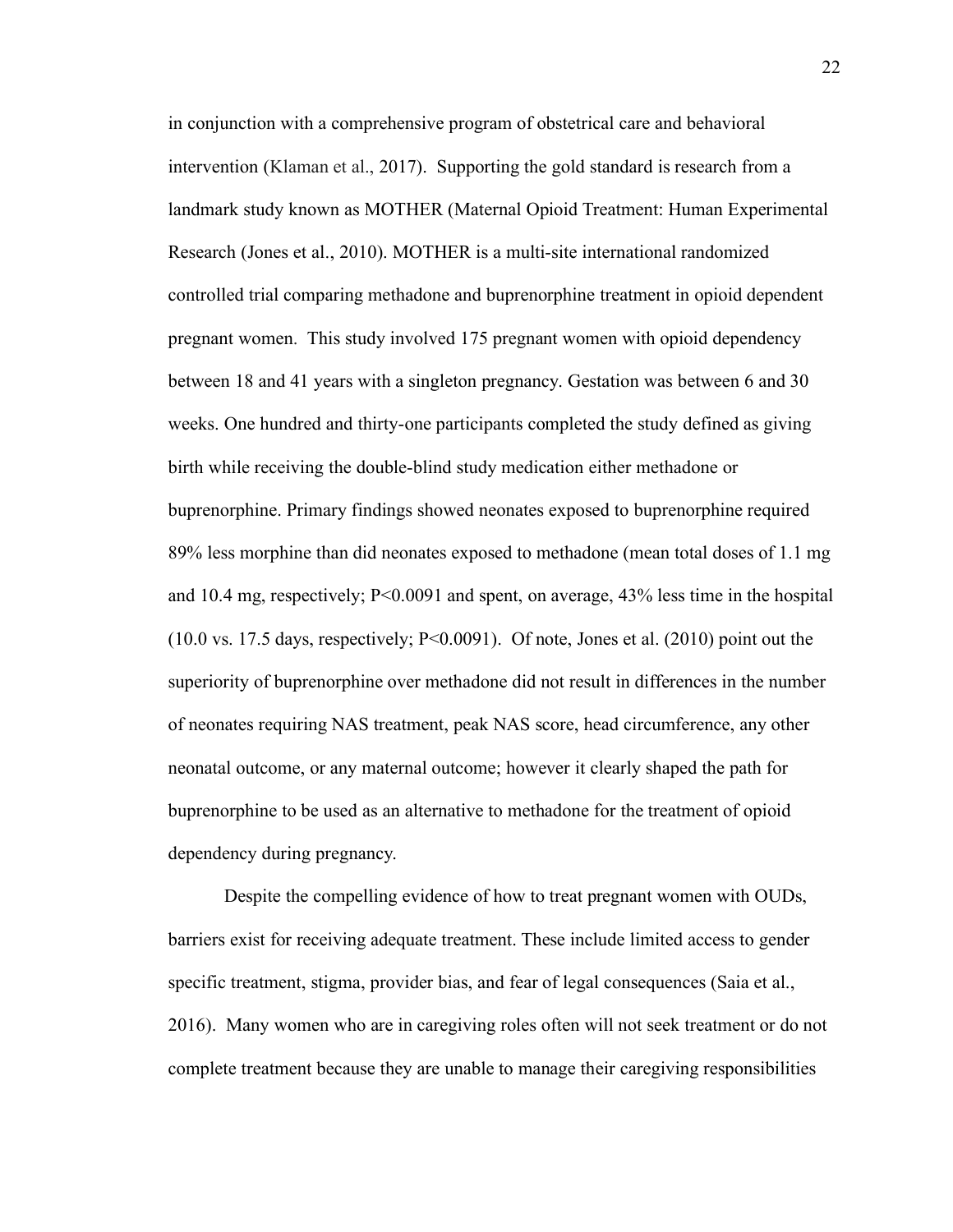in conjunction with a comprehensive program of obstetrical care and behavioral intervention (Klaman et al., 2017). Supporting the gold standard is research from a landmark study known as MOTHER (Maternal Opioid Treatment: Human Experimental Research (Jones et al., 2010). MOTHER is a multi-site international randomized controlled trial comparing methadone and buprenorphine treatment in opioid dependent pregnant women. This study involved 175 pregnant women with opioid dependency between 18 and 41 years with a singleton pregnancy. Gestation was between 6 and 30 weeks. One hundred and thirty-one participants completed the study defined as giving birth while receiving the double-blind study medication either methadone or buprenorphine. Primary findings showed neonates exposed to buprenorphine required 89% less morphine than did neonates exposed to methadone (mean total doses of 1.1 mg and 10.4 mg, respectively; $P<0.0091$ and spent, on average, 43% less time in the hospital (10.0 vs. 17.5 days, respectively; $P<0.0091$). Of note, Jones et al. (2010) point out the superiority of buprenorphine over methadone did not result in differences in the number of neonates requiring NAS treatment, peak NAS score, head circumference, any other neonatal outcome, or any maternal outcome; however it clearly shaped the path for buprenorphine to be used as an alternative to methadone for the treatment of opioid dependency during pregnancy.

Despite the compelling evidence of how to treat pregnant women with OUDs, barriers exist for receiving adequate treatment. These include limited access to gender specific treatment, stigma, provider bias, and fear of legal consequences (Saia et al., 2016). Many women who are in caregiving roles often will not seek treatment or do not complete treatment because they are unable to manage their caregiving responsibilities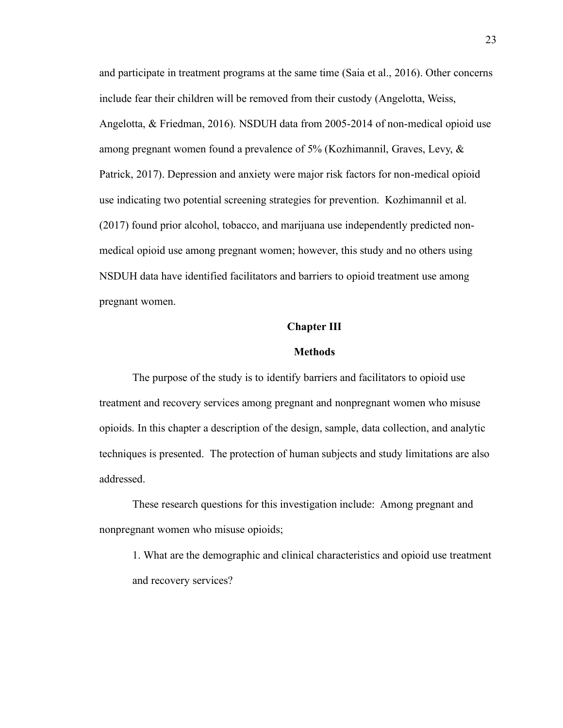and participate in treatment programs at the same time (Saia et al., 2016). Other concerns include fear their children will be removed from their custody (Angelotta, Weiss, Angelotta, & Friedman, 2016). NSDUH data from 2005-2014 of non-medical opioid use among pregnant women found a prevalence of 5% (Kozhimannil, Graves, Levy, & Patrick, 2017). Depression and anxiety were major risk factors for non-medical opioid use indicating two potential screening strategies for prevention. Kozhimannil et al. (2017) found prior alcohol, tobacco, and marijuana use independently predicted non-medical opioid use among pregnant women; however, this study and no others using NSDUH data have identified facilitators and barriers to opioid treatment use among pregnant women.

# Chapter III

## Methods

The purpose of the study is to identify barriers and facilitators to opioid use treatment and recovery services among pregnant and nonpregnant women who misuse opioids. In this chapter a description of the design, sample, data collection, and analytic techniques is presented. The protection of human subjects and study limitations are also addressed.

These research questions for this investigation include: Among pregnant and nonpregnant women who misuse opioids;

1. What are the demographic and clinical characteristics and opioid use treatment and recovery services?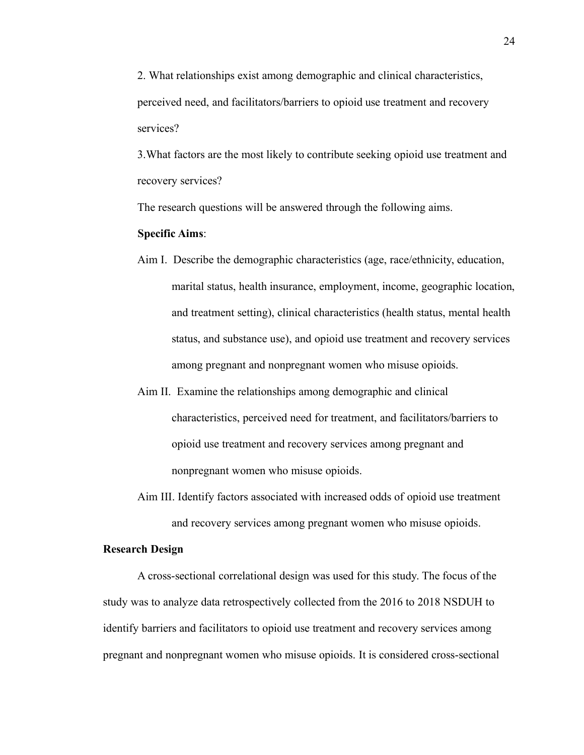2. What relationships exist among demographic and clinical characteristics, perceived need, and facilitators/barriers to opioid use treatment and recovery services?

3.What factors are the most likely to contribute seeking opioid use treatment and recovery services?

The research questions will be answered through the following aims.

**Specific Aims**:

Aim I. Describe the demographic characteristics (age, race/ethnicity, education, marital status, health insurance, employment, income, geographic location, and treatment setting), clinical characteristics (health status, mental health status, and substance use), and opioid use treatment and recovery services among pregnant and nonpregnant women who misuse opioids.

Aim II. Examine the relationships among demographic and clinical characteristics, perceived need for treatment, and facilitators/barriers to opioid use treatment and recovery services among pregnant and nonpregnant women who misuse opioids.

Aim III. Identify factors associated with increased odds of opioid use treatment and recovery services among pregnant women who misuse opioids.

**Research Design**

A cross-sectional correlational design was used for this study. The focus of the study was to analyze data retrospectively collected from the 2016 to 2018 NSDUH to identify barriers and facilitators to opioid use treatment and recovery services among pregnant and nonpregnant women who misuse opioids. It is considered cross-sectional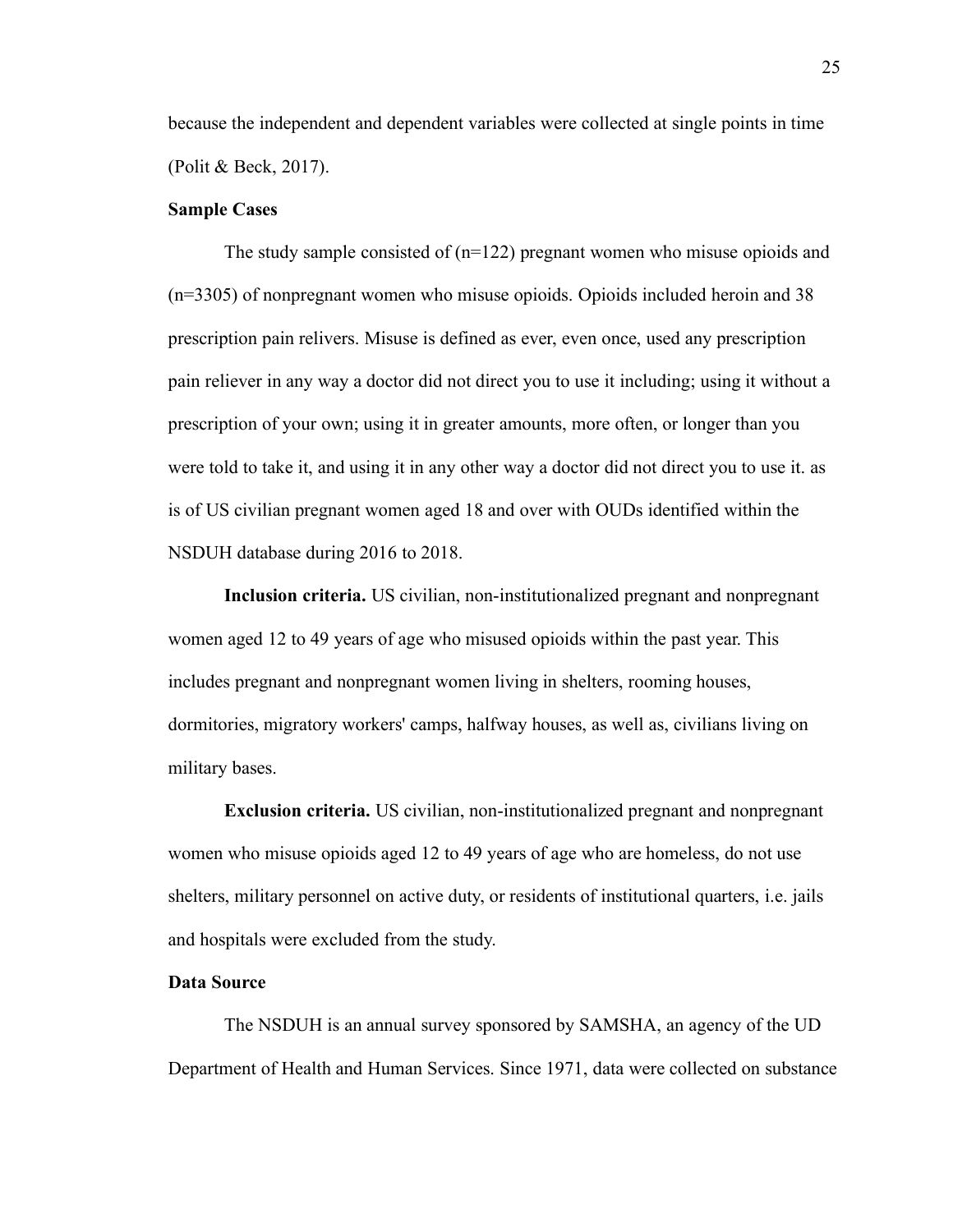because the independent and dependent variables were collected at single points in time (Polit & Beck, 2017).

**Sample Cases**

The study sample consisted of (n=122) pregnant women who misuse opioids and (n=3305) of nonpregnant women who misuse opioids. Opioids included heroin and 38 prescription pain relivers. Misuse is defined as ever, even once, used any prescription pain reliever in any way a doctor did not direct you to use it including; using it without a prescription of your own; using it in greater amounts, more often, or longer than you were told to take it, and using it in any other way a doctor did not direct you to use it. as is of US civilian pregnant women aged 18 and over with OUDs identified within the NSDUH database during 2016 to 2018.

**Inclusion criteria.** US civilian, non-institutionalized pregnant and nonpregnant women aged 12 to 49 years of age who misused opioids within the past year. This includes pregnant and nonpregnant women living in shelters, rooming houses, dormitories, migratory workers' camps, halfway houses, as well as, civilians living on military bases.

**Exclusion criteria.** US civilian, non-institutionalized pregnant and nonpregnant women who misuse opioids aged 12 to 49 years of age who are homeless, do not use shelters, military personnel on active duty, or residents of institutional quarters, i.e. jails and hospitals were excluded from the study.

**Data Source**

The NSDUH is an annual survey sponsored by SAMSHA, an agency of the UD Department of Health and Human Services. Since 1971, data were collected on substance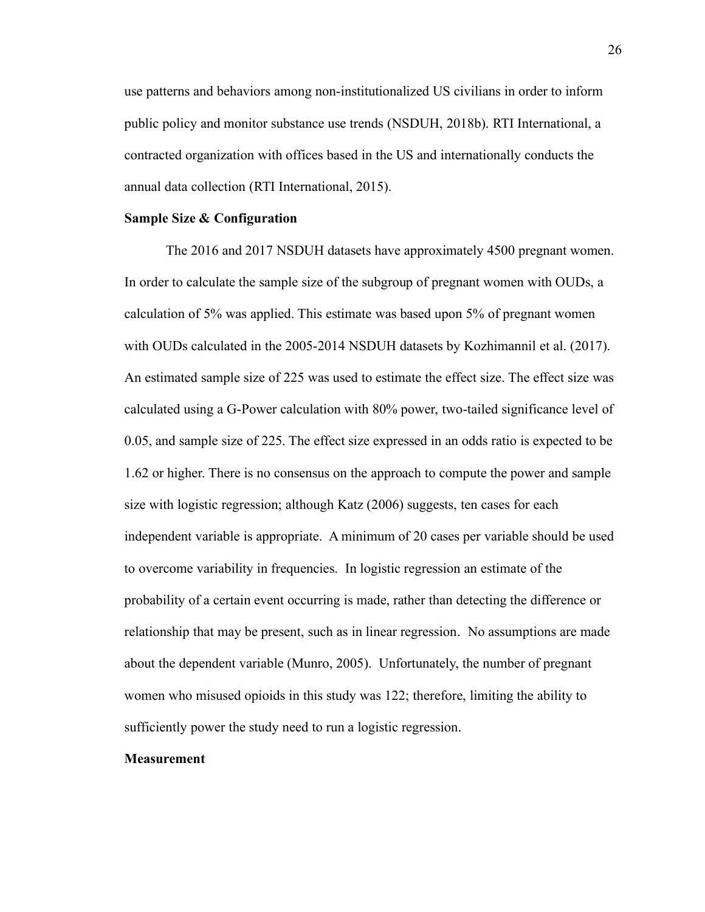use patterns and behaviors among non-institutionalized US civilians in order to inform public policy and monitor substance use trends (NSDUH, 2018b). RTI International, a contracted organization with offices based in the US and internationally conducts the annual data collection (RTI International, 2015).

**Sample Size & Configuration**

The 2016 and 2017 NSDUH datasets have approximately 4500 pregnant women. In order to calculate the sample size of the subgroup of pregnant women with OUDs, a calculation of 5% was applied. This estimate was based upon 5% of pregnant women with OUDs calculated in the 2005-2014 NSDUH datasets by Kozhimannil et al. (2017). An estimated sample size of 225 was used to estimate the effect size. The effect size was calculated using a G-Power calculation with 80% power, two-tailed significance level of 0.05, and sample size of 225. The effect size expressed in an odds ratio is expected to be 1.62 or higher. There is no consensus on the approach to compute the power and sample size with logistic regression; although Katz (2006) suggests, ten cases for each independent variable is appropriate. A minimum of 20 cases per variable should be used to overcome variability in frequencies. In logistic regression an estimate of the probability of a certain event occurring is made, rather than detecting the difference or relationship that may be present, such as in linear regression. No assumptions are made about the dependent variable (Munro, 2005). Unfortunately, the number of pregnant women who misused opioids in this study was 122; therefore, limiting the ability to sufficiently power the study need to run a logistic regression.

**Measurement**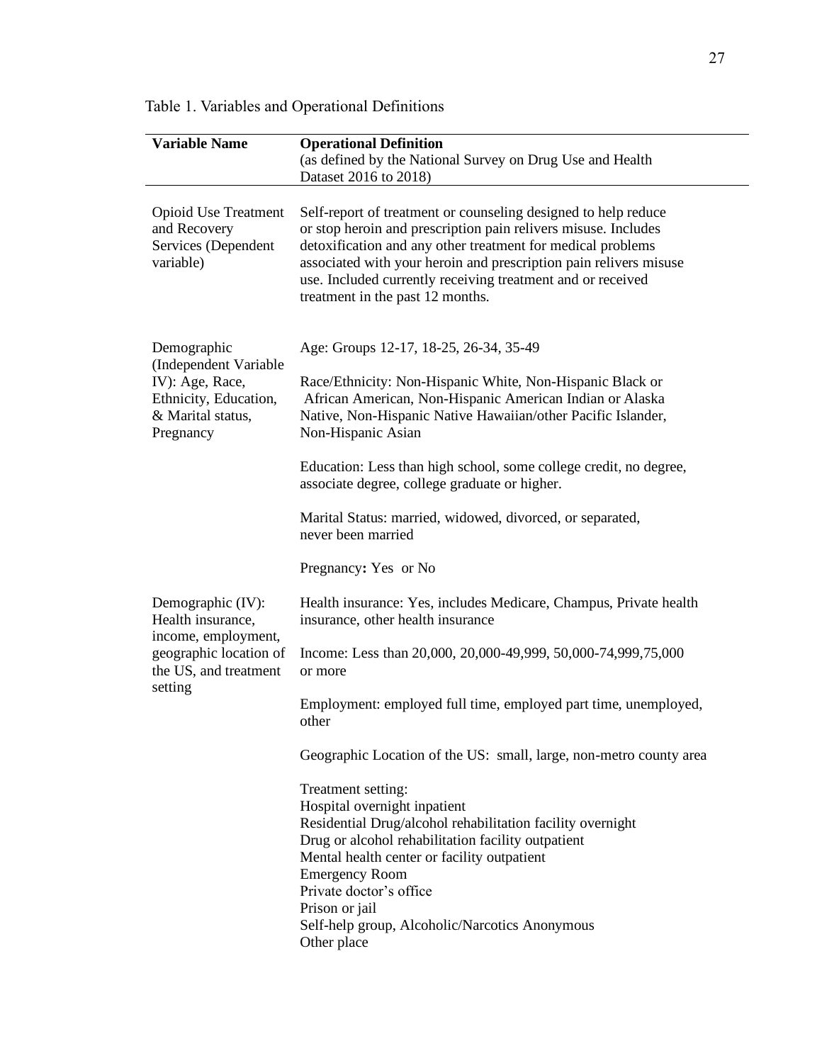Table 1. Variables and Operational Definitions

| Variable Name | Operational Definition (as defined by the National Survey on Drug Use and Health Dataset 2016 to 2018) |
|---|---|
| Opioid Use Treatment and Recovery Services (Dependent variable) | Self-report of treatment or counseling designed to help reduce or stop heroin and prescription pain relivers misuse. Includes detoxification and any other treatment for medical problems associated with your heroin and prescription pain relivers misuse use. Included currently receiving treatment and or received treatment in the past 12 months. |
| Demographic (Independent Variable IV): Age, Race, Ethnicity, Education, & Marital status, Pregnancy | Age: Groups 12-17, 18-25, 26-34, 35-49<br><br>Race/Ethnicity: Non-Hispanic White, Non-Hispanic Black or African American, Non-Hispanic American Indian or Alaska Native, Non-Hispanic Native Hawaiian/other Pacific Islander, Non-Hispanic Asian<br><br>Education: Less than high school, some college credit, no degree, associate degree, college graduate or higher.<br><br>Marital Status: married, widowed, divorced, or separated, never been married<br><br>Pregnancy**:** Yes or No |
| Demographic (IV): Health insurance, income, employment, geographic location of the US, and treatment setting | Health insurance: Yes, includes Medicare, Champus, Private health insurance, other health insurance<br><br>Income: Less than 20,000, 20,000-49,999, 50,000-74,999,75,000 or more<br><br>Employment: employed full time, employed part time, unemployed, other<br><br>Geographic Location of the US: small, large, non-metro county area<br><br>Treatment setting:<br>Hospital overnight inpatient<br>Residential Drug/alcohol rehabilitation facility overnight<br>Drug or alcohol rehabilitation facility outpatient<br>Mental health center or facility outpatient<br>Emergency Room<br>Private doctor's office<br>Prison or jail<br>Self-help group, Alcoholic/Narcotics Anonymous<br>Other place |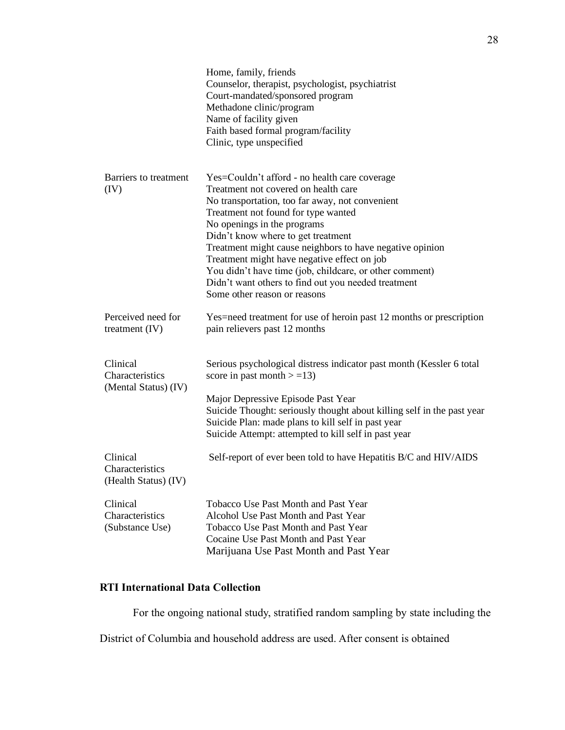| | |
|---|---|
| | Home, family, friends<br>Counselor, therapist, psychologist, psychiatrist<br>Court-mandated/sponsored program<br>Methadone clinic/program<br>Name of facility given<br>Faith based formal program/facility<br>Clinic, type unspecified |
| Barriers to treatment (IV) | Yes=Couldn't afford - no health care coverage<br>Treatment not covered on health care<br>No transportation, too far away, not convenient<br>Treatment not found for type wanted<br>No openings in the programs<br>Didn't know where to get treatment<br>Treatment might cause neighbors to have negative opinion<br>Treatment might have negative effect on job<br>You didn't have time (job, childcare, or other comment)<br>Didn't want others to find out you needed treatment<br>Some other reason or reasons |
| Perceived need for treatment (IV) | Yes=need treatment for use of heroin past 12 months or prescription pain relievers past 12 months |
| Clinical Characteristics (Mental Status) (IV) | Serious psychological distress indicator past month (Kessler 6 total score in past month > =13)<br><br>Major Depressive Episode Past Year<br>Suicide Thought: seriously thought about killing self in the past year<br>Suicide Plan: made plans to kill self in past year<br>Suicide Attempt: attempted to kill self in past year |
| Clinical Characteristics (Health Status) (IV) | Self-report of ever been told to have Hepatitis B/C and HIV/AIDS |
| Clinical Characteristics (Substance Use) | Tobacco Use Past Month and Past Year<br>Alcohol Use Past Month and Past Year<br>Tobacco Use Past Month and Past Year<br>Cocaine Use Past Month and Past Year<br>Marijuana Use Past Month and Past Year |

**RTI International Data Collection**

For the ongoing national study, stratified random sampling by state including the District of Columbia and household address are used. After consent is obtained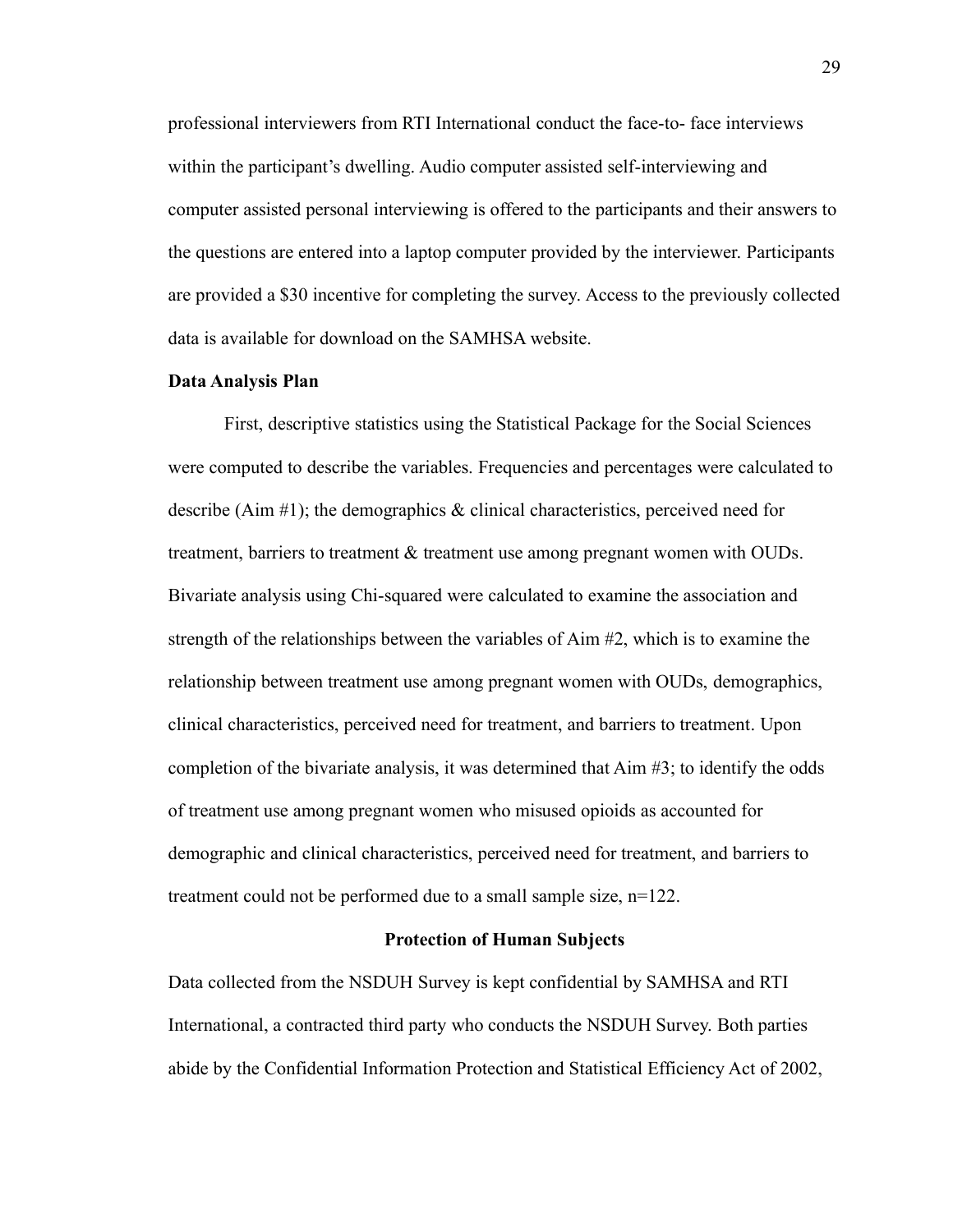professional interviewers from RTI International conduct the face-to- face interviews within the participant's dwelling. Audio computer assisted self-interviewing and computer assisted personal interviewing is offered to the participants and their answers to the questions are entered into a laptop computer provided by the interviewer. Participants are provided a $30 incentive for completing the survey. Access to the previously collected data is available for download on the SAMHSA website.

**Data Analysis Plan**

First, descriptive statistics using the Statistical Package for the Social Sciences were computed to describe the variables. Frequencies and percentages were calculated to describe (Aim #1); the demographics & clinical characteristics, perceived need for treatment, barriers to treatment & treatment use among pregnant women with OUDs. Bivariate analysis using Chi-squared were calculated to examine the association and strength of the relationships between the variables of Aim #2, which is to examine the relationship between treatment use among pregnant women with OUDs, demographics, clinical characteristics, perceived need for treatment, and barriers to treatment. Upon completion of the bivariate analysis, it was determined that Aim #3; to identify the odds of treatment use among pregnant women who misused opioids as accounted for demographic and clinical characteristics, perceived need for treatment, and barriers to treatment could not be performed due to a small sample size, n=122.

## Protection of Human Subjects

Data collected from the NSDUH Survey is kept confidential by SAMHSA and RTI International, a contracted third party who conducts the NSDUH Survey. Both parties abide by the Confidential Information Protection and Statistical Efficiency Act of 2002,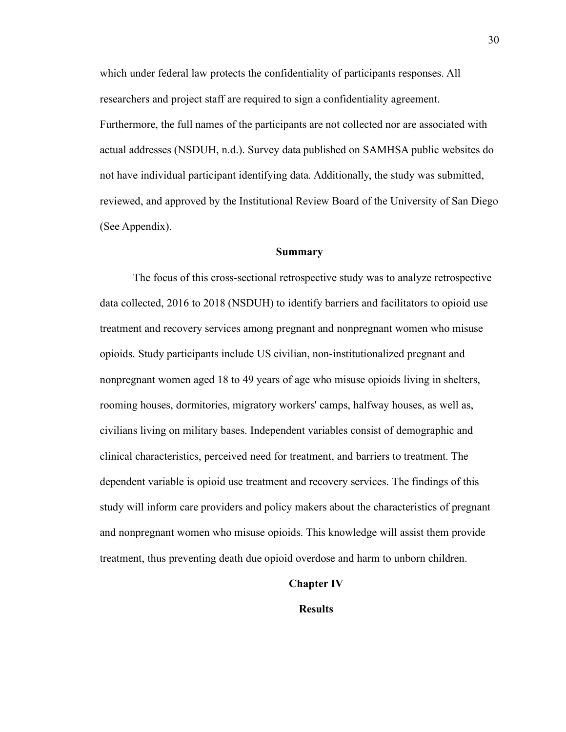which under federal law protects the confidentiality of participants responses. All researchers and project staff are required to sign a confidentiality agreement. Furthermore, the full names of the participants are not collected nor are associated with actual addresses (NSDUH, n.d.). Survey data published on SAMHSA public websites do not have individual participant identifying data. Additionally, the study was submitted, reviewed, and approved by the Institutional Review Board of the University of San Diego (See Appendix).

## Summary

The focus of this cross-sectional retrospective study was to analyze retrospective data collected, 2016 to 2018 (NSDUH) to identify barriers and facilitators to opioid use treatment and recovery services among pregnant and nonpregnant women who misuse opioids. Study participants include US civilian, non-institutionalized pregnant and nonpregnant women aged 18 to 49 years of age who misuse opioids living in shelters, rooming houses, dormitories, migratory workers' camps, halfway houses, as well as, civilians living on military bases. Independent variables consist of demographic and clinical characteristics, perceived need for treatment, and barriers to treatment. The dependent variable is opioid use treatment and recovery services. The findings of this study will inform care providers and policy makers about the characteristics of pregnant and nonpregnant women who misuse opioids. This knowledge will assist them provide treatment, thus preventing death due opioid overdose and harm to unborn children.

# Chapter IV

# Results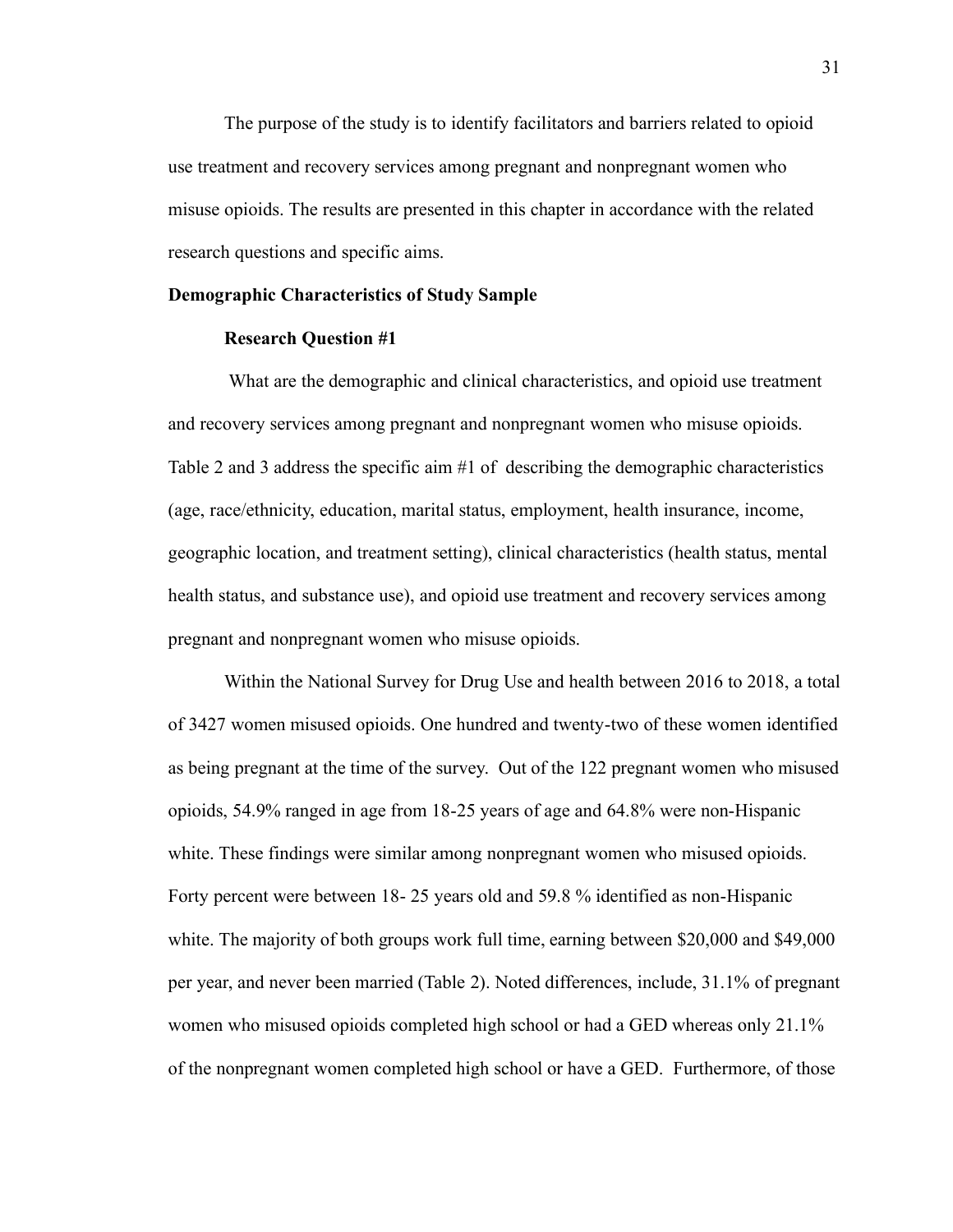The purpose of the study is to identify facilitators and barriers related to opioid use treatment and recovery services among pregnant and nonpregnant women who misuse opioids. The results are presented in this chapter in accordance with the related research questions and specific aims.

## Demographic Characteristics of Study Sample

### Research Question #1

What are the demographic and clinical characteristics, and opioid use treatment and recovery services among pregnant and nonpregnant women who misuse opioids. Table 2 and 3 address the specific aim #1 of describing the demographic characteristics (age, race/ethnicity, education, marital status, employment, health insurance, income, geographic location, and treatment setting), clinical characteristics (health status, mental health status, and substance use), and opioid use treatment and recovery services among pregnant and nonpregnant women who misuse opioids.

Within the National Survey for Drug Use and health between 2016 to 2018, a total of 3427 women misused opioids. One hundred and twenty-two of these women identified as being pregnant at the time of the survey. Out of the 122 pregnant women who misused opioids, 54.9% ranged in age from 18-25 years of age and 64.8% were non-Hispanic white. These findings were similar among nonpregnant women who misused opioids. Forty percent were between 18- 25 years old and 59.8 % identified as non-Hispanic white. The majority of both groups work full time, earning between $20,000 and $49,000 per year, and never been married (Table 2). Noted differences, include, 31.1% of pregnant women who misused opioids completed high school or had a GED whereas only 21.1% of the nonpregnant women completed high school or have a GED. Furthermore, of those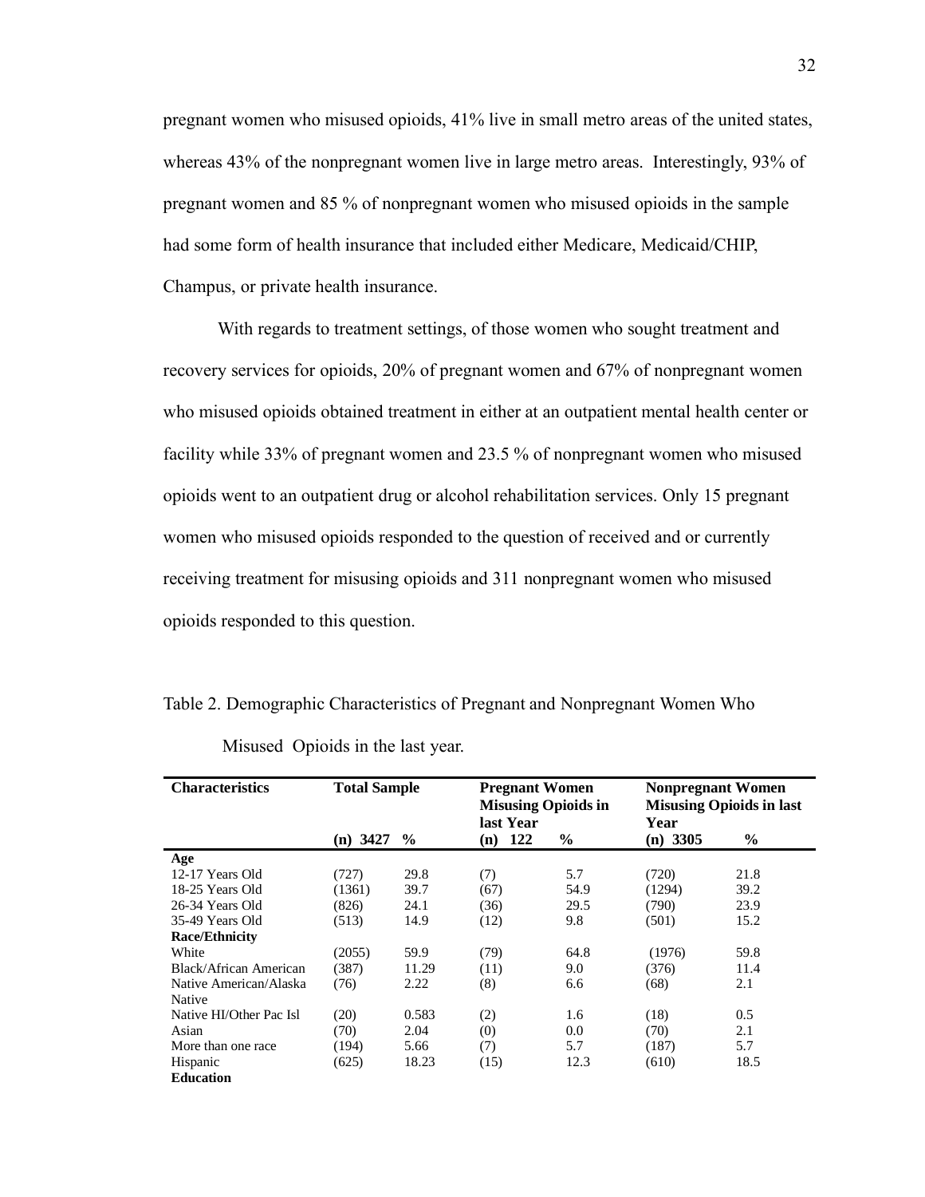pregnant women who misused opioids, 41% live in small metro areas of the united states, whereas 43% of the nonpregnant women live in large metro areas. Interestingly, 93% of pregnant women and 85 % of nonpregnant women who misused opioids in the sample had some form of health insurance that included either Medicare, Medicaid/CHIP, Champus, or private health insurance.

With regards to treatment settings, of those women who sought treatment and recovery services for opioids, 20% of pregnant women and 67% of nonpregnant women who misused opioids obtained treatment in either at an outpatient mental health center or facility while 33% of pregnant women and 23.5 % of nonpregnant women who misused opioids went to an outpatient drug or alcohol rehabilitation services. Only 15 pregnant women who misused opioids responded to the question of received and or currently receiving treatment for misusing opioids and 311 nonpregnant women who misused opioids responded to this question.

Table 2. Demographic Characteristics of Pregnant and Nonpregnant Women Who Misused Opioids in the last year.

| **Characteristics** | **Total Sample** | | **Pregnant Women Misusing Opioids in last Year** | | **Nonpregnant Women Misusing Opioids in last Year** | |
|---|---|---|---|---|---|---|
| | **(n) 3427** | **%** | **(n) 122** | **%** | **(n) 3305** | **%** |
| **Age** | | | | | | |
| 12-17 Years Old | (727) | 29.8 | (7) | 5.7 | (720) | 21.8 |
| 18-25 Years Old | (1361) | 39.7 | (67) | 54.9 | (1294) | 39.2 |
| 26-34 Years Old | (826) | 24.1 | (36) | 29.5 | (790) | 23.9 |
| 35-49 Years Old | (513) | 14.9 | (12) | 9.8 | (501) | 15.2 |
| **Race/Ethnicity** | | | | | | |
| White | (2055) | 59.9 | (79) | 64.8 | (1976) | 59.8 |
| Black/African American | (387) | 11.29 | (11) | 9.0 | (376) | 11.4 |
| Native American/Alaska Native | (76) | 2.22 | (8) | 6.6 | (68) | 2.1 |
| Native HI/Other Pac Isl | (20) | 0.583 | (2) | 1.6 | (18) | 0.5 |
| Asian | (70) | 2.04 | (0) | 0.0 | (70) | 2.1 |
| More than one race | (194) | 5.66 | (7) | 5.7 | (187) | 5.7 |
| Hispanic | (625) | 18.23 | (15) | 12.3 | (610) | 18.5 |
| **Education** | | | | | | |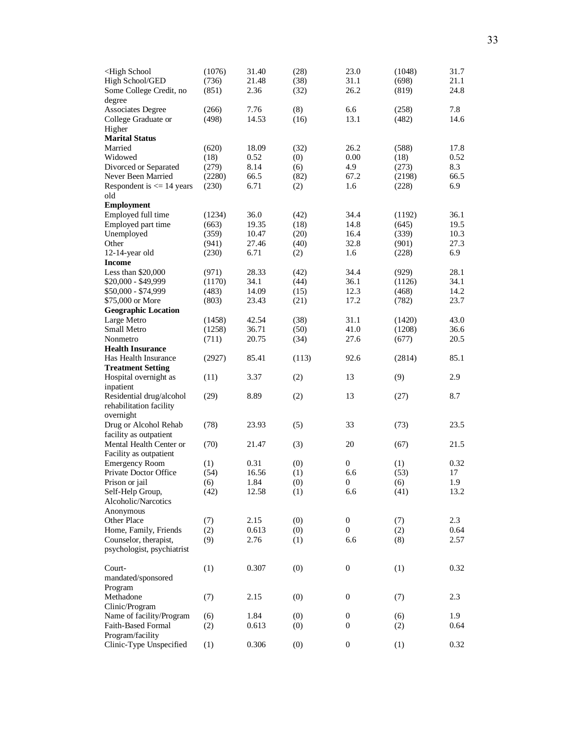| | | | | | | |
|---|---|---|---|---|---|---|
| <High School | (1076) | 31.40 | (28) | 23.0 | (1048) | 31.7 |
| High School/GED | (736) | 21.48 | (38) | 31.1 | (698) | 21.1 |
| Some College Credit, no degree | (851) | 2.36 | (32) | 26.2 | (819) | 24.8 |
| Associates Degree | (266) | 7.76 | (8) | 6.6 | (258) | 7.8 |
| College Graduate or Higher | (498) | 14.53 | (16) | 13.1 | (482) | 14.6 |
| **Marital Status** | | | | | | |
| Married | (620) | 18.09 | (32) | 26.2 | (588) | 17.8 |
| Widowed | (18) | 0.52 | (0) | 0.00 | (18) | 0.52 |
| Divorced or Separated | (279) | 8.14 | (6) | 4.9 | (273) | 8.3 |
| Never Been Married | (2280) | 66.5 | (82) | 67.2 | (2198) | 66.5 |
| Respondent is <= 14 years old | (230) | 6.71 | (2) | 1.6 | (228) | 6.9 |
| **Employment** | | | | | | |
| Employed full time | (1234) | 36.0 | (42) | 34.4 | (1192) | 36.1 |
| Employed part time | (663) | 19.35 | (18) | 14.8 | (645) | 19.5 |
| Unemployed | (359) | 10.47 | (20) | 16.4 | (339) | 10.3 |
| Other | (941) | 27.46 | (40) | 32.8 | (901) | 27.3 |
| 12-14-year old | (230) | 6.71 | (2) | 1.6 | (228) | 6.9 |
| **Income** | | | | | | |
| Less than $20,000 | (971) | 28.33 | (42) | 34.4 | (929) | 28.1 |
| $20,000 - $49,999 | (1170) | 34.1 | (44) | 36.1 | (1126) | 34.1 |
| $50,000 - $74,999 | (483) | 14.09 | (15) | 12.3 | (468) | 14.2 |
| $75,000 or More | (803) | 23.43 | (21) | 17.2 | (782) | 23.7 |
| **Geographic Location** | | | | | | |
| Large Metro | (1458) | 42.54 | (38) | 31.1 | (1420) | 43.0 |
| Small Metro | (1258) | 36.71 | (50) | 41.0 | (1208) | 36.6 |
| Nonmetro | (711) | 20.75 | (34) | 27.6 | (677) | 20.5 |
| **Health Insurance** | | | | | | |
| Has Health Insurance | (2927) | 85.41 | (113) | 92.6 | (2814) | 85.1 |
| **Treatment Setting** | | | | | | |
| Hospital overnight as inpatient | (11) | 3.37 | (2) | 13 | (9) | 2.9 |
| Residential drug/alcohol rehabilitation facility overnight | (29) | 8.89 | (2) | 13 | (27) | 8.7 |
| Drug or Alcohol Rehab facility as outpatient | (78) | 23.93 | (5) | 33 | (73) | 23.5 |
| Mental Health Center or Facility as outpatient | (70) | 21.47 | (3) | 20 | (67) | 21.5 |
| Emergency Room | (1) | 0.31 | (0) | 0 | (1) | 0.32 |
| Private Doctor Office | (54) | 16.56 | (1) | 6.6 | (53) | 17 |
| Prison or jail | (6) | 1.84 | (0) | 0 | (6) | 1.9 |
| Self-Help Group, Alcoholic/Narcotics Anonymous | (42) | 12.58 | (1) | 6.6 | (41) | 13.2 |
| Other Place | (7) | 2.15 | (0) | 0 | (7) | 2.3 |
| Home, Family, Friends | (2) | 0.613 | (0) | 0 | (2) | 0.64 |
| Counselor, therapist, psychologist, psychiatrist | (9) | 2.76 | (1) | 6.6 | (8) | 2.57 |
| Court-mandated/sponsored Program | (1) | 0.307 | (0) | 0 | (1) | 0.32 |
| Methadone Clinic/Program | (7) | 2.15 | (0) | 0 | (7) | 2.3 |
| Name of facility/Program | (6) | 1.84 | (0) | 0 | (6) | 1.9 |
| Faith-Based Formal Program/facility | (2) | 0.613 | (0) | 0 | (2) | 0.64 |
| Clinic-Type Unspecified | (1) | 0.306 | (0) | 0 | (1) | 0.32 |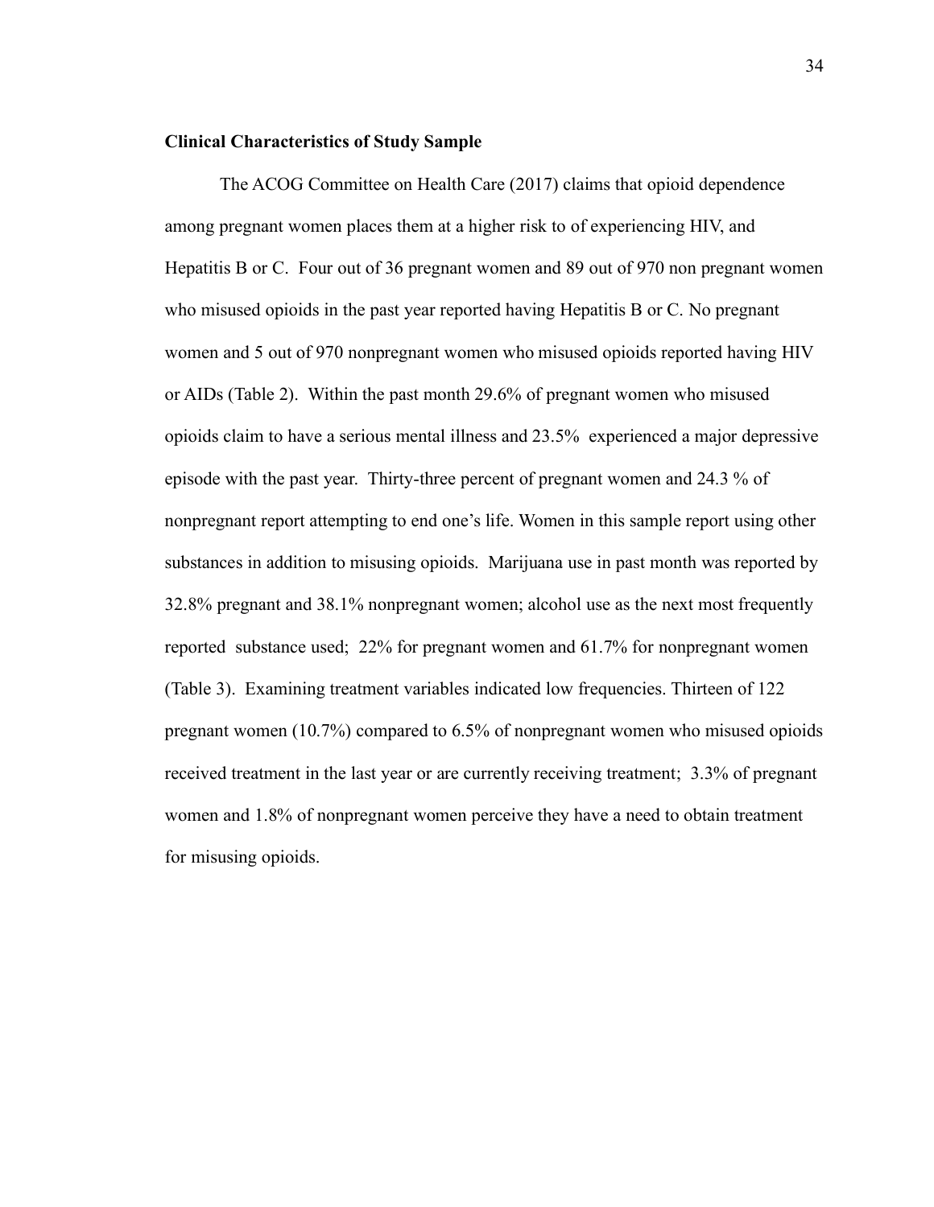**Clinical Characteristics of Study Sample**

The ACOG Committee on Health Care (2017) claims that opioid dependence among pregnant women places them at a higher risk to of experiencing HIV, and Hepatitis B or C. Four out of 36 pregnant women and 89 out of 970 non pregnant women who misused opioids in the past year reported having Hepatitis B or C. No pregnant women and 5 out of 970 nonpregnant women who misused opioids reported having HIV or AIDs (Table 2). Within the past month 29.6% of pregnant women who misused opioids claim to have a serious mental illness and 23.5% experienced a major depressive episode with the past year. Thirty-three percent of pregnant women and 24.3 % of nonpregnant report attempting to end one's life. Women in this sample report using other substances in addition to misusing opioids. Marijuana use in past month was reported by 32.8% pregnant and 38.1% nonpregnant women; alcohol use as the next most frequently reported substance used; 22% for pregnant women and 61.7% for nonpregnant women (Table 3). Examining treatment variables indicated low frequencies. Thirteen of 122 pregnant women (10.7%) compared to 6.5% of nonpregnant women who misused opioids received treatment in the last year or are currently receiving treatment; 3.3% of pregnant women and 1.8% of nonpregnant women perceive they have a need to obtain treatment for misusing opioids.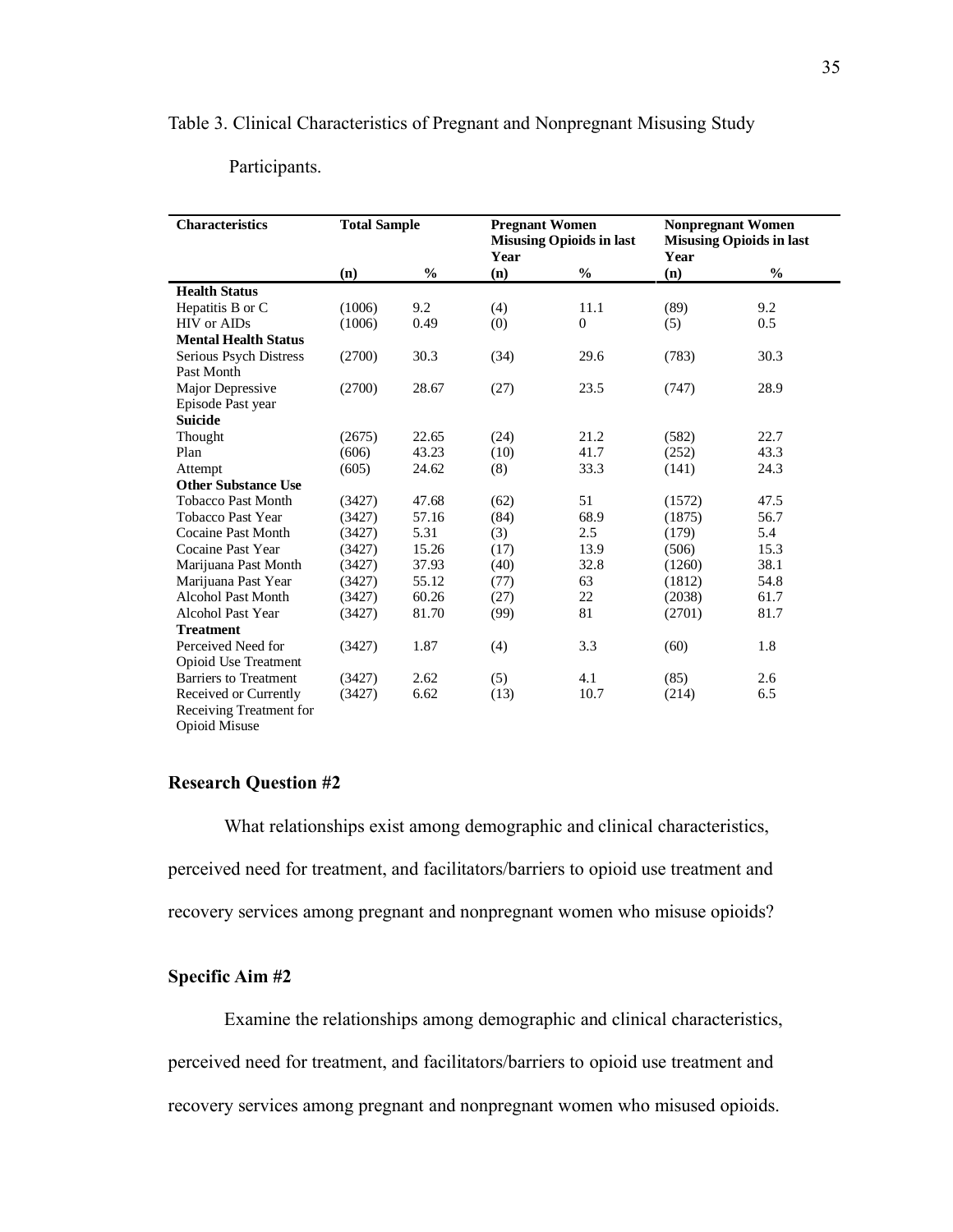Table 3. Clinical Characteristics of Pregnant and Nonpregnant Misusing Study Participants.

| Characteristics | Total Sample | | Pregnant Women Misusing Opioids in last Year | | Nonpregnant Women Misusing Opioids in last Year | |
|---|---|---|---|---|---|---|
| | (n) | % | (n) | % | (n) | % |
| **Health Status** | | | | | | |
| Hepatitis B or C | (1006) | 9.2 | (4) | 11.1 | (89) | 9.2 |
| HIV or AIDs | (1006) | 0.49 | (0) | 0 | (5) | 0.5 |
| **Mental Health Status** | | | | | | |
| Serious Psych Distress Past Month | (2700) | 30.3 | (34) | 29.6 | (783) | 30.3 |
| Major Depressive Episode Past year | (2700) | 28.67 | (27) | 23.5 | (747) | 28.9 |
| **Suicide** | | | | | | |
| Thought | (2675) | 22.65 | (24) | 21.2 | (582) | 22.7 |
| Plan | (606) | 43.23 | (10) | 41.7 | (252) | 43.3 |
| Attempt | (605) | 24.62 | (8) | 33.3 | (141) | 24.3 |
| **Other Substance Use** | | | | | | |
| Tobacco Past Month | (3427) | 47.68 | (62) | 51 | (1572) | 47.5 |
| Tobacco Past Year | (3427) | 57.16 | (84) | 68.9 | (1875) | 56.7 |
| Cocaine Past Month | (3427) | 5.31 | (3) | 2.5 | (179) | 5.4 |
| Cocaine Past Year | (3427) | 15.26 | (17) | 13.9 | (506) | 15.3 |
| Marijuana Past Month | (3427) | 37.93 | (40) | 32.8 | (1260) | 38.1 |
| Marijuana Past Year | (3427) | 55.12 | (77) | 63 | (1812) | 54.8 |
| Alcohol Past Month | (3427) | 60.26 | (27) | 22 | (2038) | 61.7 |
| Alcohol Past Year | (3427) | 81.70 | (99) | 81 | (2701) | 81.7 |
| **Treatment** | | | | | | |
| Perceived Need for Opioid Use Treatment | (3427) | 1.87 | (4) | 3.3 | (60) | 1.8 |
| Barriers to Treatment | (3427) | 2.62 | (5) | 4.1 | (85) | 2.6 |
| Received or Currently Receiving Treatment for Opioid Misuse | (3427) | 6.62 | (13) | 10.7 | (214) | 6.5 |

## Research Question #2

What relationships exist among demographic and clinical characteristics, perceived need for treatment, and facilitators/barriers to opioid use treatment and recovery services among pregnant and nonpregnant women who misuse opioids?

## Specific Aim #2

Examine the relationships among demographic and clinical characteristics, perceived need for treatment, and facilitators/barriers to opioid use treatment and recovery services among pregnant and nonpregnant women who misused opioids.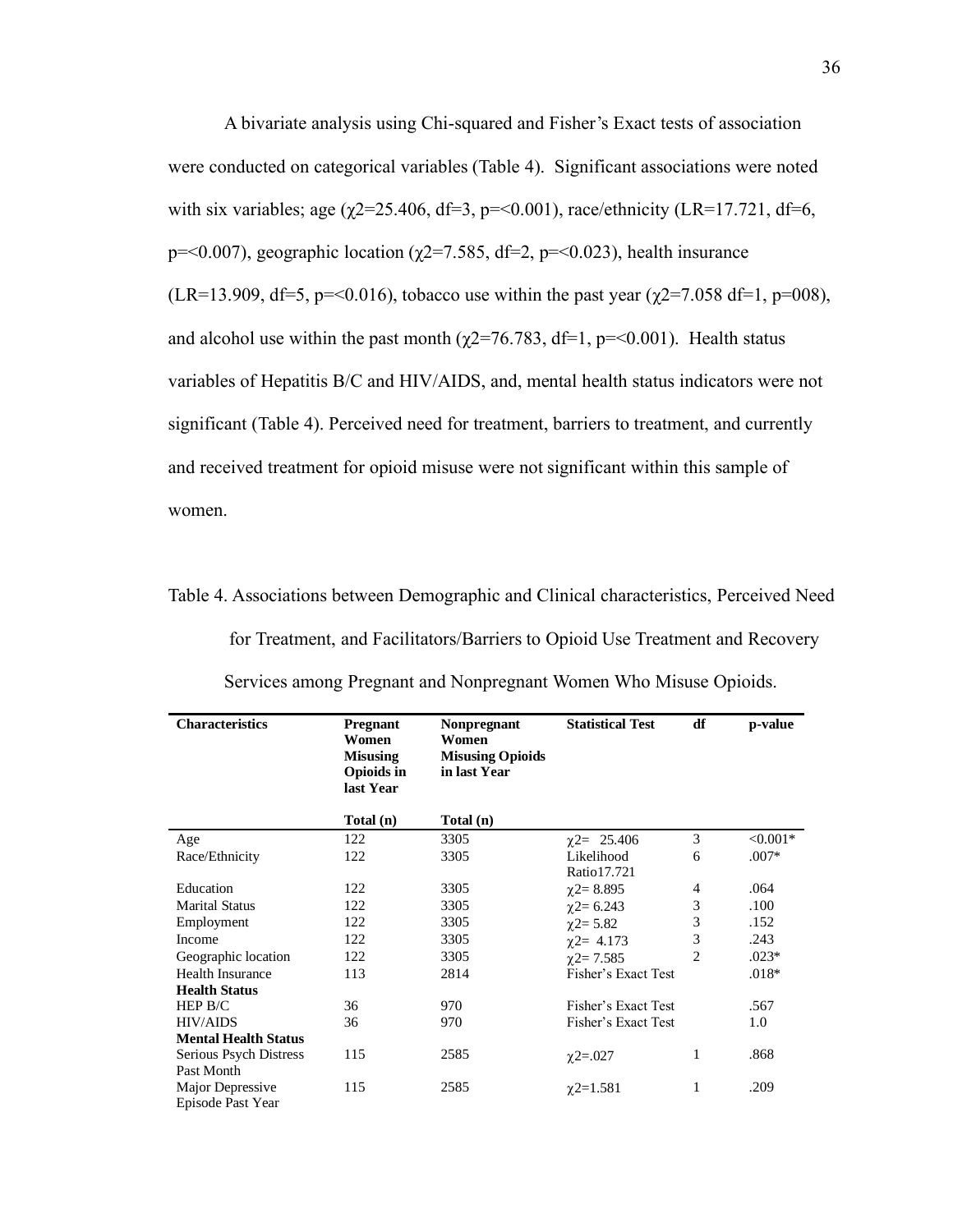A bivariate analysis using Chi-squared and Fisher's Exact tests of association were conducted on categorical variables (Table 4). Significant associations were noted with six variables; age ($\chi2$=25.406, df=3, p=<0.001), race/ethnicity (LR=17.721, df=6, p=<0.007), geographic location ($\chi2$=7.585, df=2, p=<0.023), health insurance (LR=13.909, df=5, p=<0.016), tobacco use within the past year ($\chi2$=7.058 df=1, p=008), and alcohol use within the past month ($\chi2$=76.783, df=1, p=<0.001). Health status variables of Hepatitis B/C and HIV/AIDS, and, mental health status indicators were not significant (Table 4). Perceived need for treatment, barriers to treatment, and currently and received treatment for opioid misuse were not significant within this sample of women.

Table 4. Associations between Demographic and Clinical characteristics, Perceived Need for Treatment, and Facilitators/Barriers to Opioid Use Treatment and Recovery Services among Pregnant and Nonpregnant Women Who Misuse Opioids.

| **Characteristics** | **Pregnant Women Misusing Opioids in last Year** | **Nonpregnant Women Misusing Opioids in last Year** | **Statistical Test** | **df** | **p-value** |
|---|---|---|---|---|---|
| | **Total (n)** | **Total (n)** | | | |
| Age | 122 | 3305 | $\chi2$= 25.406 | 3 | <0.001* |
| Race/Ethnicity | 122 | 3305 | Likelihood Ratio17.721 | 6 | .007* |
| Education | 122 | 3305 | $\chi2$= 8.895 | 4 | .064 |
| Marital Status | 122 | 3305 | $\chi2$= 6.243 | 3 | .100 |
| Employment | 122 | 3305 | $\chi2$= 5.82 | 3 | .152 |
| Income | 122 | 3305 | $\chi2$= 4.173 | 3 | .243 |
| Geographic location | 122 | 3305 | $\chi2$= 7.585 | 2 | .023* |
| Health Insurance | 113 | 2814 | Fisher's Exact Test | | .018* |
| **Health Status** | | | | | |
| HEP B/C | 36 | 970 | Fisher's Exact Test | | .567 |
| HIV/AIDS | 36 | 970 | Fisher's Exact Test | | 1.0 |
| **Mental Health Status** | | | | | |
| Serious Psych Distress Past Month | 115 | 2585 | $\chi2$=.027 | 1 | .868 |
| Major Depressive Episode Past Year | 115 | 2585 | $\chi2$=1.581 | 1 | .209 |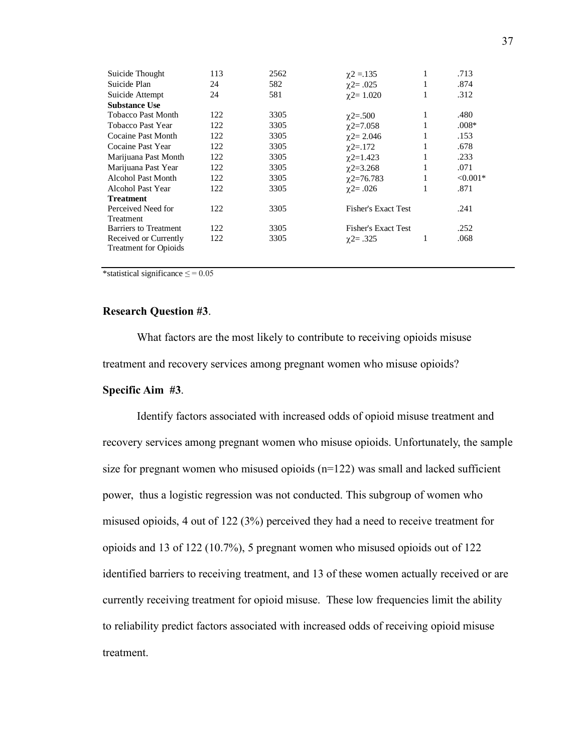| | | | | | |
|---|---|---|---|---|---|
| Suicide Thought | 113 | 2562 | $\chi2$ =.135 | 1 | .713 |
| Suicide Plan | 24 | 582 | $\chi2$= .025 | 1 | .874 |
| Suicide Attempt | 24 | 581 | $\chi2$= 1.020 | 1 | .312 |
| **Substance Use** | | | | | |
| Tobacco Past Month | 122 | 3305 | $\chi2$=.500 | 1 | .480 |
| Tobacco Past Year | 122 | 3305 | $\chi2$=7.058 | 1 | .008* |
| Cocaine Past Month | 122 | 3305 | $\chi2$= 2.046 | 1 | .153 |
| Cocaine Past Year | 122 | 3305 | $\chi2$=.172 | 1 | .678 |
| Marijuana Past Month | 122 | 3305 | $\chi2$=1.423 | 1 | .233 |
| Marijuana Past Year | 122 | 3305 | $\chi2$=3.268 | 1 | .071 |
| Alcohol Past Month | 122 | 3305 | $\chi2$=76.783 | 1 | <0.001* |
| Alcohol Past Year | 122 | 3305 | $\chi2$= .026 | 1 | .871 |
| **Treatment** | | | | | |
| Perceived Need for Treatment | 122 | 3305 | Fisher's Exact Test | | .241 |
| Barriers to Treatment | 122 | 3305 | Fisher's Exact Test | | .252 |
| Received or Currently Treatment for Opioids | 122 | 3305 | $\chi2$= .325 | 1 | .068 |

*statistical significance ≤ = 0.05

**Research Question #3**.

What factors are the most likely to contribute to receiving opioids misuse treatment and recovery services among pregnant women who misuse opioids?

**Specific Aim #3**.

Identify factors associated with increased odds of opioid misuse treatment and recovery services among pregnant women who misuse opioids. Unfortunately, the sample size for pregnant women who misused opioids (n=122) was small and lacked sufficient power, thus a logistic regression was not conducted. This subgroup of women who misused opioids, 4 out of 122 (3%) perceived they had a need to receive treatment for opioids and 13 of 122 (10.7%), 5 pregnant women who misused opioids out of 122 identified barriers to receiving treatment, and 13 of these women actually received or are currently receiving treatment for opioid misuse. These low frequencies limit the ability to reliability predict factors associated with increased odds of receiving opioid misuse treatment.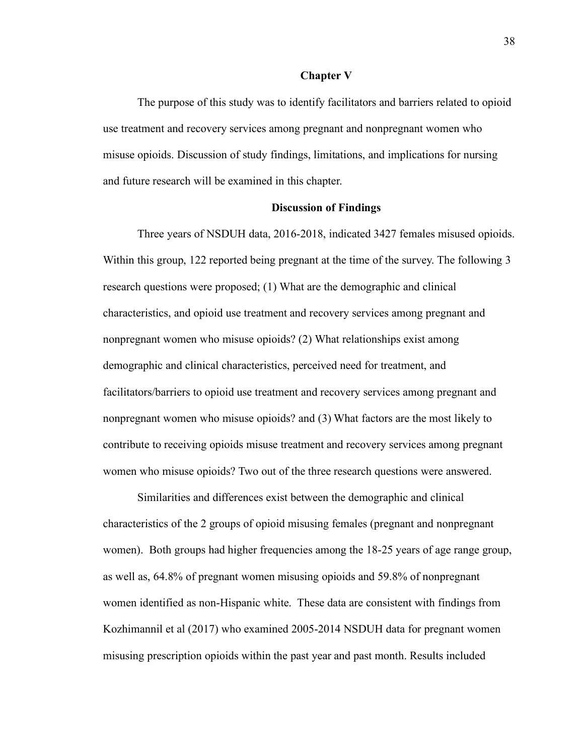# Chapter V

The purpose of this study was to identify facilitators and barriers related to opioid use treatment and recovery services among pregnant and nonpregnant women who misuse opioids. Discussion of study findings, limitations, and implications for nursing and future research will be examined in this chapter.

## Discussion of Findings

Three years of NSDUH data, 2016-2018, indicated 3427 females misused opioids. Within this group, 122 reported being pregnant at the time of the survey. The following 3 research questions were proposed; (1) What are the demographic and clinical characteristics, and opioid use treatment and recovery services among pregnant and nonpregnant women who misuse opioids? (2) What relationships exist among demographic and clinical characteristics, perceived need for treatment, and facilitators/barriers to opioid use treatment and recovery services among pregnant and nonpregnant women who misuse opioids? and (3) What factors are the most likely to contribute to receiving opioids misuse treatment and recovery services among pregnant women who misuse opioids? Two out of the three research questions were answered.

Similarities and differences exist between the demographic and clinical characteristics of the 2 groups of opioid misusing females (pregnant and nonpregnant women). Both groups had higher frequencies among the 18-25 years of age range group, as well as, 64.8% of pregnant women misusing opioids and 59.8% of nonpregnant women identified as non-Hispanic white. These data are consistent with findings from Kozhimannil et al (2017) who examined 2005-2014 NSDUH data for pregnant women misusing prescription opioids within the past year and past month. Results included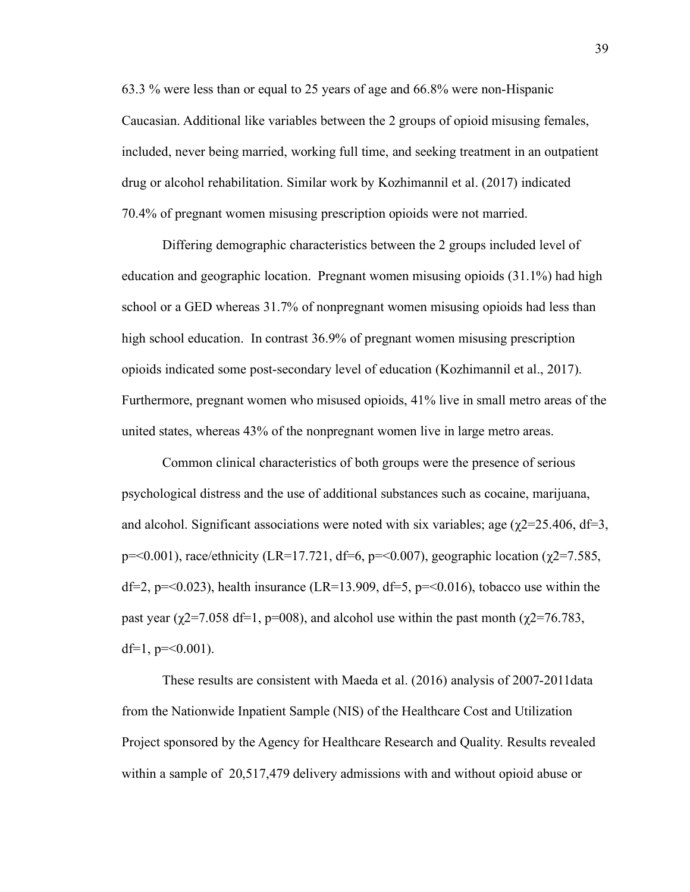63.3 % were less than or equal to 25 years of age and 66.8% were non-Hispanic Caucasian. Additional like variables between the 2 groups of opioid misusing females, included, never being married, working full time, and seeking treatment in an outpatient drug or alcohol rehabilitation. Similar work by Kozhimannil et al. (2017) indicated 70.4% of pregnant women misusing prescription opioids were not married.

Differing demographic characteristics between the 2 groups included level of education and geographic location. Pregnant women misusing opioids (31.1%) had high school or a GED whereas 31.7% of nonpregnant women misusing opioids had less than high school education. In contrast 36.9% of pregnant women misusing prescription opioids indicated some post-secondary level of education (Kozhimannil et al., 2017). Furthermore, pregnant women who misused opioids, 41% live in small metro areas of the united states, whereas 43% of the nonpregnant women live in large metro areas.

Common clinical characteristics of both groups were the presence of serious psychological distress and the use of additional substances such as cocaine, marijuana, and alcohol. Significant associations were noted with six variables; age ($\chi 2$=25.406, df=3, p=<0.001), race/ethnicity (LR=17.721, df=6, p=<0.007), geographic location ($\chi 2$=7.585, df=2, p=<0.023), health insurance (LR=13.909, df=5, p=<0.016), tobacco use within the past year ($\chi 2$=7.058 df=1, p=008), and alcohol use within the past month ($\chi 2$=76.783, df=1, p=<0.001).

These results are consistent with Maeda et al. (2016) analysis of 2007-2011data from the Nationwide Inpatient Sample (NIS) of the Healthcare Cost and Utilization Project sponsored by the Agency for Healthcare Research and Quality. Results revealed within a sample of 20,517,479 delivery admissions with and without opioid abuse or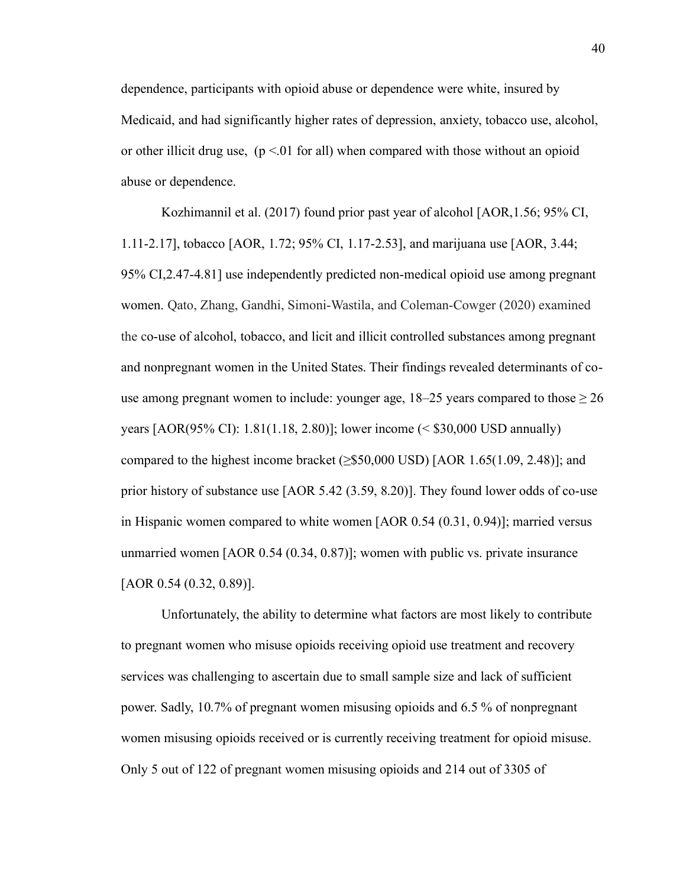dependence, participants with opioid abuse or dependence were white, insured by Medicaid, and had significantly higher rates of depression, anxiety, tobacco use, alcohol, or other illicit drug use, ($p < .01$ for all) when compared with those without an opioid abuse or dependence.

Kozhimannil et al. (2017) found prior past year of alcohol [AOR,1.56; 95% CI, 1.11-2.17], tobacco [AOR, 1.72; 95% CI, 1.17-2.53], and marijuana use [AOR, 3.44; 95% CI,2.47-4.81] use independently predicted non-medical opioid use among pregnant women. Qato, Zhang, Gandhi, Simoni-Wastila, and Coleman-Cowger (2020) examined the co-use of alcohol, tobacco, and licit and illicit controlled substances among pregnant and nonpregnant women in the United States. Their findings revealed determinants of co-use among pregnant women to include: younger age, 18–25 years compared to those ≥ 26 years [AOR(95% CI): 1.81(1.18, 2.80)]; lower income (< $30,000 USD annually) compared to the highest income bracket (≥$50,000 USD) [AOR 1.65(1.09, 2.48)]; and prior history of substance use [AOR 5.42 (3.59, 8.20)]. They found lower odds of co-use in Hispanic women compared to white women [AOR 0.54 (0.31, 0.94)]; married versus unmarried women [AOR 0.54 (0.34, 0.87)]; women with public vs. private insurance [AOR 0.54 (0.32, 0.89)].

Unfortunately, the ability to determine what factors are most likely to contribute to pregnant women who misuse opioids receiving opioid use treatment and recovery services was challenging to ascertain due to small sample size and lack of sufficient power. Sadly, 10.7% of pregnant women misusing opioids and 6.5 % of nonpregnant women misusing opioids received or is currently receiving treatment for opioid misuse. Only 5 out of 122 of pregnant women misusing opioids and 214 out of 3305 of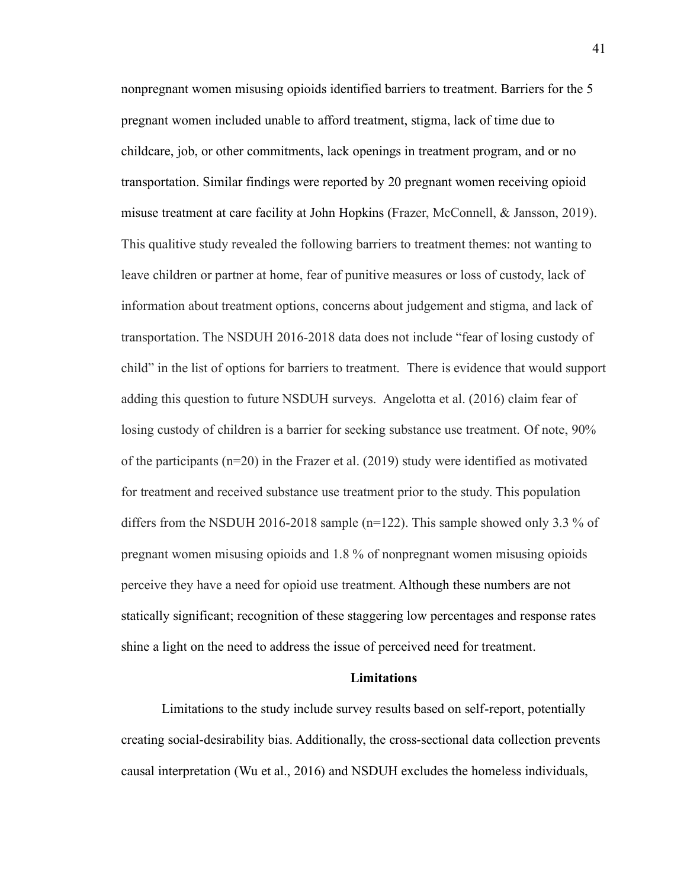nonpregnant women misusing opioids identified barriers to treatment. Barriers for the 5 pregnant women included unable to afford treatment, stigma, lack of time due to childcare, job, or other commitments, lack openings in treatment program, and or no transportation. Similar findings were reported by 20 pregnant women receiving opioid misuse treatment at care facility at John Hopkins (Frazer, McConnell, & Jansson, 2019). This qualitive study revealed the following barriers to treatment themes: not wanting to leave children or partner at home, fear of punitive measures or loss of custody, lack of information about treatment options, concerns about judgement and stigma, and lack of transportation. The NSDUH 2016-2018 data does not include "fear of losing custody of child" in the list of options for barriers to treatment. There is evidence that would support adding this question to future NSDUH surveys. Angelotta et al. (2016) claim fear of losing custody of children is a barrier for seeking substance use treatment. Of note, 90% of the participants (n=20) in the Frazer et al. (2019) study were identified as motivated for treatment and received substance use treatment prior to the study. This population differs from the NSDUH 2016-2018 sample (n=122). This sample showed only 3.3 % of pregnant women misusing opioids and 1.8 % of nonpregnant women misusing opioids perceive they have a need for opioid use treatment. Although these numbers are not statically significant; recognition of these staggering low percentages and response rates shine a light on the need to address the issue of perceived need for treatment.

## Limitations

Limitations to the study include survey results based on self-report, potentially creating social-desirability bias. Additionally, the cross-sectional data collection prevents causal interpretation (Wu et al., 2016) and NSDUH excludes the homeless individuals,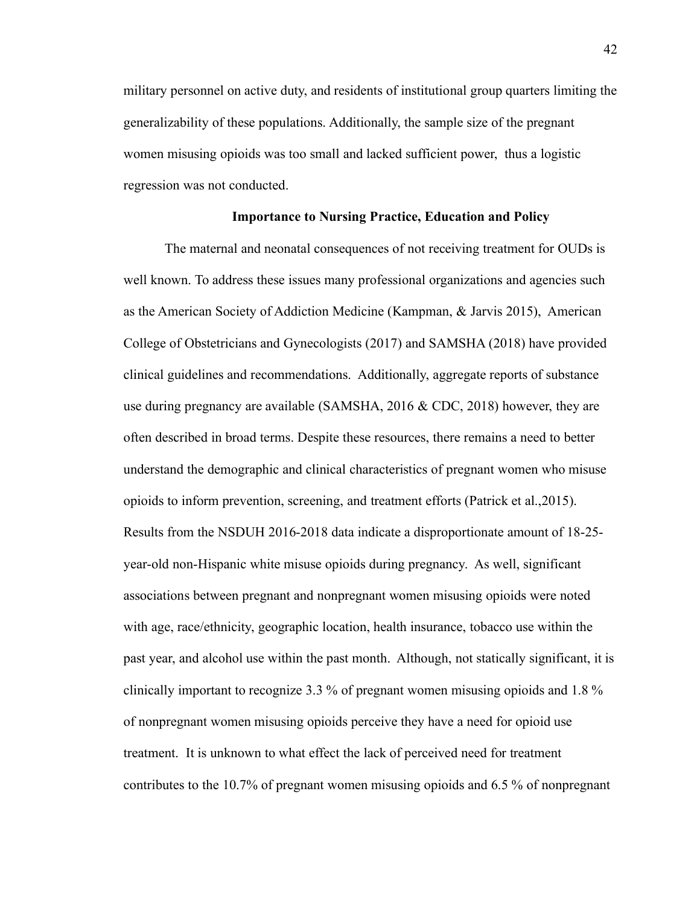military personnel on active duty, and residents of institutional group quarters limiting the generalizability of these populations. Additionally, the sample size of the pregnant women misusing opioids was too small and lacked sufficient power, thus a logistic regression was not conducted.

## Importance to Nursing Practice, Education and Policy

The maternal and neonatal consequences of not receiving treatment for OUDs is well known. To address these issues many professional organizations and agencies such as the American Society of Addiction Medicine (Kampman, & Jarvis 2015), American College of Obstetricians and Gynecologists (2017) and SAMSHA (2018) have provided clinical guidelines and recommendations. Additionally, aggregate reports of substance use during pregnancy are available (SAMSHA, 2016 & CDC, 2018) however, they are often described in broad terms. Despite these resources, there remains a need to better understand the demographic and clinical characteristics of pregnant women who misuse opioids to inform prevention, screening, and treatment efforts (Patrick et al.,2015). Results from the NSDUH 2016-2018 data indicate a disproportionate amount of 18-25-year-old non-Hispanic white misuse opioids during pregnancy. As well, significant associations between pregnant and nonpregnant women misusing opioids were noted with age, race/ethnicity, geographic location, health insurance, tobacco use within the past year, and alcohol use within the past month. Although, not statically significant, it is clinically important to recognize 3.3 % of pregnant women misusing opioids and 1.8 % of nonpregnant women misusing opioids perceive they have a need for opioid use treatment. It is unknown to what effect the lack of perceived need for treatment contributes to the 10.7% of pregnant women misusing opioids and 6.5 % of nonpregnant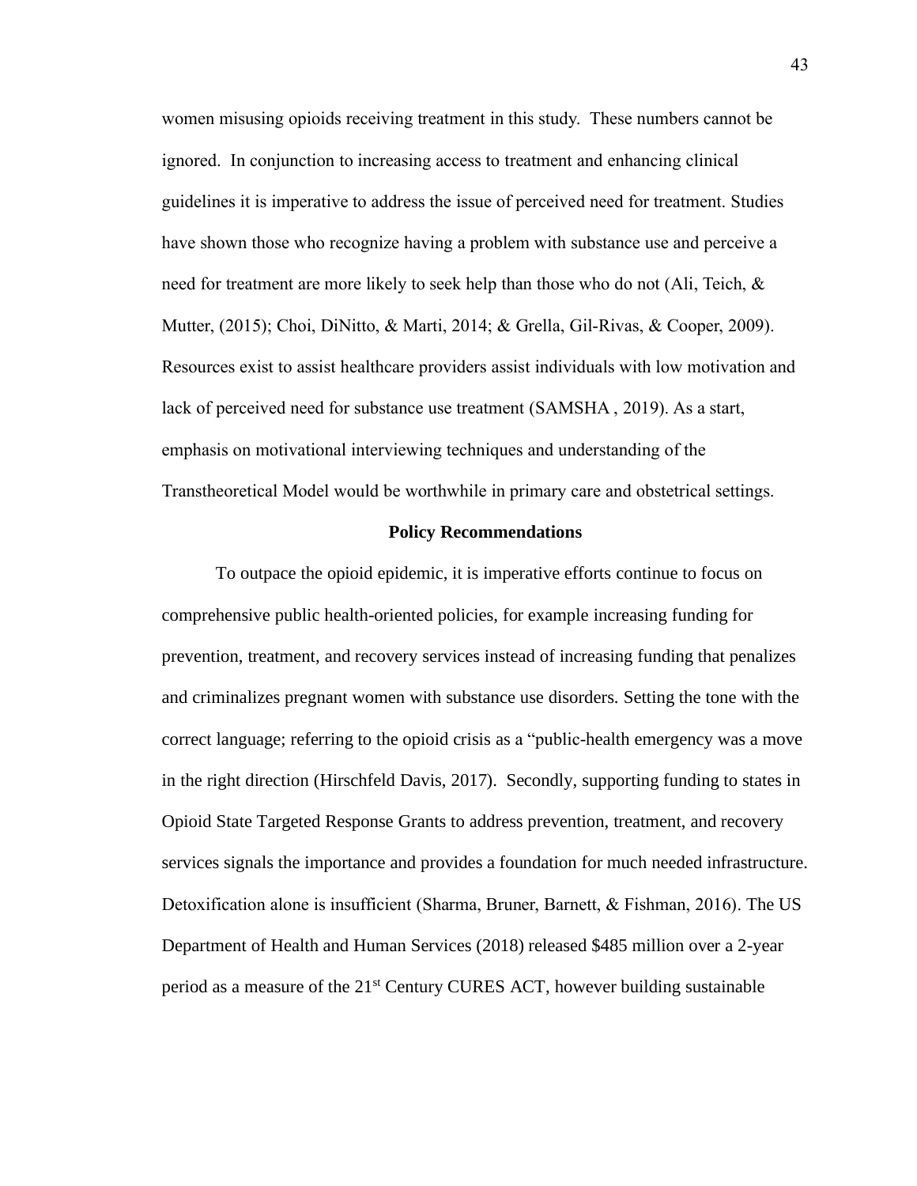women misusing opioids receiving treatment in this study. These numbers cannot be ignored. In conjunction to increasing access to treatment and enhancing clinical guidelines it is imperative to address the issue of perceived need for treatment. Studies have shown those who recognize having a problem with substance use and perceive a need for treatment are more likely to seek help than those who do not (Ali, Teich, & Mutter, (2015); Choi, DiNitto, & Marti, 2014; & Grella, Gil-Rivas, & Cooper, 2009). Resources exist to assist healthcare providers assist individuals with low motivation and lack of perceived need for substance use treatment (SAMSHA , 2019). As a start, emphasis on motivational interviewing techniques and understanding of the Transtheoretical Model would be worthwhile in primary care and obstetrical settings.

## Policy Recommendations

To outpace the opioid epidemic, it is imperative efforts continue to focus on comprehensive public health-oriented policies, for example increasing funding for prevention, treatment, and recovery services instead of increasing funding that penalizes and criminalizes pregnant women with substance use disorders. Setting the tone with the correct language; referring to the opioid crisis as a "public-health emergency was a move in the right direction (Hirschfeld Davis, 2017). Secondly, supporting funding to states in Opioid State Targeted Response Grants to address prevention, treatment, and recovery services signals the importance and provides a foundation for much needed infrastructure. Detoxification alone is insufficient (Sharma, Bruner, Barnett, & Fishman, 2016). The US Department of Health and Human Services (2018) released $485 million over a 2-year period as a measure of the 21st Century CURES ACT, however building sustainable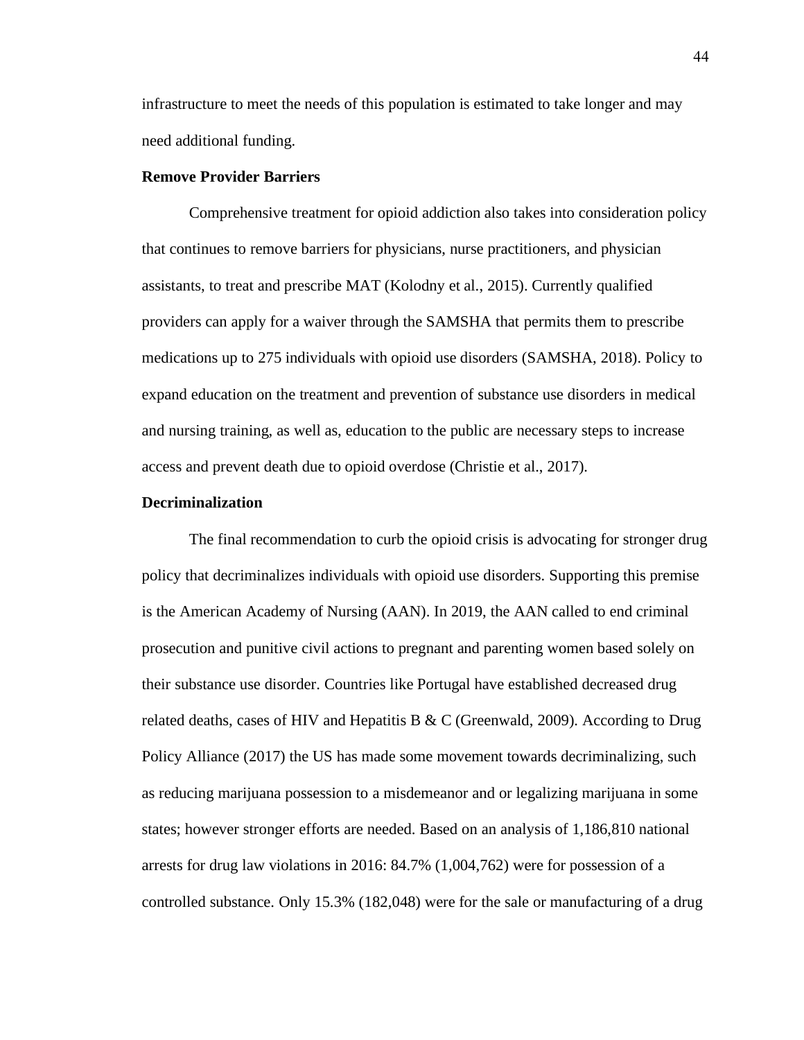infrastructure to meet the needs of this population is estimated to take longer and may need additional funding.

**Remove Provider Barriers**

Comprehensive treatment for opioid addiction also takes into consideration policy that continues to remove barriers for physicians, nurse practitioners, and physician assistants, to treat and prescribe MAT (Kolodny et al., 2015). Currently qualified providers can apply for a waiver through the SAMSHA that permits them to prescribe medications up to 275 individuals with opioid use disorders (SAMSHA, 2018). Policy to expand education on the treatment and prevention of substance use disorders in medical and nursing training, as well as, education to the public are necessary steps to increase access and prevent death due to opioid overdose (Christie et al., 2017).

**Decriminalization**

The final recommendation to curb the opioid crisis is advocating for stronger drug policy that decriminalizes individuals with opioid use disorders. Supporting this premise is the American Academy of Nursing (AAN). In 2019, the AAN called to end criminal prosecution and punitive civil actions to pregnant and parenting women based solely on their substance use disorder. Countries like Portugal have established decreased drug related deaths, cases of HIV and Hepatitis B & C (Greenwald, 2009). According to Drug Policy Alliance (2017) the US has made some movement towards decriminalizing, such as reducing marijuana possession to a misdemeanor and or legalizing marijuana in some states; however stronger efforts are needed. Based on an analysis of 1,186,810 national arrests for drug law violations in 2016: 84.7% (1,004,762) were for possession of a controlled substance. Only 15.3% (182,048) were for the sale or manufacturing of a drug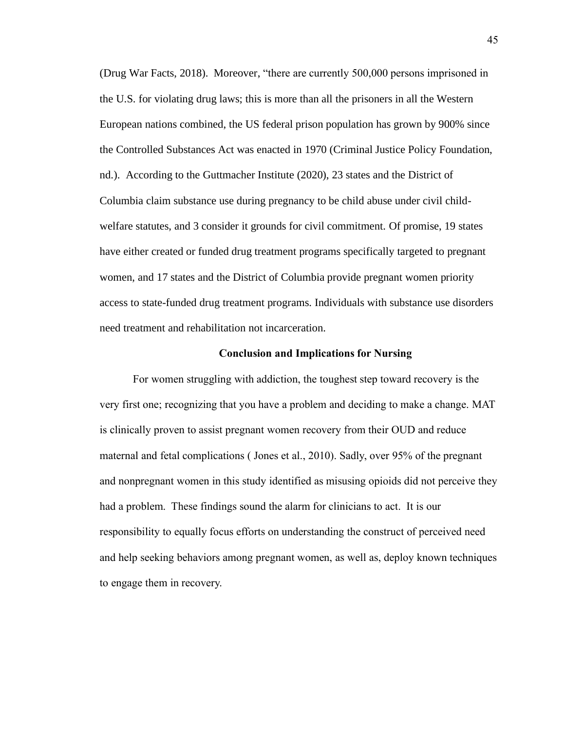(Drug War Facts, 2018). Moreover, "there are currently 500,000 persons imprisoned in the U.S. for violating drug laws; this is more than all the prisoners in all the Western European nations combined, the US federal prison population has grown by 900% since the Controlled Substances Act was enacted in 1970 (Criminal Justice Policy Foundation, nd.). According to the Guttmacher Institute (2020), 23 states and the District of Columbia claim substance use during pregnancy to be child abuse under civil child-welfare statutes, and 3 consider it grounds for civil commitment. Of promise, 19 states have either created or funded drug treatment programs specifically targeted to pregnant women, and 17 states and the District of Columbia provide pregnant women priority access to state-funded drug treatment programs. Individuals with substance use disorders need treatment and rehabilitation not incarceration.

## Conclusion and Implications for Nursing

For women struggling with addiction, the toughest step toward recovery is the very first one; recognizing that you have a problem and deciding to make a change. MAT is clinically proven to assist pregnant women recovery from their OUD and reduce maternal and fetal complications ( Jones et al., 2010). Sadly, over 95% of the pregnant and nonpregnant women in this study identified as misusing opioids did not perceive they had a problem. These findings sound the alarm for clinicians to act. It is our responsibility to equally focus efforts on understanding the construct of perceived need and help seeking behaviors among pregnant women, as well as, deploy known techniques to engage them in recovery.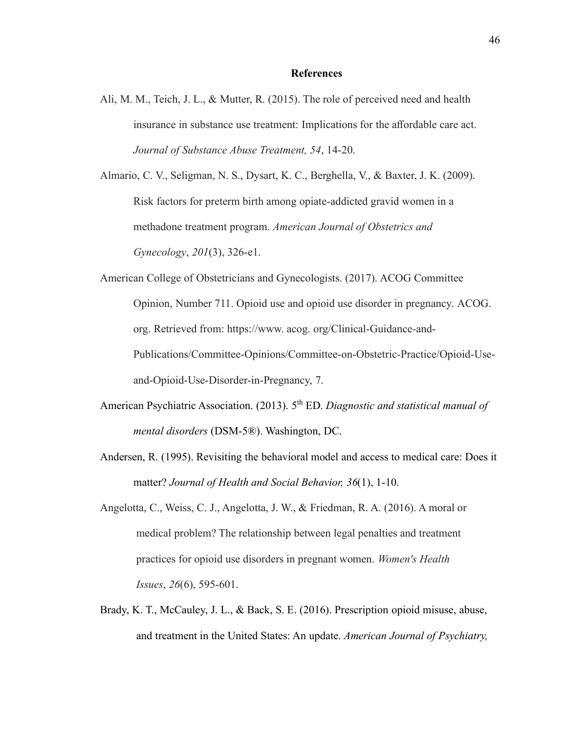**References**

Ali, M. M., Teich, J. L., & Mutter, R. (2015). The role of perceived need and health insurance in substance use treatment: Implications for the affordable care act. *Journal of Substance Abuse Treatment, 54*, 14-20.

Almario, C. V., Seligman, N. S., Dysart, K. C., Berghella, V., & Baxter, J. K. (2009). Risk factors for preterm birth among opiate-addicted gravid women in a methadone treatment program. *American Journal of Obstetrics and Gynecology*, *201*(3), 326-e1.

American College of Obstetricians and Gynecologists. (2017). ACOG Committee Opinion, Number 711. Opioid use and opioid use disorder in pregnancy. ACOG. org. Retrieved from: https://www. acog. org/Clinical-Guidance-and-Publications/Committee-Opinions/Committee-on-Obstetric-Practice/Opioid-Use-and-Opioid-Use-Disorder-in-Pregnancy, 7.

American Psychiatric Association. (2013). 5th ED. *Diagnostic and statistical manual of mental disorders* (DSM-5®). Washington, DC.

Andersen, R. (1995). Revisiting the behavioral model and access to medical care: Does it matter? *Journal of Health and Social Behavior, 36*(1), 1-10.

Angelotta, C., Weiss, C. J., Angelotta, J. W., & Friedman, R. A. (2016). A moral or medical problem? The relationship between legal penalties and treatment practices for opioid use disorders in pregnant women. *Women's Health Issues*, *26*(6), 595-601.

Brady, K. T., McCauley, J. L., & Back, S. E. (2016). Prescription opioid misuse, abuse, and treatment in the United States: An update. *American Journal of Psychiatry,*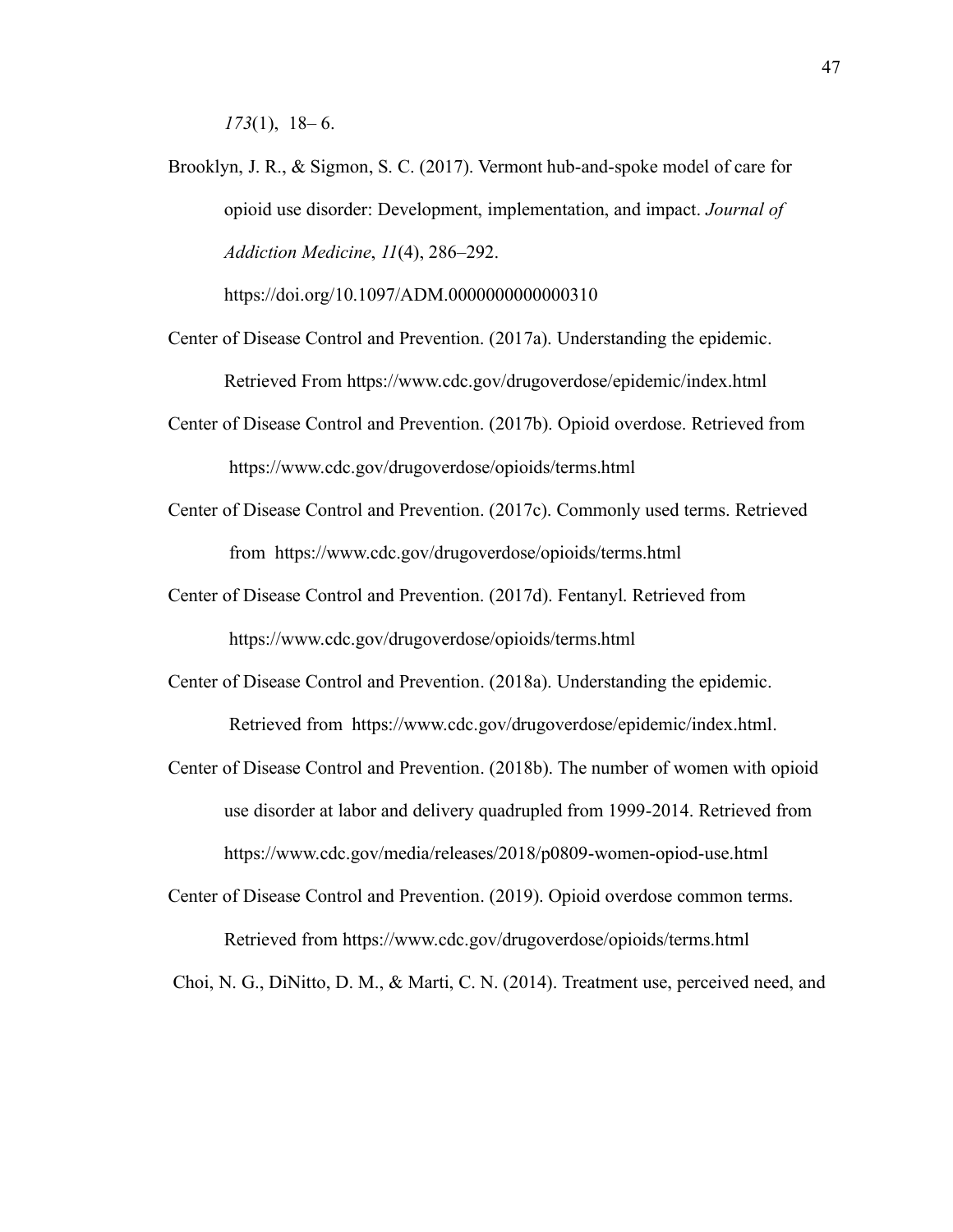*173*(1), 18– 6.

Brooklyn, J. R., & Sigmon, S. C. (2017). Vermont hub-and-spoke model of care for opioid use disorder: Development, implementation, and impact. *Journal of Addiction Medicine*, *11*(4), 286–292. https://doi.org/10.1097/ADM.0000000000000310

Center of Disease Control and Prevention. (2017a). Understanding the epidemic. Retrieved From https://www.cdc.gov/drugoverdose/epidemic/index.html

Center of Disease Control and Prevention. (2017b). Opioid overdose. Retrieved from https://www.cdc.gov/drugoverdose/opioids/terms.html

Center of Disease Control and Prevention. (2017c). Commonly used terms. Retrieved from https://www.cdc.gov/drugoverdose/opioids/terms.html

Center of Disease Control and Prevention. (2017d). Fentanyl. Retrieved from https://www.cdc.gov/drugoverdose/opioids/terms.html

Center of Disease Control and Prevention. (2018a). Understanding the epidemic. Retrieved from https://www.cdc.gov/drugoverdose/epidemic/index.html.

Center of Disease Control and Prevention. (2018b). The number of women with opioid use disorder at labor and delivery quadrupled from 1999-2014. Retrieved from https://www.cdc.gov/media/releases/2018/p0809-women-opiod-use.html

Center of Disease Control and Prevention. (2019). Opioid overdose common terms. Retrieved from https://www.cdc.gov/drugoverdose/opioids/terms.html

Choi, N. G., DiNitto, D. M., & Marti, C. N. (2014). Treatment use, perceived need, and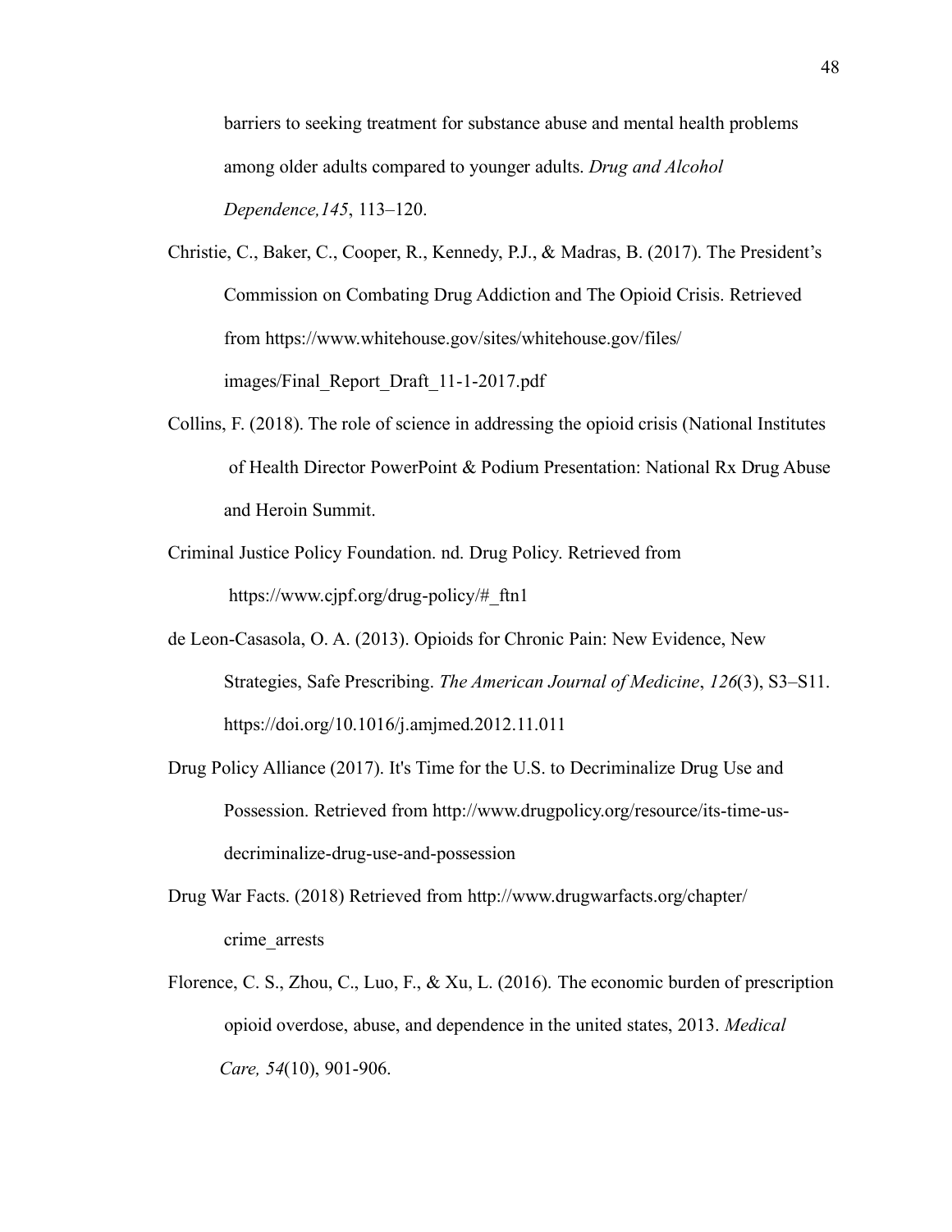barriers to seeking treatment for substance abuse and mental health problems among older adults compared to younger adults. *Drug and Alcohol Dependence,145*, 113–120.

Christie, C., Baker, C., Cooper, R., Kennedy, P.J., & Madras, B. (2017). The President's Commission on Combating Drug Addiction and The Opioid Crisis. Retrieved from https://www.whitehouse.gov/sites/whitehouse.gov/files/images/Final_Report_Draft_11-1-2017.pdf

Collins, F. (2018). The role of science in addressing the opioid crisis (National Institutes of Health Director PowerPoint & Podium Presentation: National Rx Drug Abuse and Heroin Summit.

Criminal Justice Policy Foundation. nd. Drug Policy. Retrieved from https://www.cjpf.org/drug-policy/#_ftn1

de Leon-Casasola, O. A. (2013). Opioids for Chronic Pain: New Evidence, New Strategies, Safe Prescribing. *The American Journal of Medicine*, *126*(3), S3–S11. https://doi.org/10.1016/j.amjmed.2012.11.011

Drug Policy Alliance (2017). It's Time for the U.S. to Decriminalize Drug Use and Possession. Retrieved from http://www.drugpolicy.org/resource/its-time-us-decriminalize-drug-use-and-possession

Drug War Facts. (2018) Retrieved from http://www.drugwarfacts.org/chapter/crime_arrests

Florence, C. S., Zhou, C., Luo, F., & Xu, L. (2016). The economic burden of prescription opioid overdose, abuse, and dependence in the united states, 2013. *Medical Care, 54*(10), 901-906.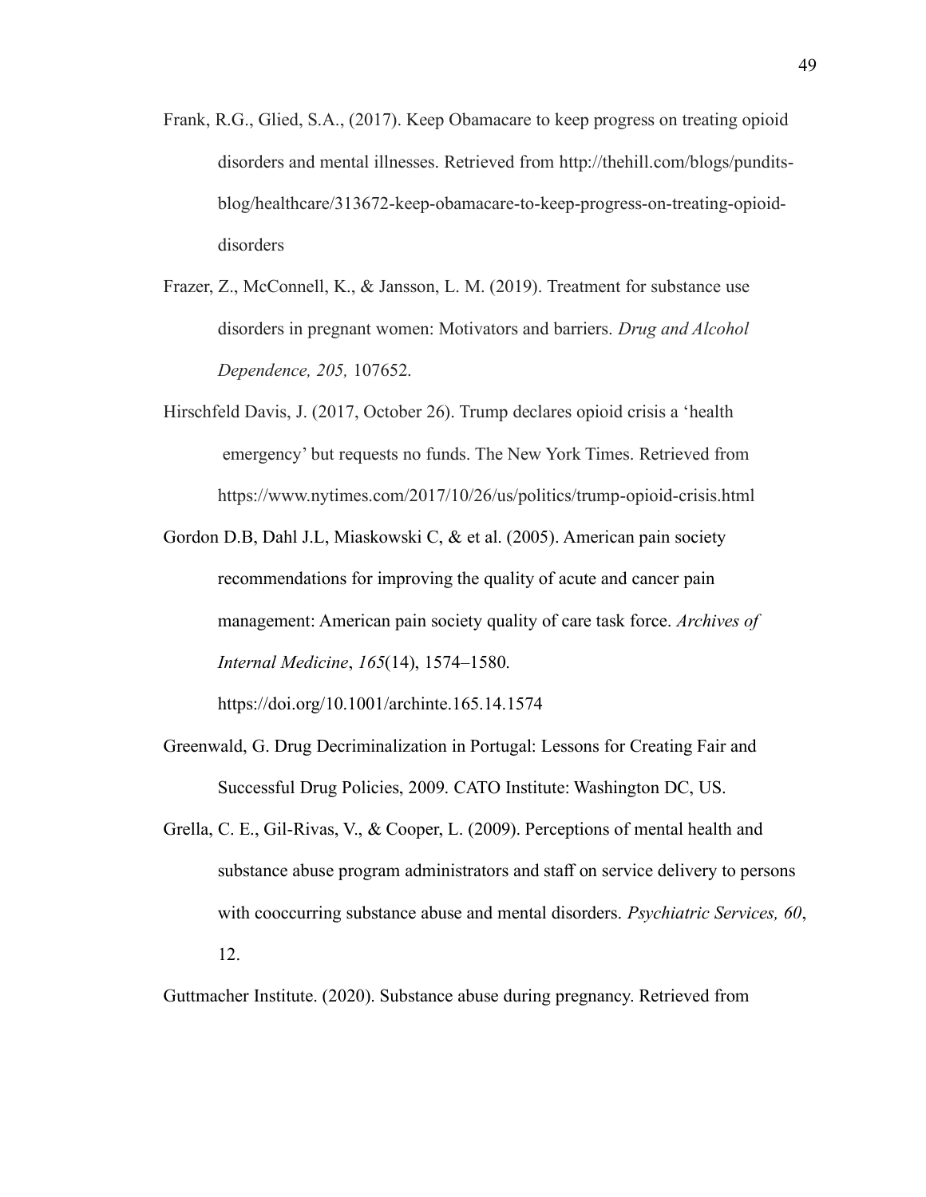Frank, R.G., Glied, S.A., (2017). Keep Obamacare to keep progress on treating opioid disorders and mental illnesses. Retrieved from http://thehill.com/blogs/pundits-blog/healthcare/313672-keep-obamacare-to-keep-progress-on-treating-opioid-disorders

Frazer, Z., McConnell, K., & Jansson, L. M. (2019). Treatment for substance use disorders in pregnant women: Motivators and barriers. *Drug and Alcohol Dependence, 205,* 107652.

Hirschfeld Davis, J. (2017, October 26). Trump declares opioid crisis a 'health emergency' but requests no funds. The New York Times. Retrieved from https://www.nytimes.com/2017/10/26/us/politics/trump-opioid-crisis.html

Gordon D.B, Dahl J.L, Miaskowski C, & et al. (2005). American pain society recommendations for improving the quality of acute and cancer pain management: American pain society quality of care task force. *Archives of Internal Medicine*, *165*(14), 1574–1580. https://doi.org/10.1001/archinte.165.14.1574

Greenwald, G. Drug Decriminalization in Portugal: Lessons for Creating Fair and Successful Drug Policies, 2009. CATO Institute: Washington DC, US.

Grella, C. E., Gil-Rivas, V., & Cooper, L. (2009). Perceptions of mental health and substance abuse program administrators and staff on service delivery to persons with cooccurring substance abuse and mental disorders. *Psychiatric Services, 60*, 12.

Guttmacher Institute. (2020). Substance abuse during pregnancy. Retrieved from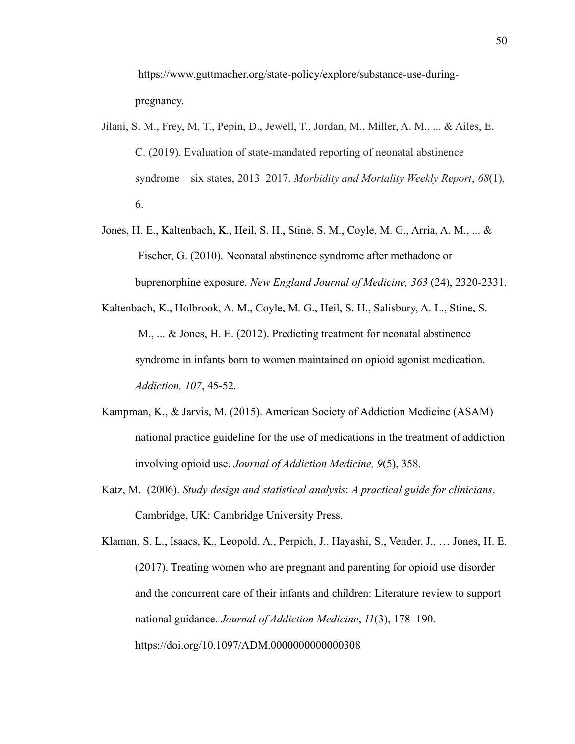https://www.guttmacher.org/state-policy/explore/substance-use-during-pregnancy.

Jilani, S. M., Frey, M. T., Pepin, D., Jewell, T., Jordan, M., Miller, A. M., ... & Ailes, E. C. (2019). Evaluation of state-mandated reporting of neonatal abstinence syndrome—six states, 2013–2017. *Morbidity and Mortality Weekly Report*, *68*(1), 6.

Jones, H. E., Kaltenbach, K., Heil, S. H., Stine, S. M., Coyle, M. G., Arria, A. M., ... & Fischer, G. (2010). Neonatal abstinence syndrome after methadone or buprenorphine exposure. *New England Journal of Medicine, 363* (24), 2320-2331.

Kaltenbach, K., Holbrook, A. M., Coyle, M. G., Heil, S. H., Salisbury, A. L., Stine, S. M., ... & Jones, H. E. (2012). Predicting treatment for neonatal abstinence syndrome in infants born to women maintained on opioid agonist medication. *Addiction, 107*, 45-52.

Kampman, K., & Jarvis, M. (2015). American Society of Addiction Medicine (ASAM) national practice guideline for the use of medications in the treatment of addiction involving opioid use. *Journal of Addiction Medicine, 9*(5), 358.

Katz, M. (2006). *Study design and statistical analysis*: *A practical guide for clinicians*. Cambridge, UK: Cambridge University Press.

Klaman, S. L., Isaacs, K., Leopold, A., Perpich, J., Hayashi, S., Vender, J., … Jones, H. E. (2017). Treating women who are pregnant and parenting for opioid use disorder and the concurrent care of their infants and children: Literature review to support national guidance. *Journal of Addiction Medicine*, *11*(3), 178–190. https://doi.org/10.1097/ADM.0000000000000308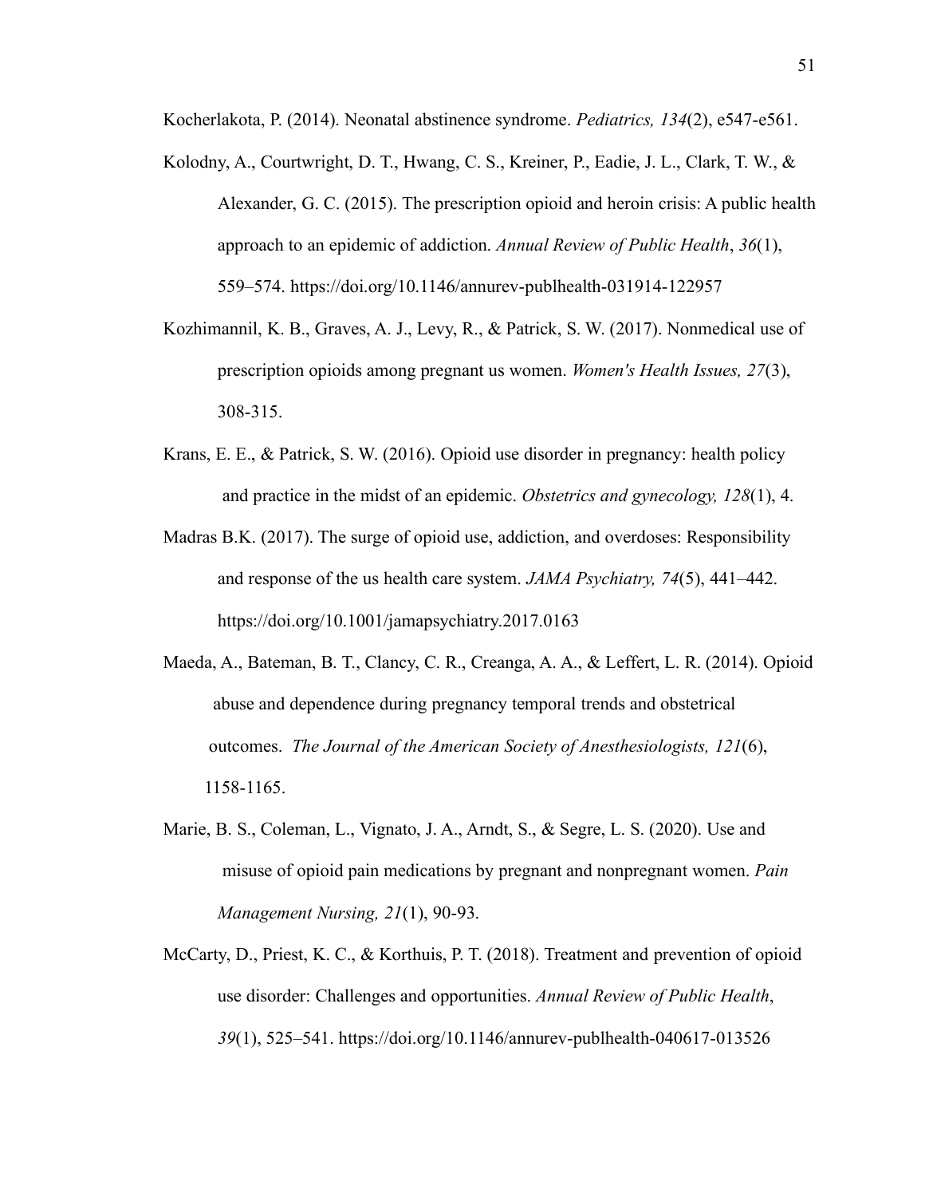Kocherlakota, P. (2014). Neonatal abstinence syndrome. *Pediatrics, 134*(2), e547-e561.

Kolodny, A., Courtwright, D. T., Hwang, C. S., Kreiner, P., Eadie, J. L., Clark, T. W., & Alexander, G. C. (2015). The prescription opioid and heroin crisis: A public health approach to an epidemic of addiction. *Annual Review of Public Health*, *36*(1), 559–574. https://doi.org/10.1146/annurev-publhealth-031914-122957

Kozhimannil, K. B., Graves, A. J., Levy, R., & Patrick, S. W. (2017). Nonmedical use of prescription opioids among pregnant us women. *Women's Health Issues, 27*(3), 308-315.

Krans, E. E., & Patrick, S. W. (2016). Opioid use disorder in pregnancy: health policy and practice in the midst of an epidemic. *Obstetrics and gynecology, 128*(1), 4.

Madras B.K. (2017). The surge of opioid use, addiction, and overdoses: Responsibility and response of the us health care system. *JAMA Psychiatry, 74*(5), 441–442. https://doi.org/10.1001/jamapsychiatry.2017.0163

Maeda, A., Bateman, B. T., Clancy, C. R., Creanga, A. A., & Leffert, L. R. (2014). Opioid abuse and dependence during pregnancy temporal trends and obstetrical outcomes. *The Journal of the American Society of Anesthesiologists, 121*(6), 1158-1165.

Marie, B. S., Coleman, L., Vignato, J. A., Arndt, S., & Segre, L. S. (2020). Use and misuse of opioid pain medications by pregnant and nonpregnant women. *Pain Management Nursing, 21*(1), 90-93.

McCarty, D., Priest, K. C., & Korthuis, P. T. (2018). Treatment and prevention of opioid use disorder: Challenges and opportunities. *Annual Review of Public Health*, *39*(1), 525–541. https://doi.org/10.1146/annurev-publhealth-040617-013526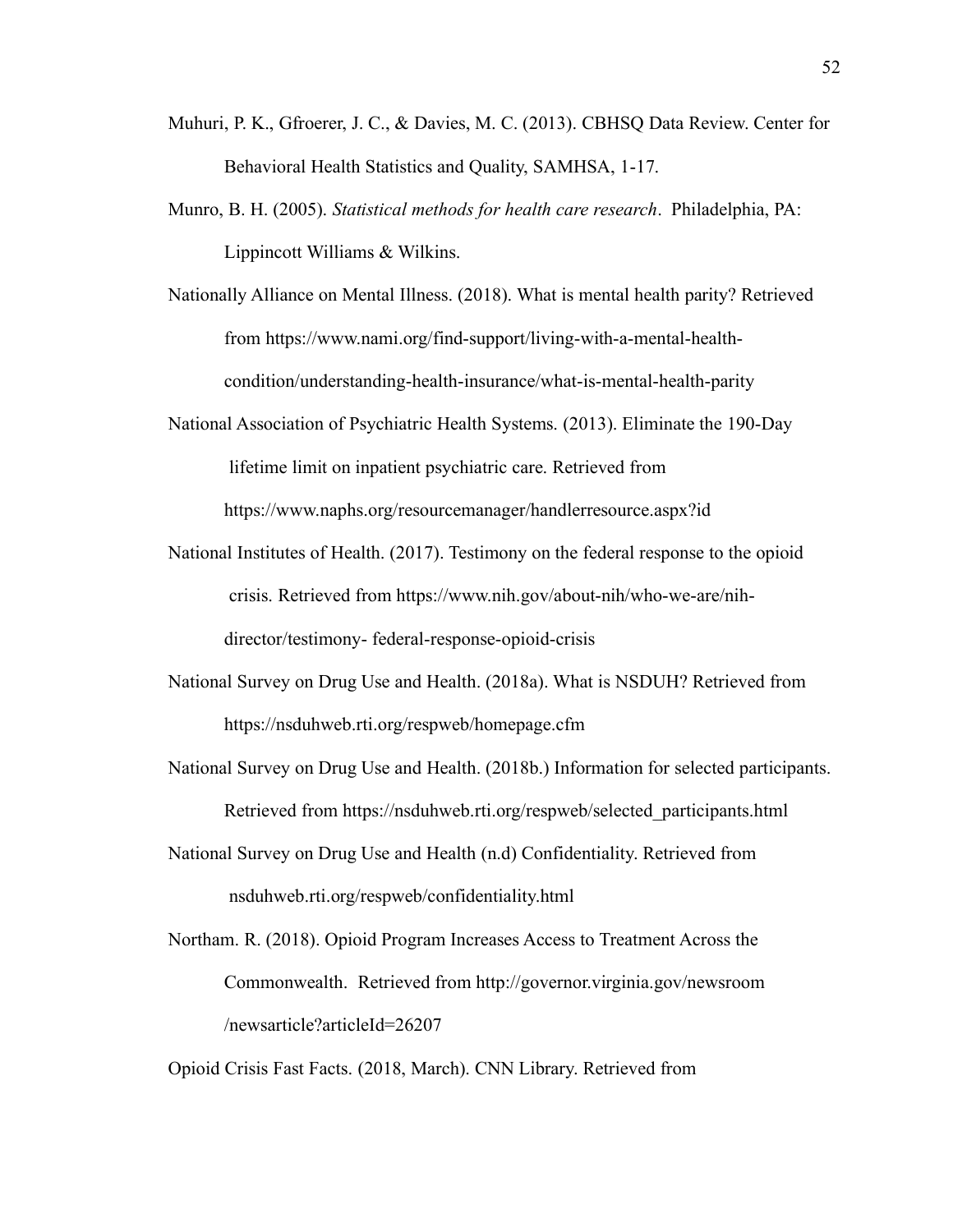Muhuri, P. K., Gfroerer, J. C., & Davies, M. C. (2013). CBHSQ Data Review. Center for Behavioral Health Statistics and Quality, SAMHSA, 1-17.

Munro, B. H. (2005). *Statistical methods for health care research*. Philadelphia, PA: Lippincott Williams & Wilkins.

Nationally Alliance on Mental Illness. (2018). What is mental health parity? Retrieved from https://www.nami.org/find-support/living-with-a-mental-health-condition/understanding-health-insurance/what-is-mental-health-parity

National Association of Psychiatric Health Systems. (2013). Eliminate the 190-Day lifetime limit on inpatient psychiatric care. Retrieved from https://www.naphs.org/resourcemanager/handlerresource.aspx?id

National Institutes of Health. (2017). Testimony on the federal response to the opioid crisis. Retrieved from https://www.nih.gov/about-nih/who-we-are/nih-director/testimony- federal-response-opioid-crisis

National Survey on Drug Use and Health. (2018a). What is NSDUH? Retrieved from https://nsduhweb.rti.org/respweb/homepage.cfm

National Survey on Drug Use and Health. (2018b.) Information for selected participants. Retrieved from https://nsduhweb.rti.org/respweb/selected_participants.html

National Survey on Drug Use and Health (n.d) Confidentiality. Retrieved from nsduhweb.rti.org/respweb/confidentiality.html

Northam. R. (2018). Opioid Program Increases Access to Treatment Across the Commonwealth. Retrieved from http://governor.virginia.gov/newsroom /newsarticle?articleId=26207

Opioid Crisis Fast Facts. (2018, March). CNN Library. Retrieved from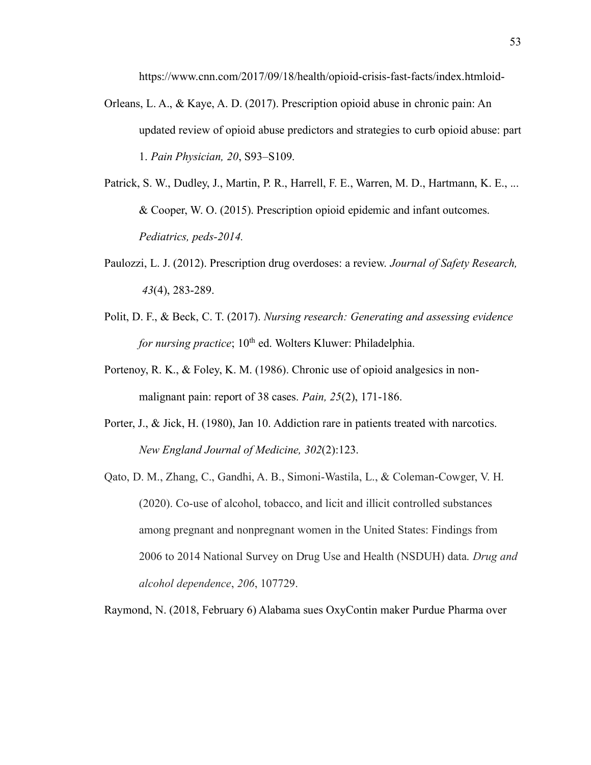https://www.cnn.com/2017/09/18/health/opioid-crisis-fast-facts/index.htmloid-

Orleans, L. A., & Kaye, A. D. (2017). Prescription opioid abuse in chronic pain: An updated review of opioid abuse predictors and strategies to curb opioid abuse: part 1. *Pain Physician, 20*, S93–S109.

Patrick, S. W., Dudley, J., Martin, P. R., Harrell, F. E., Warren, M. D., Hartmann, K. E., ... & Cooper, W. O. (2015). Prescription opioid epidemic and infant outcomes. *Pediatrics, peds-2014.*

Paulozzi, L. J. (2012). Prescription drug overdoses: a review. *Journal of Safety Research, 43*(4), 283-289.

Polit, D. F., & Beck, C. T. (2017). *Nursing research: Generating and assessing evidence for nursing practice*; 10th ed. Wolters Kluwer: Philadelphia.

Portenoy, R. K., & Foley, K. M. (1986). Chronic use of opioid analgesics in non-malignant pain: report of 38 cases. *Pain, 25*(2), 171-186.

Porter, J., & Jick, H. (1980), Jan 10. Addiction rare in patients treated with narcotics. *New England Journal of Medicine, 302*(2):123.

Qato, D. M., Zhang, C., Gandhi, A. B., Simoni-Wastila, L., & Coleman-Cowger, V. H. (2020). Co-use of alcohol, tobacco, and licit and illicit controlled substances among pregnant and nonpregnant women in the United States: Findings from 2006 to 2014 National Survey on Drug Use and Health (NSDUH) data. *Drug and alcohol dependence*, *206*, 107729.

Raymond, N. (2018, February 6) Alabama sues OxyContin maker Purdue Pharma over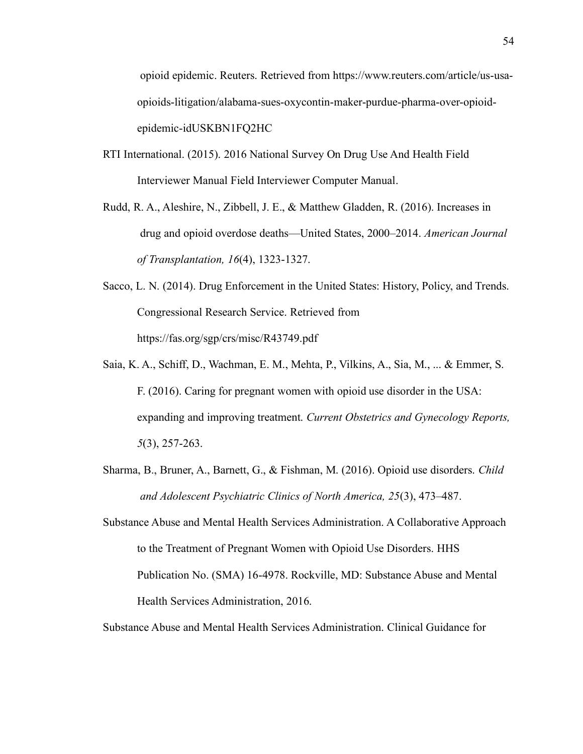opioid epidemic. Reuters. Retrieved from https://www.reuters.com/article/us-usa-opioids-litigation/alabama-sues-oxycontin-maker-purdue-pharma-over-opioid-epidemic-idUSKBN1FQ2HC

RTI International. (2015). 2016 National Survey On Drug Use And Health Field Interviewer Manual Field Interviewer Computer Manual.

Rudd, R. A., Aleshire, N., Zibbell, J. E., & Matthew Gladden, R. (2016). Increases in drug and opioid overdose deaths—United States, 2000–2014. *American Journal of Transplantation, 16*(4), 1323-1327.

Sacco, L. N. (2014). Drug Enforcement in the United States: History, Policy, and Trends. Congressional Research Service. Retrieved from https://fas.org/sgp/crs/misc/R43749.pdf

Saia, K. A., Schiff, D., Wachman, E. M., Mehta, P., Vilkins, A., Sia, M., ... & Emmer, S. F. (2016). Caring for pregnant women with opioid use disorder in the USA: expanding and improving treatment. *Current Obstetrics and Gynecology Reports, 5*(3), 257-263.

Sharma, B., Bruner, A., Barnett, G., & Fishman, M. (2016). Opioid use disorders. *Child and Adolescent Psychiatric Clinics of North America, 25*(3), 473–487.

Substance Abuse and Mental Health Services Administration. A Collaborative Approach to the Treatment of Pregnant Women with Opioid Use Disorders. HHS Publication No. (SMA) 16-4978. Rockville, MD: Substance Abuse and Mental Health Services Administration, 2016.

Substance Abuse and Mental Health Services Administration. Clinical Guidance for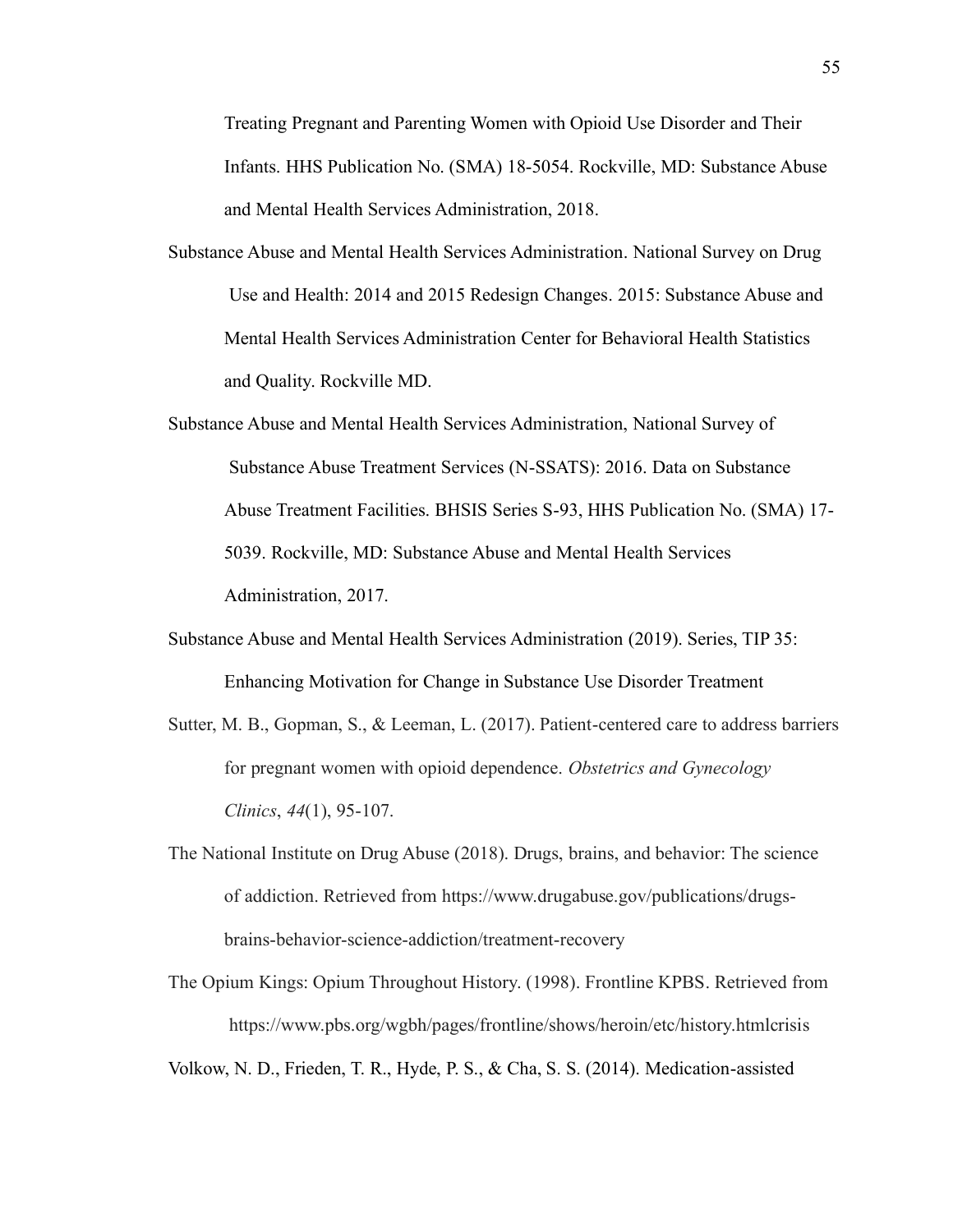Treating Pregnant and Parenting Women with Opioid Use Disorder and Their Infants. HHS Publication No. (SMA) 18-5054. Rockville, MD: Substance Abuse and Mental Health Services Administration, 2018.

Substance Abuse and Mental Health Services Administration. National Survey on Drug Use and Health: 2014 and 2015 Redesign Changes. 2015: Substance Abuse and Mental Health Services Administration Center for Behavioral Health Statistics and Quality. Rockville MD.

Substance Abuse and Mental Health Services Administration, National Survey of Substance Abuse Treatment Services (N-SSATS): 2016. Data on Substance Abuse Treatment Facilities. BHSIS Series S-93, HHS Publication No. (SMA) 17-5039. Rockville, MD: Substance Abuse and Mental Health Services Administration, 2017.

Substance Abuse and Mental Health Services Administration (2019). Series, TIP 35: Enhancing Motivation for Change in Substance Use Disorder Treatment

Sutter, M. B., Gopman, S., & Leeman, L. (2017). Patient-centered care to address barriers for pregnant women with opioid dependence. *Obstetrics and Gynecology Clinics*, *44*(1), 95-107.

The National Institute on Drug Abuse (2018). Drugs, brains, and behavior: The science of addiction. Retrieved from https://www.drugabuse.gov/publications/drugs-brains-behavior-science-addiction/treatment-recovery

The Opium Kings: Opium Throughout History. (1998). Frontline KPBS. Retrieved from https://www.pbs.org/wgbh/pages/frontline/shows/heroin/etc/history.htmlcrisis

Volkow, N. D., Frieden, T. R., Hyde, P. S., & Cha, S. S. (2014). Medication-assisted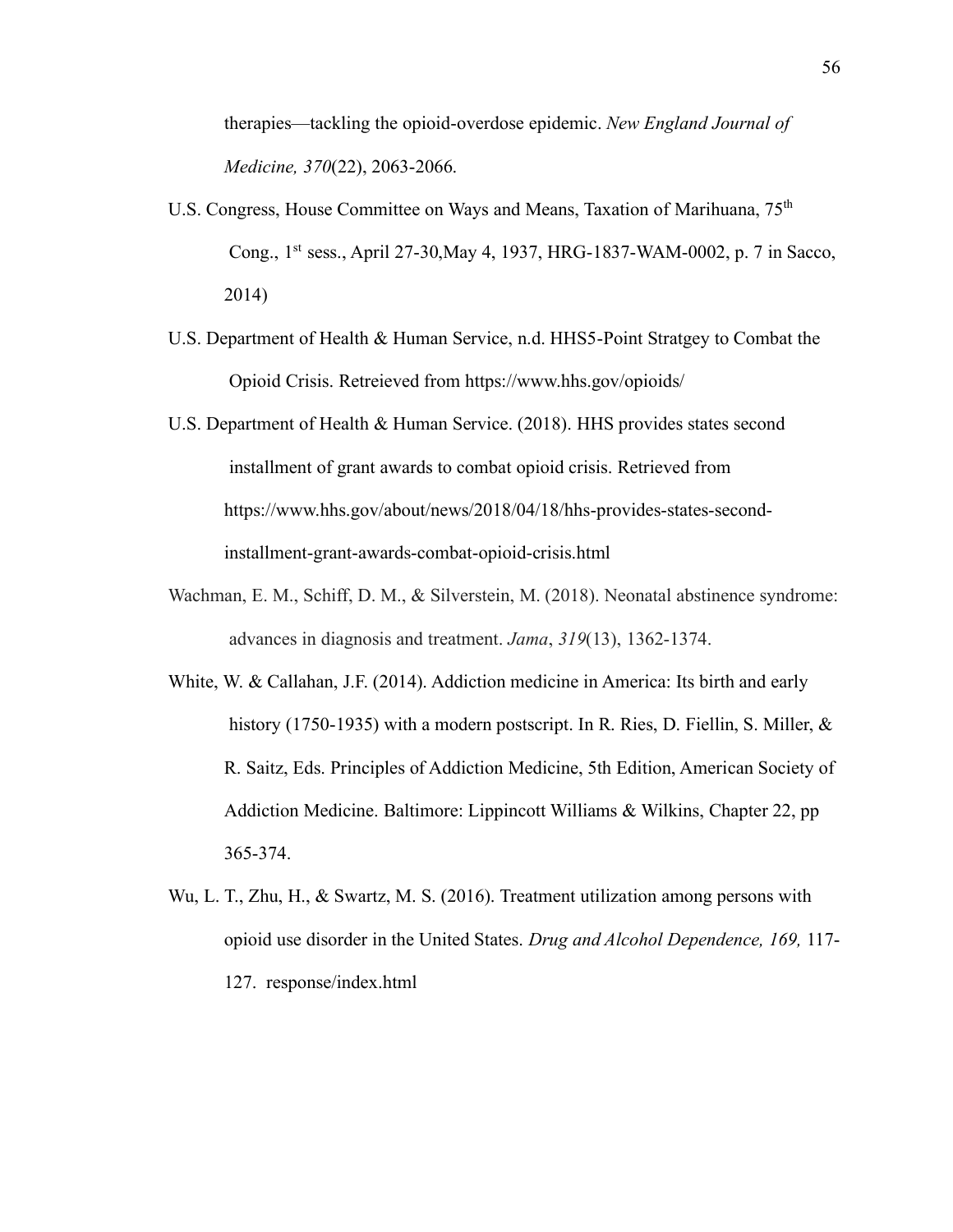therapies—tackling the opioid-overdose epidemic. *New England Journal of Medicine, 370*(22), 2063-2066.

U.S. Congress, House Committee on Ways and Means, Taxation of Marihuana, 75th Cong., 1st sess., April 27-30,May 4, 1937, HRG-1837-WAM-0002, p. 7 in Sacco, 2014)

U.S. Department of Health & Human Service, n.d. HHS5-Point Stratgey to Combat the Opioid Crisis. Retreieved from https://www.hhs.gov/opioids/

U.S. Department of Health & Human Service. (2018). HHS provides states second installment of grant awards to combat opioid crisis. Retrieved from https://www.hhs.gov/about/news/2018/04/18/hhs-provides-states-second-installment-grant-awards-combat-opioid-crisis.html

Wachman, E. M., Schiff, D. M., & Silverstein, M. (2018). Neonatal abstinence syndrome: advances in diagnosis and treatment. *Jama*, *319*(13), 1362-1374.

White, W. & Callahan, J.F. (2014). Addiction medicine in America: Its birth and early history (1750-1935) with a modern postscript. In R. Ries, D. Fiellin, S. Miller, & R. Saitz, Eds. Principles of Addiction Medicine, 5th Edition, American Society of Addiction Medicine. Baltimore: Lippincott Williams & Wilkins, Chapter 22, pp 365-374.

Wu, L. T., Zhu, H., & Swartz, M. S. (2016). Treatment utilization among persons with opioid use disorder in the United States. *Drug and Alcohol Dependence, 169,* 117-127. response/index.html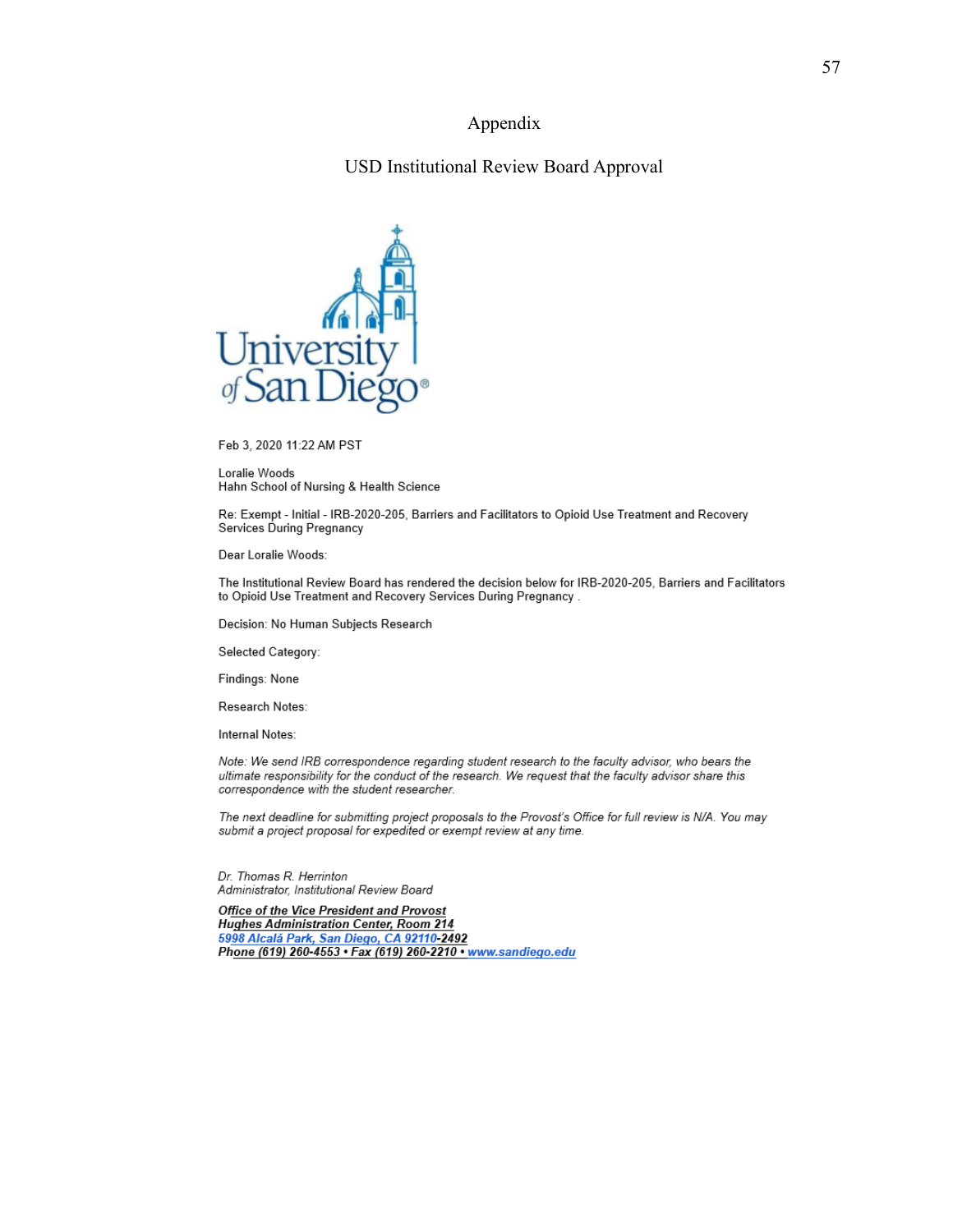# Appendix

## USD Institutional Review Board Approval

University of San Diego

Feb 3, 2020 11:22 AM PST

Loralie Woods
Hahn School of Nursing & Health Science

Re: Exempt - Initial - IRB-2020-205, Barriers and Facilitators to Opioid Use Treatment and Recovery Services During Pregnancy

Dear Loralie Woods:

The Institutional Review Board has rendered the decision below for IRB-2020-205, Barriers and Facilitators to Opioid Use Treatment and Recovery Services During Pregnancy .

Decision: No Human Subjects Research

Selected Category:

Findings: None

Research Notes:

Internal Notes:

*Note: We send IRB correspondence regarding student research to the faculty advisor, who bears the ultimate responsibility for the conduct of the research. We request that the faculty advisor share this correspondence with the student researcher.*

*The next deadline for submitting project proposals to the Provost's Office for full review is N/A. You may submit a project proposal for expedited or exempt review at any time.*

*Dr. Thomas R. Herrinton*
*Administrator, Institutional Review Board*

***Office of the Vice President and Provost***
***Hughes Administration Center, Room 214***
***5998 Alcalá Park, San Diego, CA 92110-2492***
***Phone (619) 260-4553 • Fax (619) 260-2210 • www.sandiego.edu***